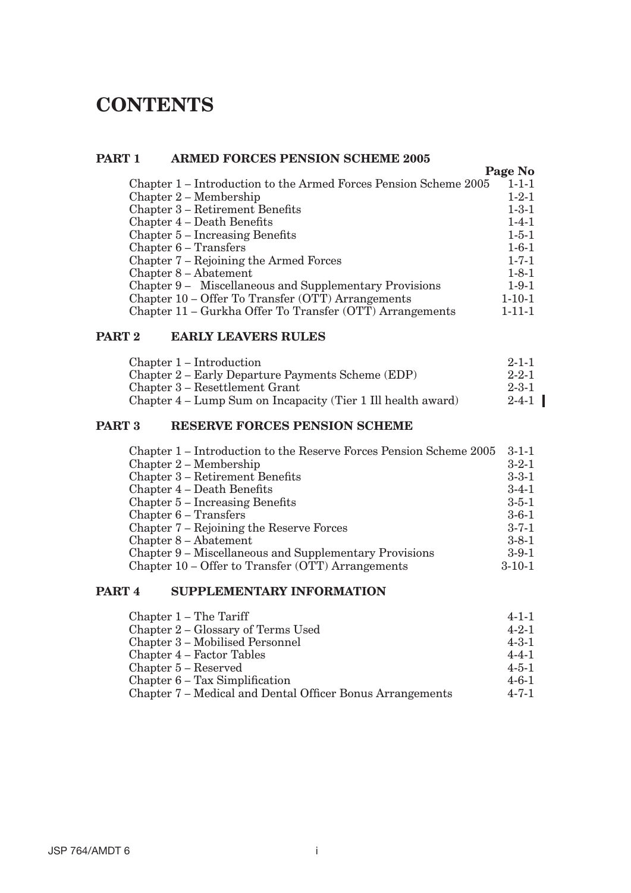# CONTENTS

## PART 1 ARMED FORCES PENSION SCHEME 2005

| | Page No |
|---|---|
| Chapter 1 – Introduction to the Armed Forces Pension Scheme 2005 | 1-1-1 |
| Chapter 2 – Membership | 1-2-1 |
| Chapter 3 – Retirement Benefits | 1-3-1 |
| Chapter 4 – Death Benefits | 1-4-1 |
| Chapter 5 – Increasing Benefits | 1-5-1 |
| Chapter 6 – Transfers | 1-6-1 |
| Chapter 7 – Rejoining the Armed Forces | 1-7-1 |
| Chapter 8 – Abatement | 1-8-1 |
| Chapter 9 – Miscellaneous and Supplementary Provisions | 1-9-1 |
| Chapter 10 – Offer To Transfer (OTT) Arrangements | 1-10-1 |
| Chapter 11 – Gurkha Offer To Transfer (OTT) Arrangements | 1-11-1 |

## PART 2 EARLY LEAVERS RULES

| | |
|---|---|
| Chapter 1 – Introduction | 2-1-1 |
| Chapter 2 – Early Departure Payments Scheme (EDP) | 2-2-1 |
| Chapter 3 – Resettlement Grant | 2-3-1 |
| Chapter 4 – Lump Sum on Incapacity (Tier 1 Ill health award) | 2-4-1 |

## PART 3 RESERVE FORCES PENSION SCHEME

| | |
|---|---|
| Chapter 1 – Introduction to the Reserve Forces Pension Scheme 2005 | 3-1-1 |
| Chapter 2 – Membership | 3-2-1 |
| Chapter 3 – Retirement Benefits | 3-3-1 |
| Chapter 4 – Death Benefits | 3-4-1 |
| Chapter 5 – Increasing Benefits | 3-5-1 |
| Chapter 6 – Transfers | 3-6-1 |
| Chapter 7 – Rejoining the Reserve Forces | 3-7-1 |
| Chapter 8 – Abatement | 3-8-1 |
| Chapter 9 – Miscellaneous and Supplementary Provisions | 3-9-1 |
| Chapter 10 – Offer to Transfer (OTT) Arrangements | 3-10-1 |

## PART 4 SUPPLEMENTARY INFORMATION

| | |
|---|---|
| Chapter 1 – The Tariff | 4-1-1 |
| Chapter 2 – Glossary of Terms Used | 4-2-1 |
| Chapter 3 – Mobilised Personnel | 4-3-1 |
| Chapter 4 – Factor Tables | 4-4-1 |
| Chapter 5 – Reserved | 4-5-1 |
| Chapter 6 – Tax Simplification | 4-6-1 |
| Chapter 7 – Medical and Dental Officer Bonus Arrangements | 4-7-1 |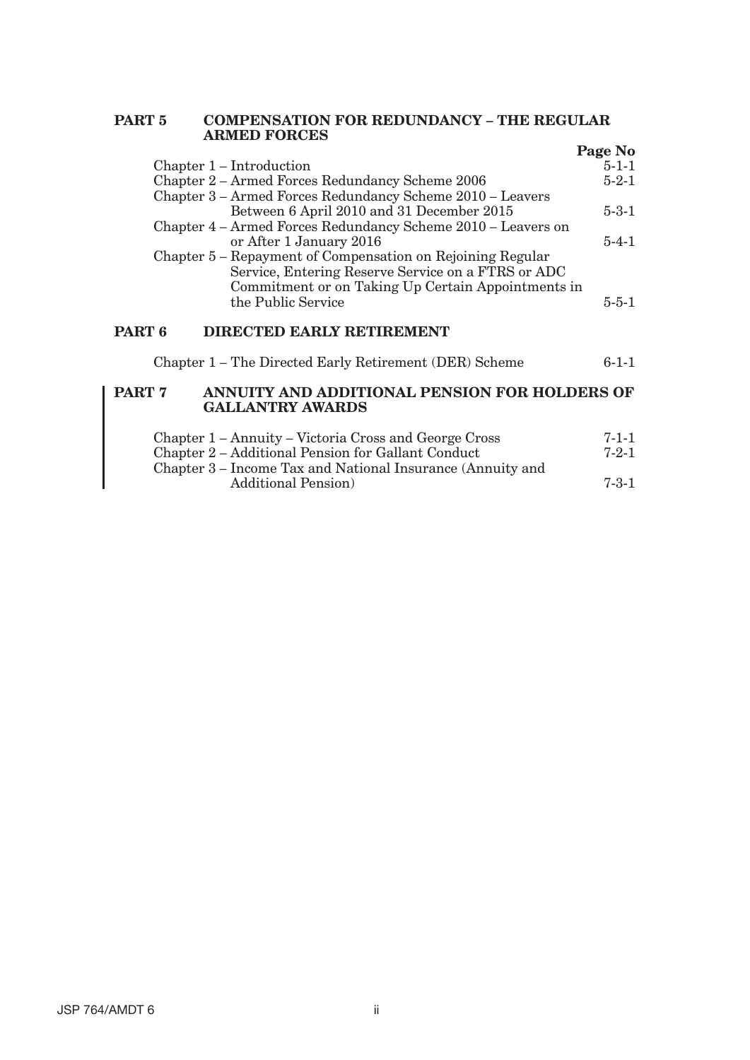## PART 5 COMPENSATION FOR REDUNDANCY – THE REGULAR ARMED FORCES

| | Page No |
|---|---|
| Chapter 1 – Introduction | 5-1-1 |
| Chapter 2 – Armed Forces Redundancy Scheme 2006 | 5-2-1 |
| Chapter 3 – Armed Forces Redundancy Scheme 2010 – Leavers Between 6 April 2010 and 31 December 2015 | 5-3-1 |
| Chapter 4 – Armed Forces Redundancy Scheme 2010 – Leavers on or After 1 January 2016 | 5-4-1 |
| Chapter 5 – Repayment of Compensation on Rejoining Regular Service, Entering Reserve Service on a FTRS or ADC Commitment or on Taking Up Certain Appointments in the Public Service | 5-5-1 |

## PART 6 DIRECTED EARLY RETIREMENT

| | |
|---|---|
| Chapter 1 – The Directed Early Retirement (DER) Scheme | 6-1-1 |

## PART 7 ANNUITY AND ADDITIONAL PENSION FOR HOLDERS OF GALLANTRY AWARDS

| | |
|---|---|
| Chapter 1 – Annuity – Victoria Cross and George Cross | 7-1-1 |
| Chapter 2 – Additional Pension for Gallant Conduct | 7-2-1 |
| Chapter 3 – Income Tax and National Insurance (Annuity and Additional Pension) | 7-3-1 |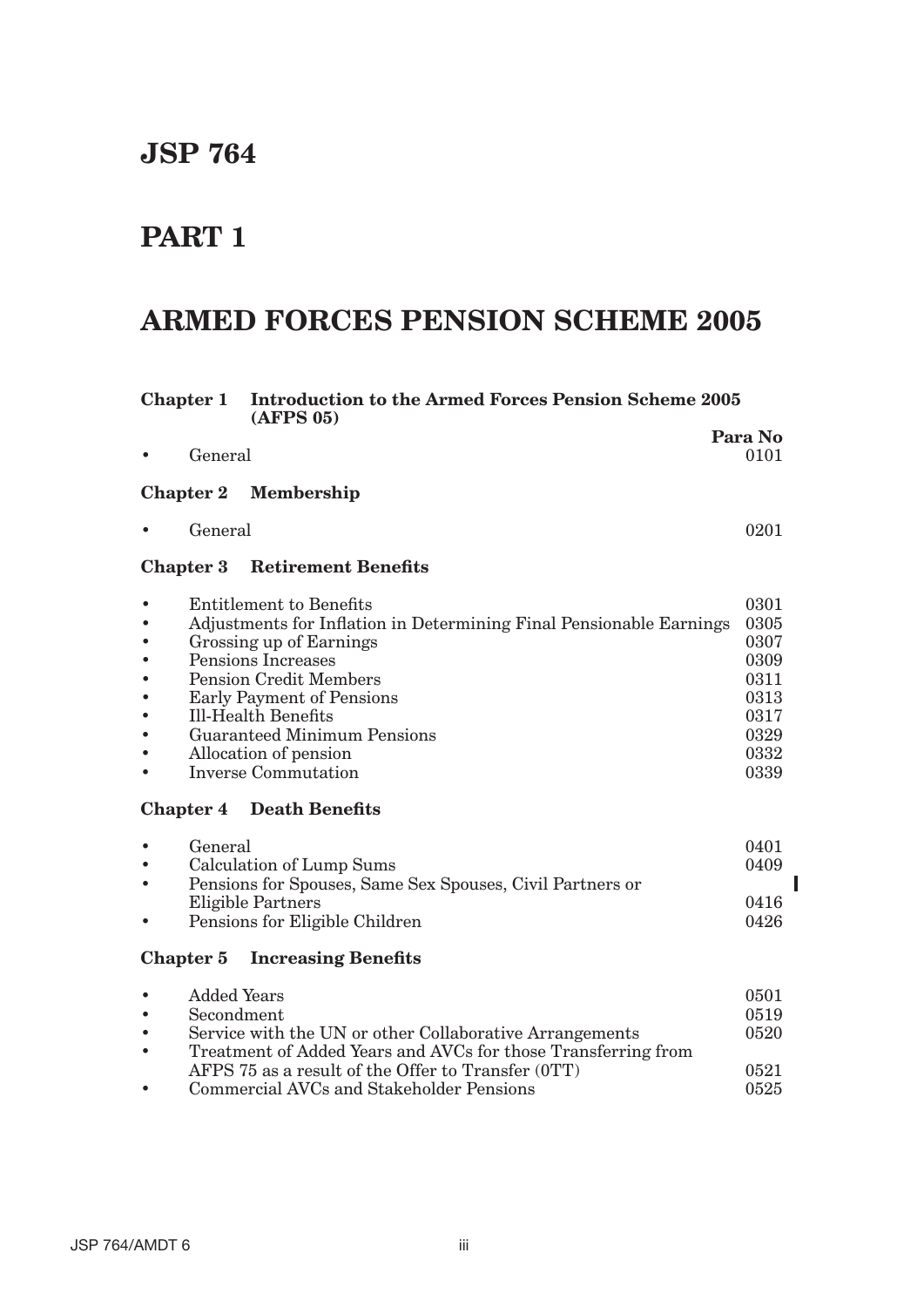# JSP 764

# PART 1

# ARMED FORCES PENSION SCHEME 2005

| | | Para No |
|---|---|---|
| **Chapter 1** | **Introduction to the Armed Forces Pension Scheme 2005 (AFPS 05)** | |
| • | General | 0101 |
| **Chapter 2** | **Membership** | |
| • | General | 0201 |
| **Chapter 3** | **Retirement Benefits** | |
| • | Entitlement to Benefits | 0301 |
| • | Adjustments for Inflation in Determining Final Pensionable Earnings | 0305 |
| • | Grossing up of Earnings | 0307 |
| • | Pensions Increases | 0309 |
| • | Pension Credit Members | 0311 |
| • | Early Payment of Pensions | 0313 |
| • | Ill-Health Benefits | 0317 |
| • | Guaranteed Minimum Pensions | 0329 |
| • | Allocation of pension | 0332 |
| • | Inverse Commutation | 0339 |
| **Chapter 4** | **Death Benefits** | |
| • | General | 0401 |
| • | Calculation of Lump Sums | 0409 |
| • | Pensions for Spouses, Same Sex Spouses, Civil Partners or Eligible Partners | 0416 |
| • | Pensions for Eligible Children | 0426 |
| **Chapter 5** | **Increasing Benefits** | |
| • | Added Years | 0501 |
| • | Secondment | 0519 |
| • | Service with the UN or other Collaborative Arrangements | 0520 |
| • | Treatment of Added Years and AVCs for those Transferring from AFPS 75 as a result of the Offer to Transfer (0TT) | 0521 |
| • | Commercial AVCs and Stakeholder Pensions | 0525 |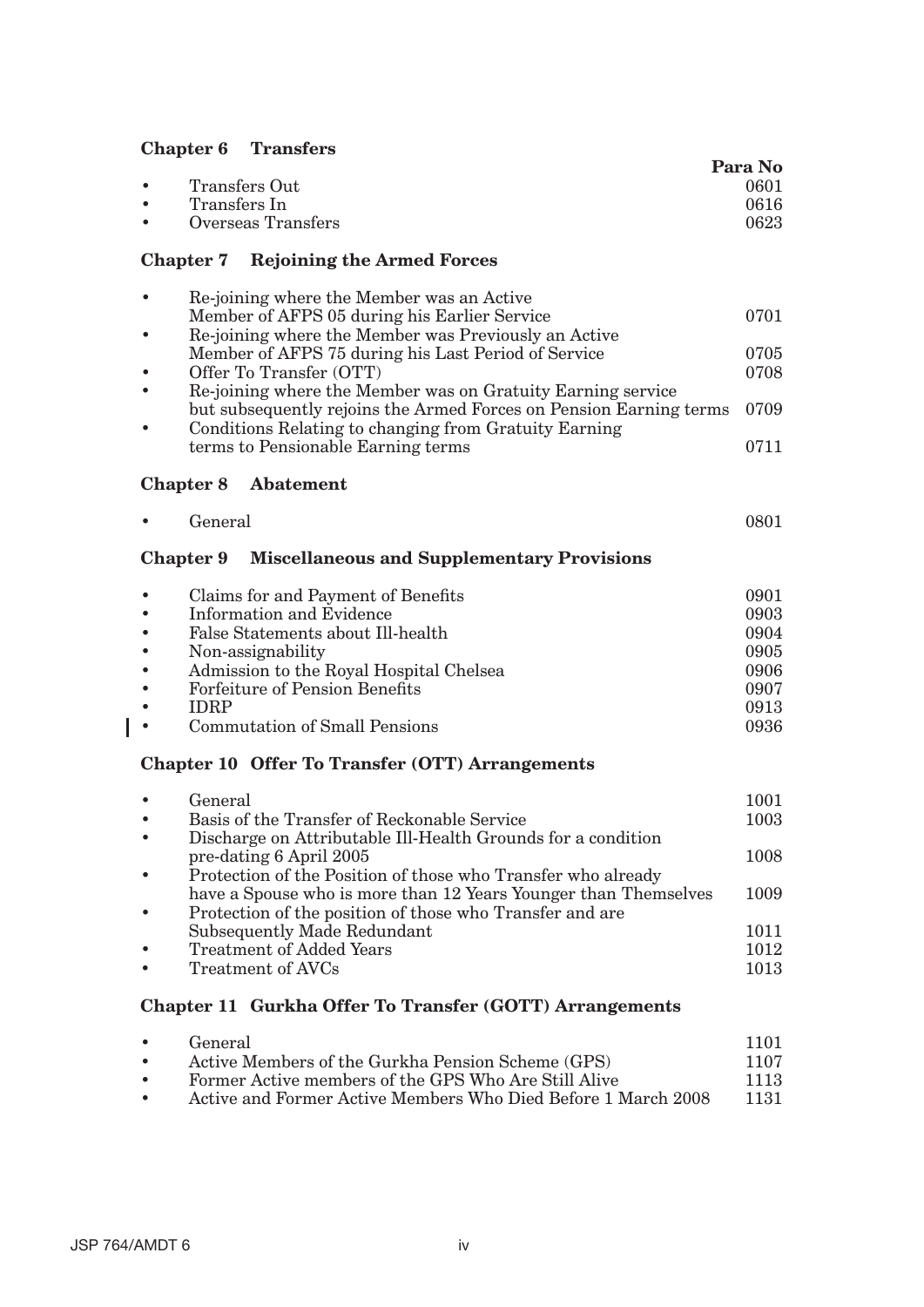## Chapter 6 Transfers

| | Para No |
|---|---|
| • Transfers Out | 0601 |
| • Transfers In | 0616 |
| • Overseas Transfers | 0623 |

## Chapter 7 Rejoining the Armed Forces

| | |
|---|---|
| • Re-joining where the Member was an Active Member of AFPS 05 during his Earlier Service | 0701 |
| • Re-joining where the Member was Previously an Active Member of AFPS 75 during his Last Period of Service | 0705 |
| • Offer To Transfer (OTT) | 0708 |
| • Re-joining where the Member was on Gratuity Earning service but subsequently rejoins the Armed Forces on Pension Earning terms | 0709 |
| • Conditions Relating to changing from Gratuity Earning terms to Pensionable Earning terms | 0711 |

## Chapter 8 Abatement

| | |
|---|---|
| • General | 0801 |

## Chapter 9 Miscellaneous and Supplementary Provisions

| | |
|---|---|
| • Claims for and Payment of Benefits | 0901 |
| • Information and Evidence | 0903 |
| • False Statements about Ill-health | 0904 |
| • Non-assignability | 0905 |
| • Admission to the Royal Hospital Chelsea | 0906 |
| • Forfeiture of Pension Benefits | 0907 |
| • IDRP | 0913 |
| • Commutation of Small Pensions | 0936 |

## Chapter 10 Offer To Transfer (OTT) Arrangements

| | |
|---|---|
| • General | 1001 |
| • Basis of the Transfer of Reckonable Service | 1003 |
| • Discharge on Attributable Ill-Health Grounds for a condition pre-dating 6 April 2005 | 1008 |
| • Protection of the Position of those who Transfer who already have a Spouse who is more than 12 Years Younger than Themselves | 1009 |
| • Protection of the position of those who Transfer and are Subsequently Made Redundant | 1011 |
| • Treatment of Added Years | 1012 |
| • Treatment of AVCs | 1013 |

## Chapter 11 Gurkha Offer To Transfer (GOTT) Arrangements

| | |
|---|---|
| • General | 1101 |
| • Active Members of the Gurkha Pension Scheme (GPS) | 1107 |
| • Former Active members of the GPS Who Are Still Alive | 1113 |
| • Active and Former Active Members Who Died Before 1 March 2008 | 1131 |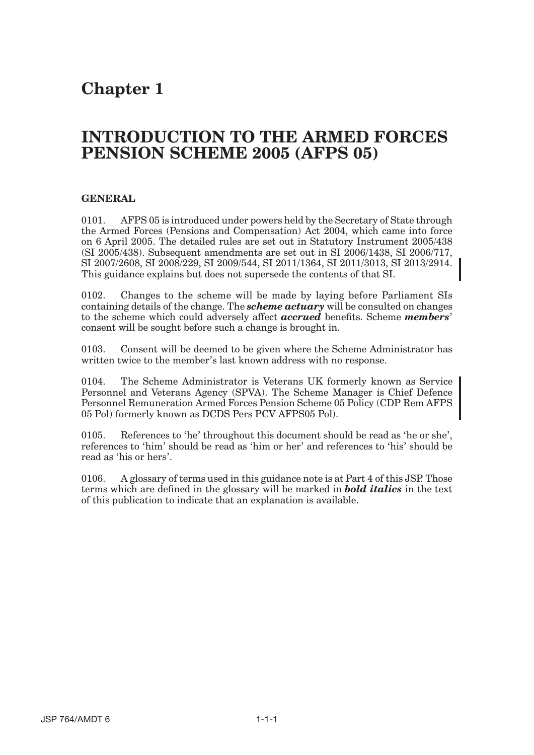# Chapter 1

# INTRODUCTION TO THE ARMED FORCES PENSION SCHEME 2005 (AFPS 05)

## GENERAL

0101. AFPS 05 is introduced under powers held by the Secretary of State through the Armed Forces (Pensions and Compensation) Act 2004, which came into force on 6 April 2005. The detailed rules are set out in Statutory Instrument 2005/438 (SI 2005/438). Subsequent amendments are set out in SI 2006/1438, SI 2006/717, SI 2007/2608, SI 2008/229, SI 2009/544, SI 2011/1364, SI 2011/3013, SI 2013/2914. This guidance explains but does not supersede the contents of that SI.

0102. Changes to the scheme will be made by laying before Parliament SIs containing details of the change. The ***scheme actuary*** will be consulted on changes to the scheme which could adversely affect ***accrued*** benefits. Scheme ***members***' consent will be sought before such a change is brought in.

0103. Consent will be deemed to be given where the Scheme Administrator has written twice to the member's last known address with no response.

0104. The Scheme Administrator is Veterans UK formerly known as Service Personnel and Veterans Agency (SPVA). The Scheme Manager is Chief Defence Personnel Remuneration Armed Forces Pension Scheme 05 Policy (CDP Rem AFPS 05 Pol) formerly known as DCDS Pers PCV AFPS05 Pol).

0105. References to 'he' throughout this document should be read as 'he or she', references to 'him' should be read as 'him or her' and references to 'his' should be read as 'his or hers'.

0106. A glossary of terms used in this guidance note is at Part 4 of this JSP. Those terms which are defined in the glossary will be marked in ***bold italics*** in the text of this publication to indicate that an explanation is available.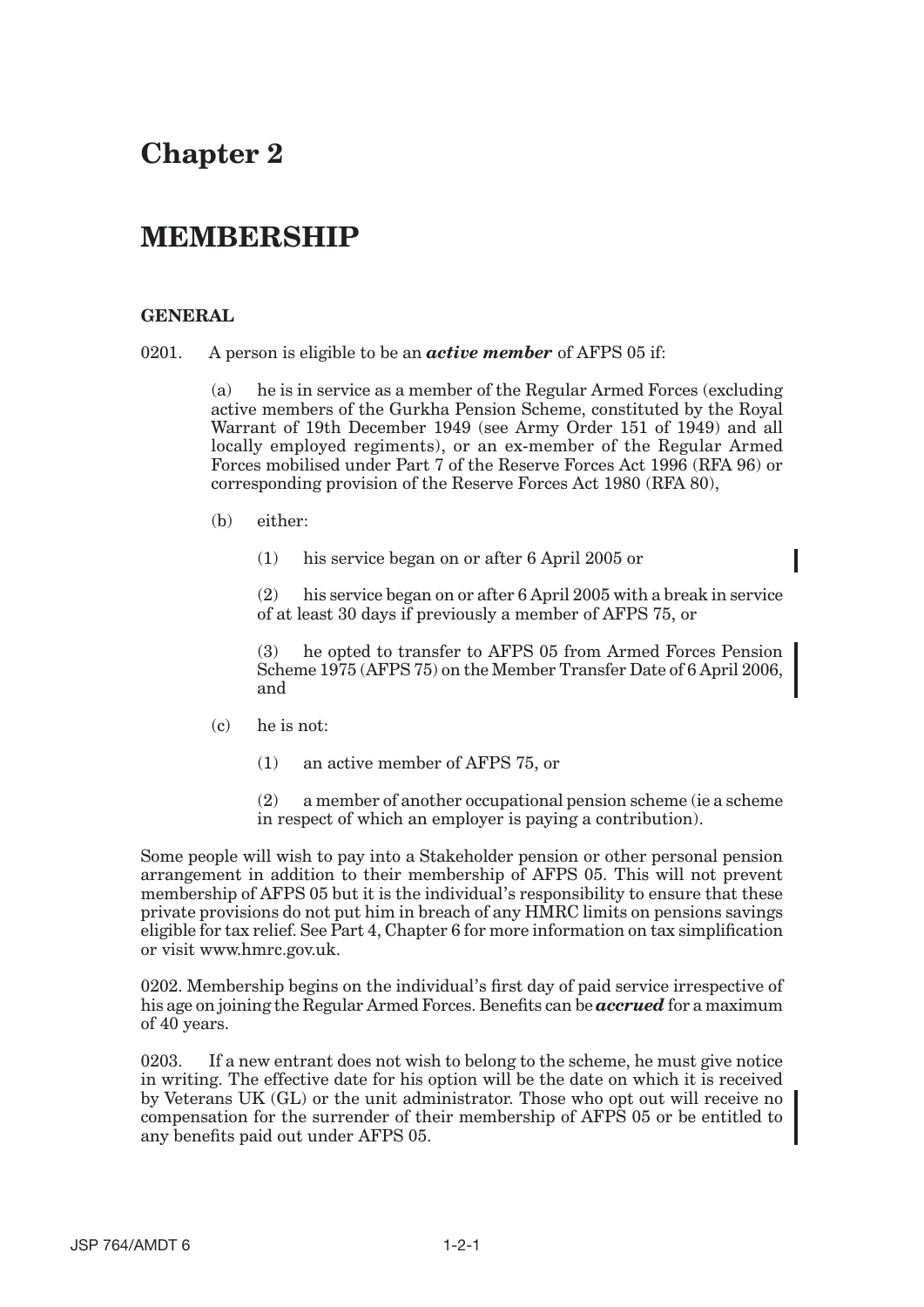# Chapter 2

# MEMBERSHIP

### GENERAL

0201. A person is eligible to be an ***active member*** of AFPS 05 if:

(a) he is in service as a member of the Regular Armed Forces (excluding active members of the Gurkha Pension Scheme, constituted by the Royal Warrant of 19th December 1949 (see Army Order 151 of 1949) and all locally employed regiments), or an ex-member of the Regular Armed Forces mobilised under Part 7 of the Reserve Forces Act 1996 (RFA 96) or corresponding provision of the Reserve Forces Act 1980 (RFA 80),

(b) either:

(1) his service began on or after 6 April 2005 or

(2) his service began on or after 6 April 2005 with a break in service of at least 30 days if previously a member of AFPS 75, or

(3) he opted to transfer to AFPS 05 from Armed Forces Pension Scheme 1975 (AFPS 75) on the Member Transfer Date of 6 April 2006, and

(c) he is not:

(1) an active member of AFPS 75, or

(2) a member of another occupational pension scheme (ie a scheme in respect of which an employer is paying a contribution).

Some people will wish to pay into a Stakeholder pension or other personal pension arrangement in addition to their membership of AFPS 05. This will not prevent membership of AFPS 05 but it is the individual's responsibility to ensure that these private provisions do not put him in breach of any HMRC limits on pensions savings eligible for tax relief. See Part 4, Chapter 6 for more information on tax simplification or visit www.hmrc.gov.uk.

0202. Membership begins on the individual's first day of paid service irrespective of his age on joining the Regular Armed Forces. Benefits can be ***accrued*** for a maximum of 40 years.

0203. If a new entrant does not wish to belong to the scheme, he must give notice in writing. The effective date for his option will be the date on which it is received by Veterans UK (GL) or the unit administrator. Those who opt out will receive no compensation for the surrender of their membership of AFPS 05 or be entitled to any benefits paid out under AFPS 05.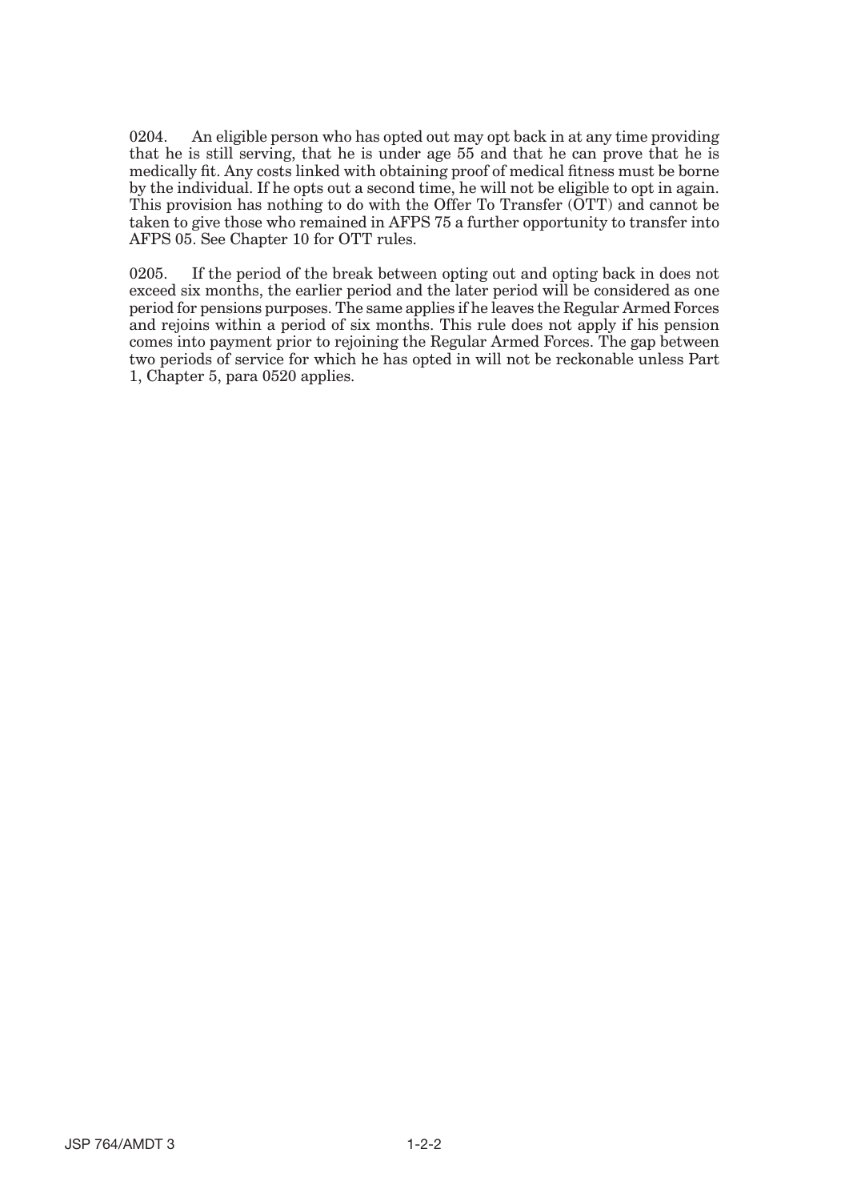0204. An eligible person who has opted out may opt back in at any time providing that he is still serving, that he is under age 55 and that he can prove that he is medically fit. Any costs linked with obtaining proof of medical fitness must be borne by the individual. If he opts out a second time, he will not be eligible to opt in again. This provision has nothing to do with the Offer To Transfer (OTT) and cannot be taken to give those who remained in AFPS 75 a further opportunity to transfer into AFPS 05. See Chapter 10 for OTT rules.

0205. If the period of the break between opting out and opting back in does not exceed six months, the earlier period and the later period will be considered as one period for pensions purposes. The same applies if he leaves the Regular Armed Forces and rejoins within a period of six months. This rule does not apply if his pension comes into payment prior to rejoining the Regular Armed Forces. The gap between two periods of service for which he has opted in will not be reckonable unless Part 1, Chapter 5, para 0520 applies.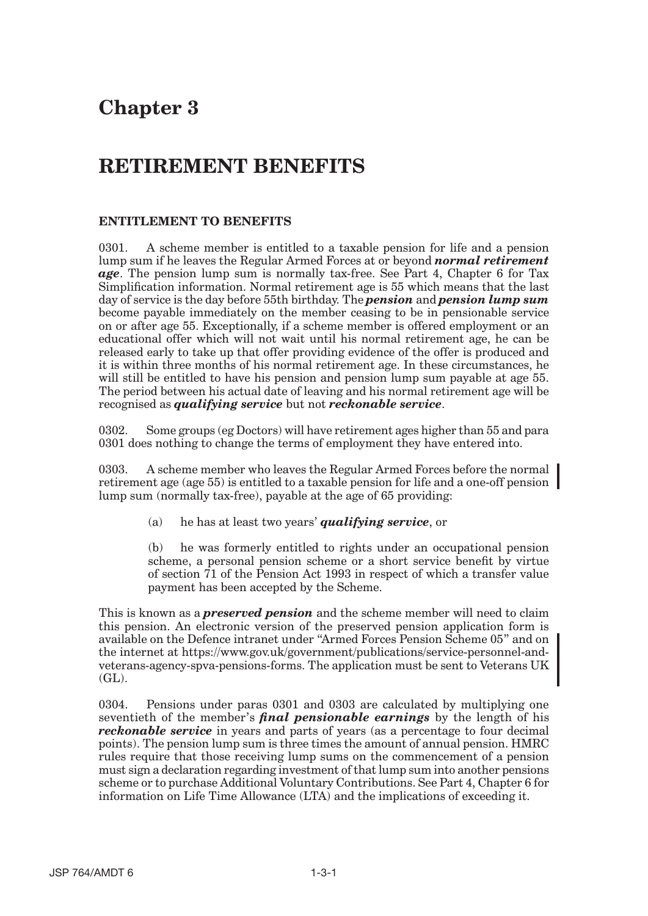# Chapter 3

# RETIREMENT BENEFITS

### ENTITLEMENT TO BENEFITS

0301. A scheme member is entitled to a taxable pension for life and a pension lump sum if he leaves the Regular Armed Forces at or beyond ***normal retirement age***. The pension lump sum is normally tax-free. See Part 4, Chapter 6 for Tax Simplification information. Normal retirement age is 55 which means that the last day of service is the day before 55th birthday. The ***pension*** and ***pension lump sum*** become payable immediately on the member ceasing to be in pensionable service on or after age 55. Exceptionally, if a scheme member is offered employment or an educational offer which will not wait until his normal retirement age, he can be released early to take up that offer providing evidence of the offer is produced and it is within three months of his normal retirement age. In these circumstances, he will still be entitled to have his pension and pension lump sum payable at age 55. The period between his actual date of leaving and his normal retirement age will be recognised as ***qualifying service*** but not ***reckonable service***.

0302. Some groups (eg Doctors) will have retirement ages higher than 55 and para 0301 does nothing to change the terms of employment they have entered into.

0303. A scheme member who leaves the Regular Armed Forces before the normal retirement age (age 55) is entitled to a taxable pension for life and a one-off pension lump sum (normally tax-free), payable at the age of 65 providing:

(a) he has at least two years' ***qualifying service***, or

(b) he was formerly entitled to rights under an occupational pension scheme, a personal pension scheme or a short service benefit by virtue of section 71 of the Pension Act 1993 in respect of which a transfer value payment has been accepted by the Scheme.

This is known as a ***preserved pension*** and the scheme member will need to claim this pension. An electronic version of the preserved pension application form is available on the Defence intranet under "Armed Forces Pension Scheme 05" and on the internet at https://www.gov.uk/government/publications/service-personnel-and-veterans-agency-spva-pensions-forms. The application must be sent to Veterans UK (GL).

0304. Pensions under paras 0301 and 0303 are calculated by multiplying one seventieth of the member's ***final pensionable earnings*** by the length of his ***reckonable service*** in years and parts of years (as a percentage to four decimal points). The pension lump sum is three times the amount of annual pension. HMRC rules require that those receiving lump sums on the commencement of a pension must sign a declaration regarding investment of that lump sum into another pensions scheme or to purchase Additional Voluntary Contributions. See Part 4, Chapter 6 for information on Life Time Allowance (LTA) and the implications of exceeding it.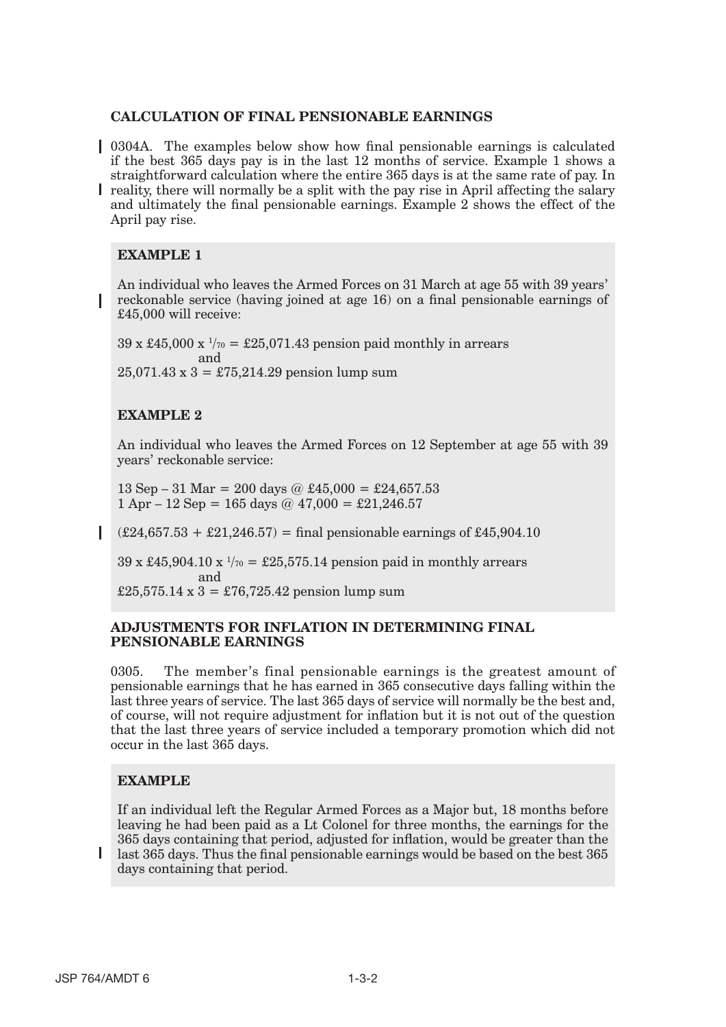### CALCULATION OF FINAL PENSIONABLE EARNINGS

0304A. The examples below show how final pensionable earnings is calculated if the best 365 days pay is in the last 12 months of service. Example 1 shows a straightforward calculation where the entire 365 days is at the same rate of pay. In reality, there will normally be a split with the pay rise in April affecting the salary and ultimately the final pensionable earnings. Example 2 shows the effect of the April pay rise.

**EXAMPLE 1**

An individual who leaves the Armed Forces on 31 March at age 55 with 39 years' reckonable service (having joined at age 16) on a final pensionable earnings of £45,000 will receive:

39 x £45,000 x $^{1}/_{70}$ = £25,071.43 pension paid monthly in arrears

and

25,071.43 x 3 = £75,214.29 pension lump sum

**EXAMPLE 2**

An individual who leaves the Armed Forces on 12 September at age 55 with 39 years' reckonable service:

13 Sep – 31 Mar = 200 days @ £45,000 = £24,657.53
1 Apr – 12 Sep = 165 days @ 47,000 = £21,246.57

(£24,657.53 + £21,246.57) = final pensionable earnings of £45,904.10

39 x £45,904.10 x $^{1}/_{70}$ = £25,575.14 pension paid in monthly arrears

and

£25,575.14 x 3 = £76,725.42 pension lump sum

### ADJUSTMENTS FOR INFLATION IN DETERMINING FINAL PENSIONABLE EARNINGS

0305. The member's final pensionable earnings is the greatest amount of pensionable earnings that he has earned in 365 consecutive days falling within the last three years of service. The last 365 days of service will normally be the best and, of course, will not require adjustment for inflation but it is not out of the question that the last three years of service included a temporary promotion which did not occur in the last 365 days.

**EXAMPLE**

If an individual left the Regular Armed Forces as a Major but, 18 months before leaving he had been paid as a Lt Colonel for three months, the earnings for the 365 days containing that period, adjusted for inflation, would be greater than the last 365 days. Thus the final pensionable earnings would be based on the best 365 days containing that period.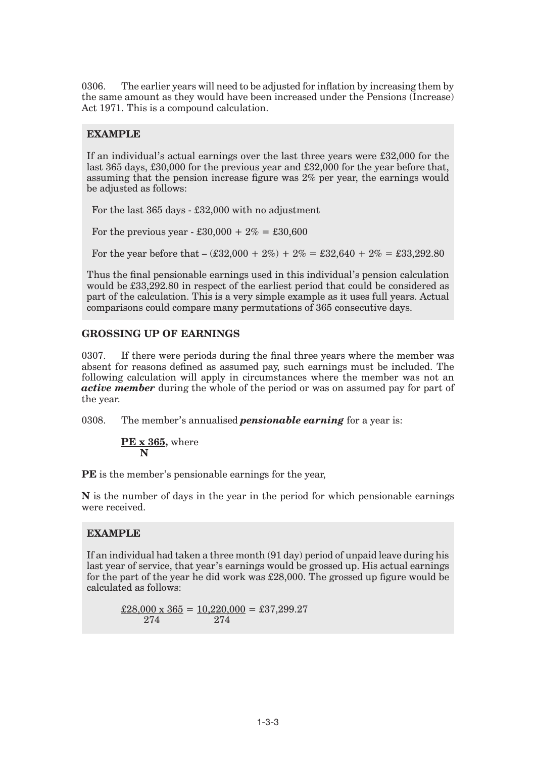0306. The earlier years will need to be adjusted for inflation by increasing them by the same amount as they would have been increased under the Pensions (Increase) Act 1971. This is a compound calculation.

> **EXAMPLE**
>
> If an individual's actual earnings over the last three years were £32,000 for the last 365 days, £30,000 for the previous year and £32,000 for the year before that, assuming that the pension increase figure was 2% per year, the earnings would be adjusted as follows:
>
> For the last 365 days - £32,000 with no adjustment
>
> For the previous year - £30,000 + 2% = £30,600
>
> For the year before that – (£32,000 + 2%) + 2% = £32,640 + 2% = £33,292.80
>
> Thus the final pensionable earnings used in this individual's pension calculation would be £33,292.80 in respect of the earliest period that could be considered as part of the calculation. This is a very simple example as it uses full years. Actual comparisons could compare many permutations of 365 consecutive days.

## GROSSING UP OF EARNINGS

0307. If there were periods during the final three years where the member was absent for reasons defined as assumed pay, such earnings must be included. The following calculation will apply in circumstances where the member was not an ***active member*** during the whole of the period or was on assumed pay for part of the year.

0308. The member's annualised ***pensionable earning*** for a year is:

$$\frac{\mathbf{PE \times 365}}{\mathbf{N}}, \text{ where}$$

**PE** is the member's pensionable earnings for the year,

**N** is the number of days in the year in the period for which pensionable earnings were received.

> **EXAMPLE**
>
> If an individual had taken a three month (91 day) period of unpaid leave during his last year of service, that year's earnings would be grossed up. His actual earnings for the part of the year he did work was £28,000. The grossed up figure would be calculated as follows:
>
> $$\frac{£28{,}000 \times 365}{274} = \frac{10{,}220{,}000}{274} = £37{,}299.27$$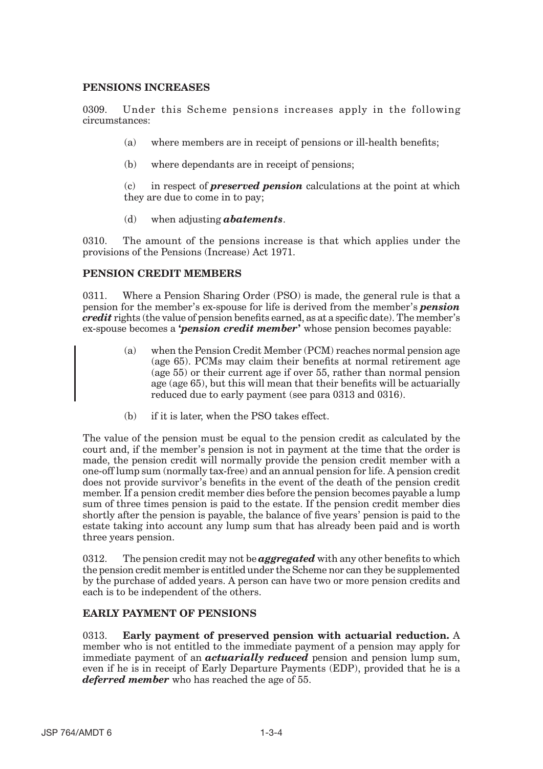## PENSIONS INCREASES

0309. Under this Scheme pensions increases apply in the following circumstances:

(a) where members are in receipt of pensions or ill-health benefits;

(b) where dependants are in receipt of pensions;

(c) in respect of ***preserved pension*** calculations at the point at which they are due to come in to pay;

(d) when adjusting ***abatements***.

0310. The amount of the pensions increase is that which applies under the provisions of the Pensions (Increase) Act 1971.

## PENSION CREDIT MEMBERS

0311. Where a Pension Sharing Order (PSO) is made, the general rule is that a pension for the member's ex-spouse for life is derived from the member's ***pension credit*** rights (the value of pension benefits earned, as at a specific date). The member's ex-spouse becomes a ***'pension credit member'*** whose pension becomes payable:

(a) when the Pension Credit Member (PCM) reaches normal pension age (age 65). PCMs may claim their benefits at normal retirement age (age 55) or their current age if over 55, rather than normal pension age (age 65), but this will mean that their benefits will be actuarially reduced due to early payment (see para 0313 and 0316).

(b) if it is later, when the PSO takes effect.

The value of the pension must be equal to the pension credit as calculated by the court and, if the member's pension is not in payment at the time that the order is made, the pension credit will normally provide the pension credit member with a one-off lump sum (normally tax-free) and an annual pension for life. A pension credit does not provide survivor's benefits in the event of the death of the pension credit member. If a pension credit member dies before the pension becomes payable a lump sum of three times pension is paid to the estate. If the pension credit member dies shortly after the pension is payable, the balance of five years' pension is paid to the estate taking into account any lump sum that has already been paid and is worth three years pension.

0312. The pension credit may not be ***aggregated*** with any other benefits to which the pension credit member is entitled under the Scheme nor can they be supplemented by the purchase of added years. A person can have two or more pension credits and each is to be independent of the others.

## EARLY PAYMENT OF PENSIONS

0313. **Early payment of preserved pension with actuarial reduction.** A member who is not entitled to the immediate payment of a pension may apply for immediate payment of an ***actuarially reduced*** pension and pension lump sum, even if he is in receipt of Early Departure Payments (EDP), provided that he is a ***deferred member*** who has reached the age of 55.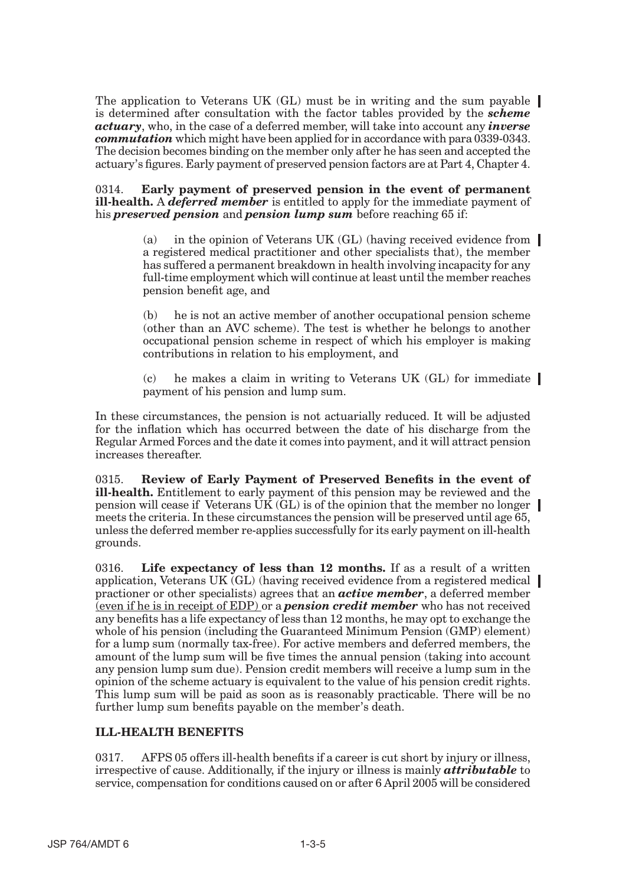The application to Veterans UK (GL) must be in writing and the sum payable is determined after consultation with the factor tables provided by the ***scheme actuary***, who, in the case of a deferred member, will take into account any ***inverse commutation*** which might have been applied for in accordance with para 0339-0343. The decision becomes binding on the member only after he has seen and accepted the actuary's figures. Early payment of preserved pension factors are at Part 4, Chapter 4.

0314. **Early payment of preserved pension in the event of permanent ill-health.** A ***deferred member*** is entitled to apply for the immediate payment of his ***preserved pension*** and ***pension lump sum*** before reaching 65 if:

(a) in the opinion of Veterans UK (GL) (having received evidence from a registered medical practitioner and other specialists that), the member has suffered a permanent breakdown in health involving incapacity for any full-time employment which will continue at least until the member reaches pension benefit age, and

(b) he is not an active member of another occupational pension scheme (other than an AVC scheme). The test is whether he belongs to another occupational pension scheme in respect of which his employer is making contributions in relation to his employment, and

(c) he makes a claim in writing to Veterans UK (GL) for immediate payment of his pension and lump sum.

In these circumstances, the pension is not actuarially reduced. It will be adjusted for the inflation which has occurred between the date of his discharge from the Regular Armed Forces and the date it comes into payment, and it will attract pension increases thereafter.

0315. **Review of Early Payment of Preserved Benefits in the event of ill-health.** Entitlement to early payment of this pension may be reviewed and the pension will cease if Veterans UK (GL) is of the opinion that the member no longer meets the criteria. In these circumstances the pension will be preserved until age 65, unless the deferred member re-applies successfully for its early payment on ill-health grounds.

0316. **Life expectancy of less than 12 months.** If as a result of a written application, Veterans UK (GL) (having received evidence from a registered medical practioner or other specialists) agrees that an ***active member***, a deferred member <u>(even if he is in receipt of EDP)</u> or a ***pension credit member*** who has not received any benefits has a life expectancy of less than 12 months, he may opt to exchange the whole of his pension (including the Guaranteed Minimum Pension (GMP) element) for a lump sum (normally tax-free). For active members and deferred members, the amount of the lump sum will be five times the annual pension (taking into account any pension lump sum due). Pension credit members will receive a lump sum in the opinion of the scheme actuary is equivalent to the value of his pension credit rights. This lump sum will be paid as soon as is reasonably practicable. There will be no further lump sum benefits payable on the member's death.

## ILL-HEALTH BENEFITS

0317. AFPS 05 offers ill-health benefits if a career is cut short by injury or illness, irrespective of cause. Additionally, if the injury or illness is mainly ***attributable*** to service, compensation for conditions caused on or after 6 April 2005 will be considered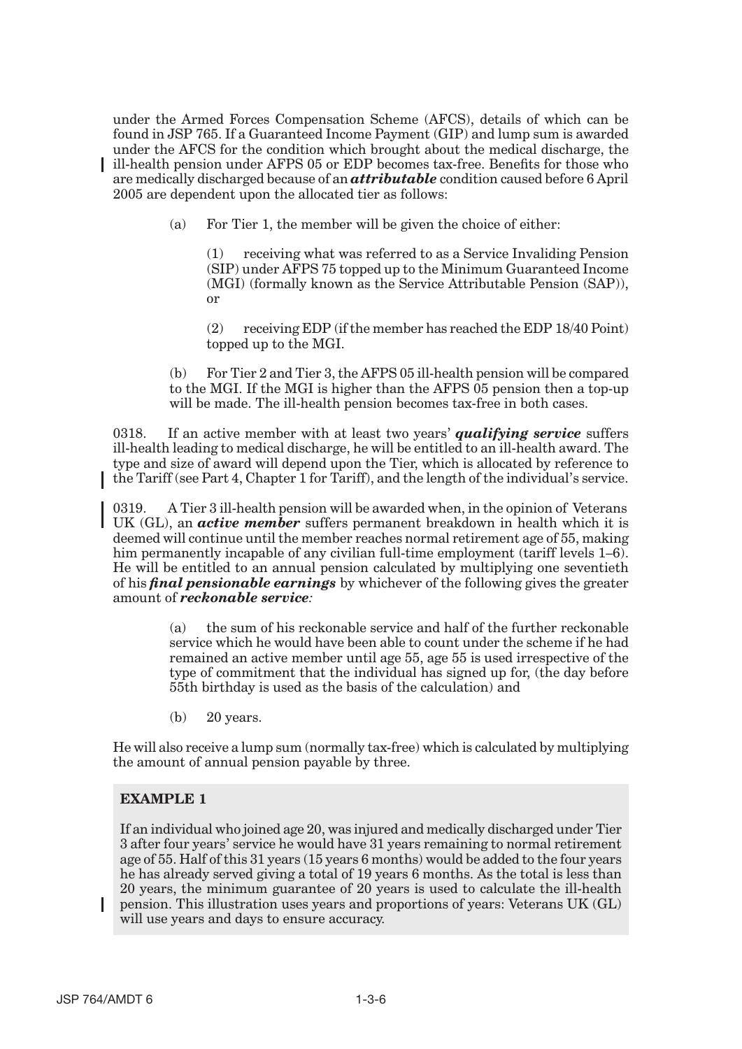under the Armed Forces Compensation Scheme (AFCS), details of which can be found in JSP 765. If a Guaranteed Income Payment (GIP) and lump sum is awarded under the AFCS for the condition which brought about the medical discharge, the ill-health pension under AFPS 05 or EDP becomes tax-free. Benefits for those who are medically discharged because of an ***attributable*** condition caused before 6 April 2005 are dependent upon the allocated tier as follows:

(a) For Tier 1, the member will be given the choice of either:

(1) receiving what was referred to as a Service Invaliding Pension (SIP) under AFPS 75 topped up to the Minimum Guaranteed Income (MGI) (formally known as the Service Attributable Pension (SAP)), or

(2) receiving EDP (if the member has reached the EDP 18/40 Point) topped up to the MGI.

(b) For Tier 2 and Tier 3, the AFPS 05 ill-health pension will be compared to the MGI. If the MGI is higher than the AFPS 05 pension then a top-up will be made. The ill-health pension becomes tax-free in both cases.

0318. If an active member with at least two years' ***qualifying service*** suffers ill-health leading to medical discharge, he will be entitled to an ill-health award. The type and size of award will depend upon the Tier, which is allocated by reference to the Tariff (see Part 4, Chapter 1 for Tariff), and the length of the individual's service.

0319. A Tier 3 ill-health pension will be awarded when, in the opinion of Veterans UK (GL), an ***active member*** suffers permanent breakdown in health which it is deemed will continue until the member reaches normal retirement age of 55, making him permanently incapable of any civilian full-time employment (tariff levels 1–6). He will be entitled to an annual pension calculated by multiplying one seventieth of his ***final pensionable earnings*** by whichever of the following gives the greater amount of ***reckonable service****:*

(a) the sum of his reckonable service and half of the further reckonable service which he would have been able to count under the scheme if he had remained an active member until age 55, age 55 is used irrespective of the type of commitment that the individual has signed up for, (the day before 55th birthday is used as the basis of the calculation) and

(b) 20 years.

He will also receive a lump sum (normally tax-free) which is calculated by multiplying the amount of annual pension payable by three.

**EXAMPLE 1**

If an individual who joined age 20, was injured and medically discharged under Tier 3 after four years' service he would have 31 years remaining to normal retirement age of 55. Half of this 31 years (15 years 6 months) would be added to the four years he has already served giving a total of 19 years 6 months. As the total is less than 20 years, the minimum guarantee of 20 years is used to calculate the ill-health pension. This illustration uses years and proportions of years: Veterans UK (GL) will use years and days to ensure accuracy.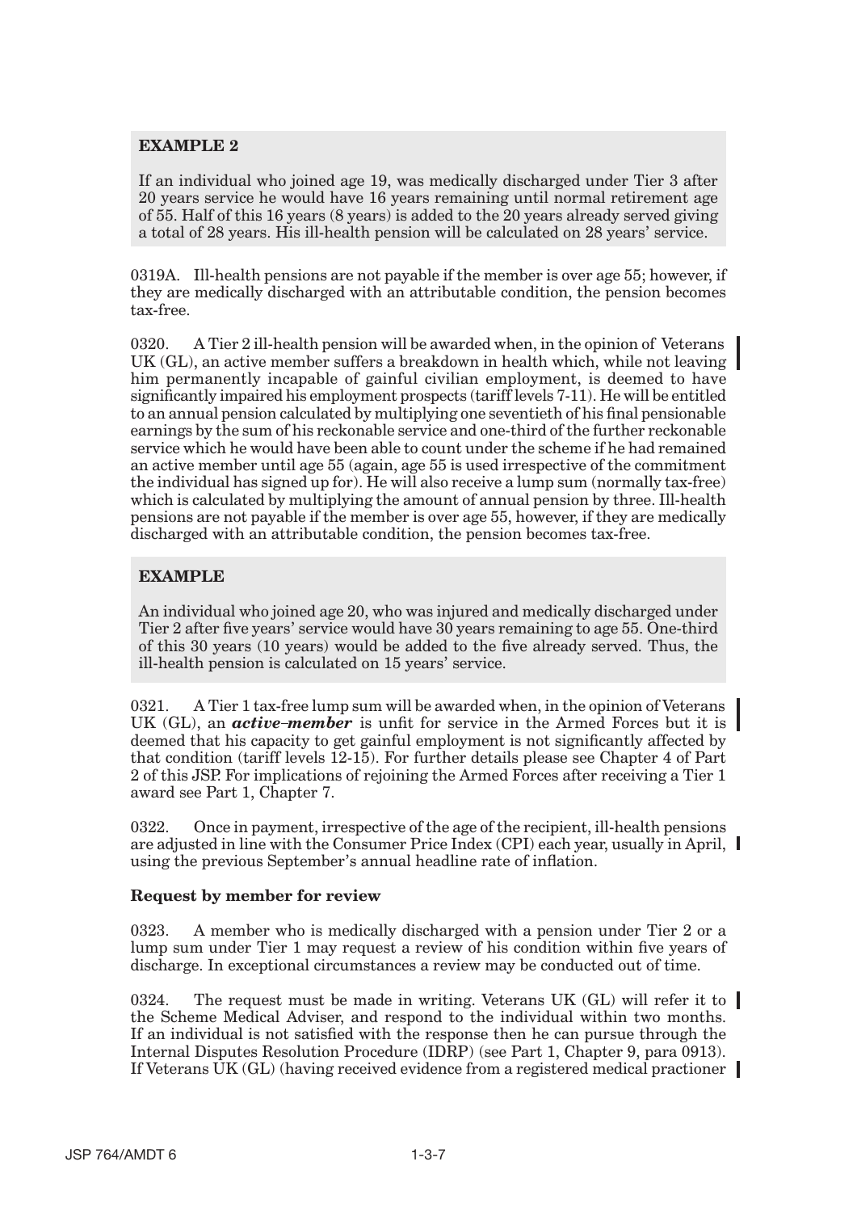**EXAMPLE 2**

If an individual who joined age 19, was medically discharged under Tier 3 after 20 years service he would have 16 years remaining until normal retirement age of 55. Half of this 16 years (8 years) is added to the 20 years already served giving a total of 28 years. His ill-health pension will be calculated on 28 years' service.

0319A. Ill-health pensions are not payable if the member is over age 55; however, if they are medically discharged with an attributable condition, the pension becomes tax-free.

0320. A Tier 2 ill-health pension will be awarded when, in the opinion of Veterans UK (GL), an active member suffers a breakdown in health which, while not leaving him permanently incapable of gainful civilian employment, is deemed to have significantly impaired his employment prospects (tariff levels 7-11). He will be entitled to an annual pension calculated by multiplying one seventieth of his final pensionable earnings by the sum of his reckonable service and one-third of the further reckonable service which he would have been able to count under the scheme if he had remained an active member until age 55 (again, age 55 is used irrespective of the commitment the individual has signed up for). He will also receive a lump sum (normally tax-free) which is calculated by multiplying the amount of annual pension by three. Ill-health pensions are not payable if the member is over age 55, however, if they are medically discharged with an attributable condition, the pension becomes tax-free.

**EXAMPLE**

An individual who joined age 20, who was injured and medically discharged under Tier 2 after five years' service would have 30 years remaining to age 55. One-third of this 30 years (10 years) would be added to the five already served. Thus, the ill-health pension is calculated on 15 years' service.

0321. A Tier 1 tax-free lump sum will be awarded when, in the opinion of Veterans UK (GL), an ***active-member*** is unfit for service in the Armed Forces but it is deemed that his capacity to get gainful employment is not significantly affected by that condition (tariff levels 12-15). For further details please see Chapter 4 of Part 2 of this JSP. For implications of rejoining the Armed Forces after receiving a Tier 1 award see Part 1, Chapter 7.

0322. Once in payment, irrespective of the age of the recipient, ill-health pensions are adjusted in line with the Consumer Price Index (CPI) each year, usually in April, using the previous September's annual headline rate of inflation.

**Request by member for review**

0323. A member who is medically discharged with a pension under Tier 2 or a lump sum under Tier 1 may request a review of his condition within five years of discharge. In exceptional circumstances a review may be conducted out of time.

0324. The request must be made in writing. Veterans UK (GL) will refer it to the Scheme Medical Adviser, and respond to the individual within two months. If an individual is not satisfied with the response then he can pursue through the Internal Disputes Resolution Procedure (IDRP) (see Part 1, Chapter 9, para 0913). If Veterans UK (GL) (having received evidence from a registered medical practioner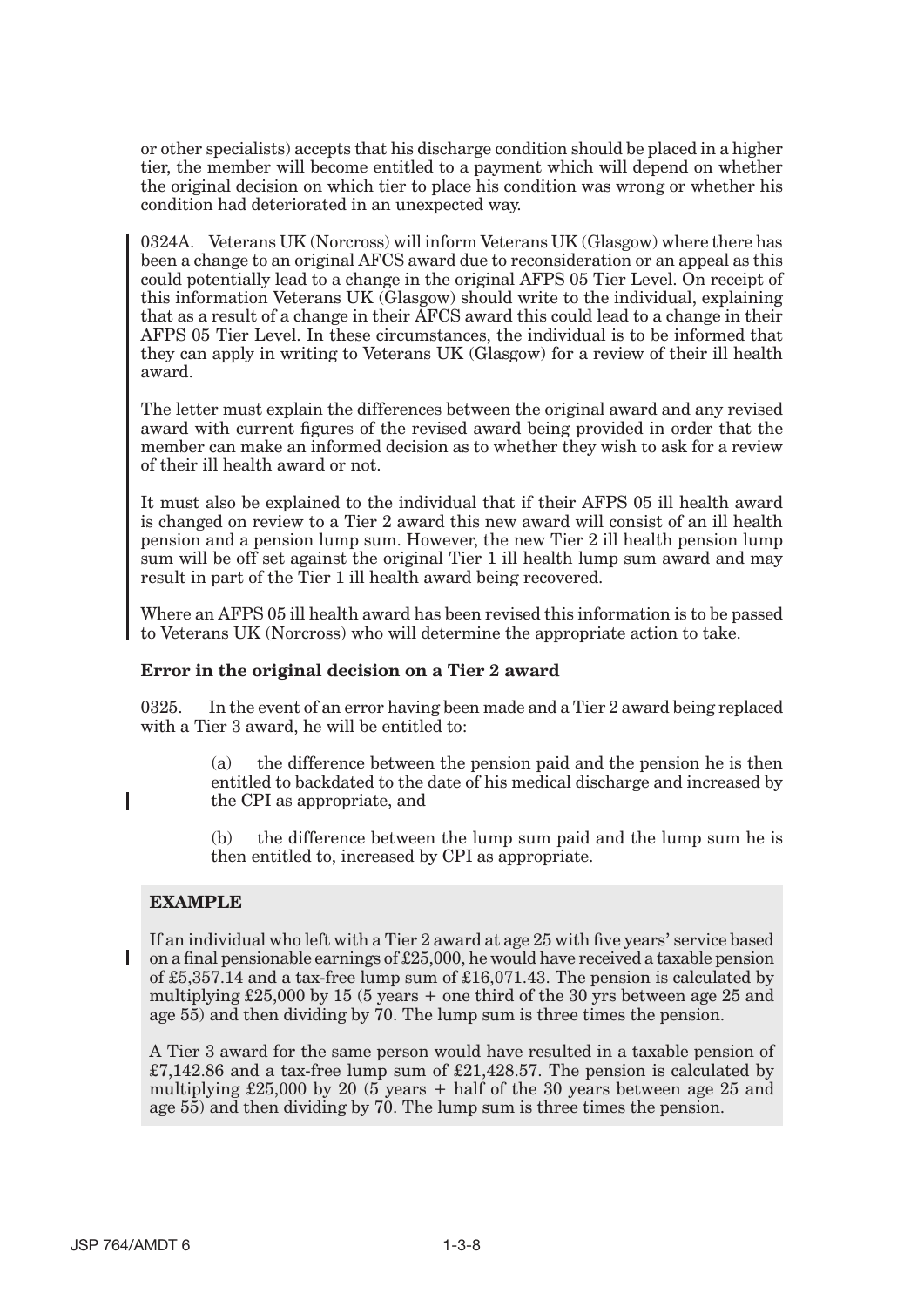or other specialists) accepts that his discharge condition should be placed in a higher tier, the member will become entitled to a payment which will depend on whether the original decision on which tier to place his condition was wrong or whether his condition had deteriorated in an unexpected way.

0324A. Veterans UK (Norcross) will inform Veterans UK (Glasgow) where there has been a change to an original AFCS award due to reconsideration or an appeal as this could potentially lead to a change in the original AFPS 05 Tier Level. On receipt of this information Veterans UK (Glasgow) should write to the individual, explaining that as a result of a change in their AFCS award this could lead to a change in their AFPS 05 Tier Level. In these circumstances, the individual is to be informed that they can apply in writing to Veterans UK (Glasgow) for a review of their ill health award.

The letter must explain the differences between the original award and any revised award with current figures of the revised award being provided in order that the member can make an informed decision as to whether they wish to ask for a review of their ill health award or not.

It must also be explained to the individual that if their AFPS 05 ill health award is changed on review to a Tier 2 award this new award will consist of an ill health pension and a pension lump sum. However, the new Tier 2 ill health pension lump sum will be off set against the original Tier 1 ill health lump sum award and may result in part of the Tier 1 ill health award being recovered.

Where an AFPS 05 ill health award has been revised this information is to be passed to Veterans UK (Norcross) who will determine the appropriate action to take.

**Error in the original decision on a Tier 2 award**

0325. In the event of an error having been made and a Tier 2 award being replaced with a Tier 3 award, he will be entitled to:

> (a) the difference between the pension paid and the pension he is then entitled to backdated to the date of his medical discharge and increased by the CPI as appropriate, and
>
> (b) the difference between the lump sum paid and the lump sum he is then entitled to, increased by CPI as appropriate.

**EXAMPLE**

If an individual who left with a Tier 2 award at age 25 with five years' service based on a final pensionable earnings of £25,000, he would have received a taxable pension of £5,357.14 and a tax-free lump sum of £16,071.43. The pension is calculated by multiplying £25,000 by 15 (5 years + one third of the 30 yrs between age 25 and age 55) and then dividing by 70. The lump sum is three times the pension.

A Tier 3 award for the same person would have resulted in a taxable pension of £7,142.86 and a tax-free lump sum of £21,428.57. The pension is calculated by multiplying £25,000 by 20 (5 years + half of the 30 years between age 25 and age 55) and then dividing by 70. The lump sum is three times the pension.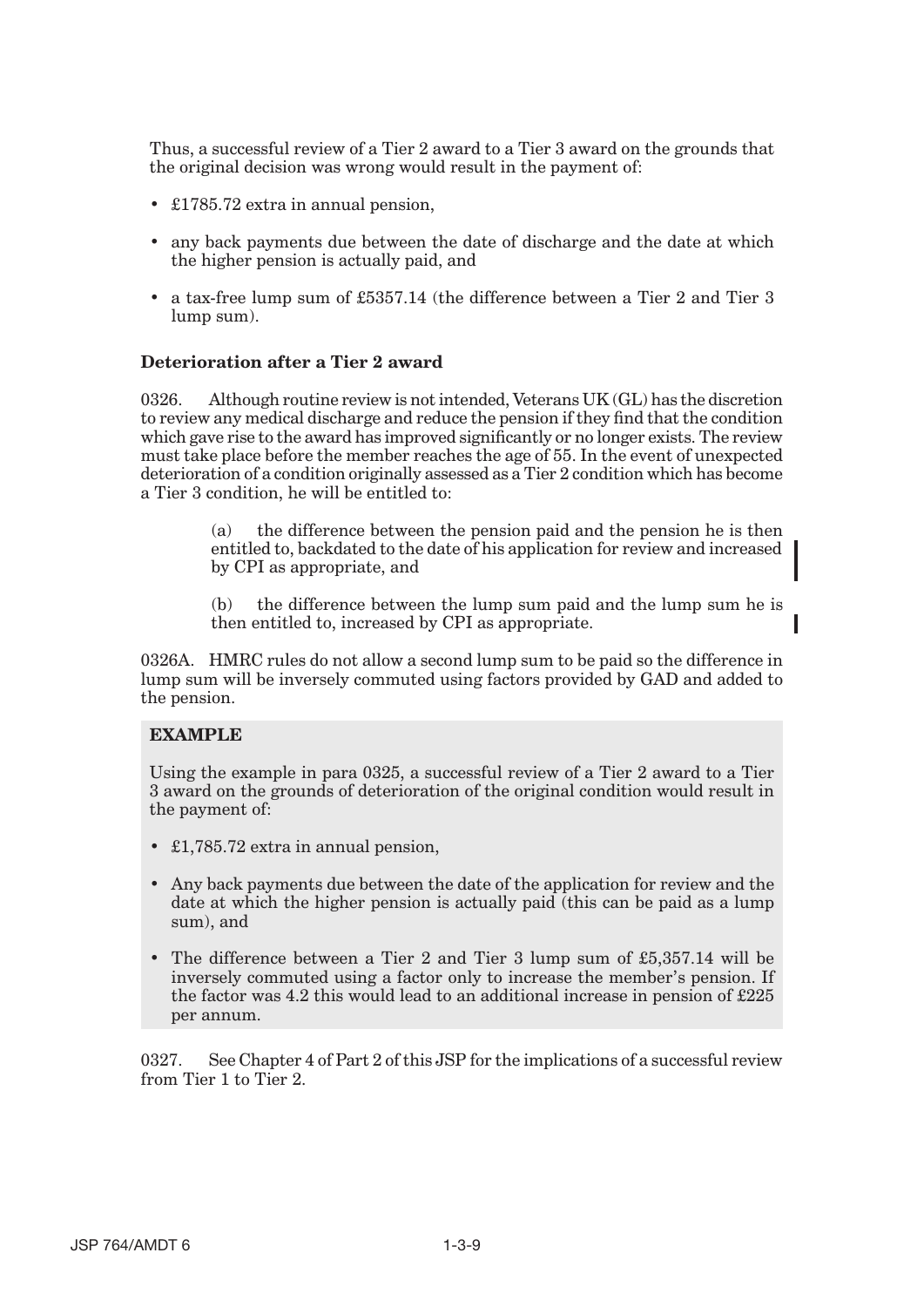Thus, a successful review of a Tier 2 award to a Tier 3 award on the grounds that the original decision was wrong would result in the payment of:

- £1785.72 extra in annual pension,
- any back payments due between the date of discharge and the date at which the higher pension is actually paid, and
- a tax-free lump sum of £5357.14 (the difference between a Tier 2 and Tier 3 lump sum).

**Deterioration after a Tier 2 award**

0326. Although routine review is not intended, Veterans UK (GL) has the discretion to review any medical discharge and reduce the pension if they find that the condition which gave rise to the award has improved significantly or no longer exists. The review must take place before the member reaches the age of 55. In the event of unexpected deterioration of a condition originally assessed as a Tier 2 condition which has become a Tier 3 condition, he will be entitled to:

> (a) the difference between the pension paid and the pension he is then entitled to, backdated to the date of his application for review and increased by CPI as appropriate, and
>
> (b) the difference between the lump sum paid and the lump sum he is then entitled to, increased by CPI as appropriate.

0326A. HMRC rules do not allow a second lump sum to be paid so the difference in lump sum will be inversely commuted using factors provided by GAD and added to the pension.

**EXAMPLE**

Using the example in para 0325, a successful review of a Tier 2 award to a Tier 3 award on the grounds of deterioration of the original condition would result in the payment of:

- £1,785.72 extra in annual pension,
- Any back payments due between the date of the application for review and the date at which the higher pension is actually paid (this can be paid as a lump sum), and
- The difference between a Tier 2 and Tier 3 lump sum of £5,357.14 will be inversely commuted using a factor only to increase the member's pension. If the factor was 4.2 this would lead to an additional increase in pension of £225 per annum.

0327. See Chapter 4 of Part 2 of this JSP for the implications of a successful review from Tier 1 to Tier 2.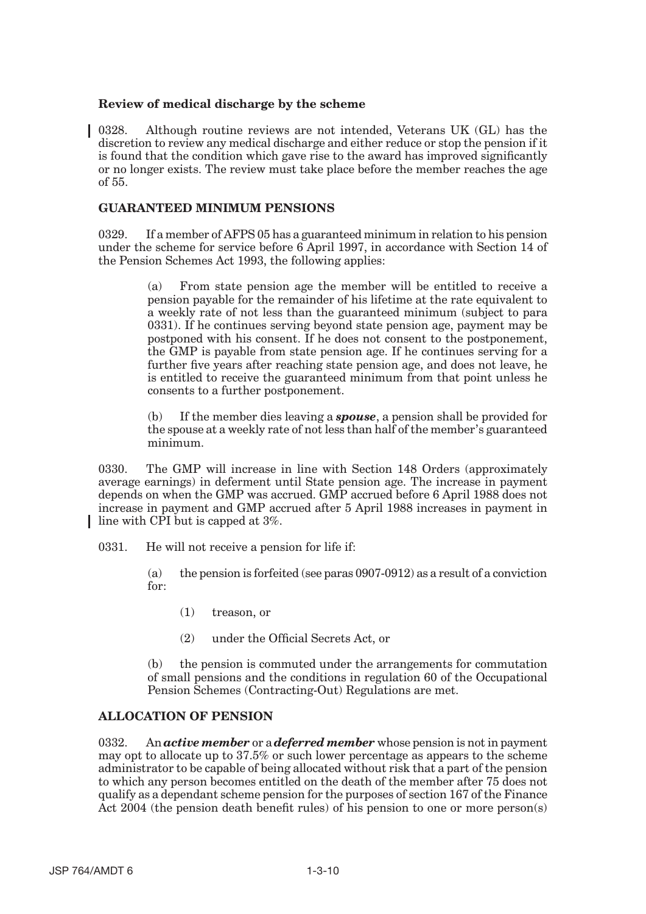**Review of medical discharge by the scheme**

0328. Although routine reviews are not intended, Veterans UK (GL) has the discretion to review any medical discharge and either reduce or stop the pension if it is found that the condition which gave rise to the award has improved significantly or no longer exists. The review must take place before the member reaches the age of 55.

## GUARANTEED MINIMUM PENSIONS

0329. If a member of AFPS 05 has a guaranteed minimum in relation to his pension under the scheme for service before 6 April 1997, in accordance with Section 14 of the Pension Schemes Act 1993, the following applies:

(a) From state pension age the member will be entitled to receive a pension payable for the remainder of his lifetime at the rate equivalent to a weekly rate of not less than the guaranteed minimum (subject to para 0331). If he continues serving beyond state pension age, payment may be postponed with his consent. If he does not consent to the postponement, the GMP is payable from state pension age. If he continues serving for a further five years after reaching state pension age, and does not leave, he is entitled to receive the guaranteed minimum from that point unless he consents to a further postponement.

(b) If the member dies leaving a ***spouse***, a pension shall be provided for the spouse at a weekly rate of not less than half of the member's guaranteed minimum.

0330. The GMP will increase in line with Section 148 Orders (approximately average earnings) in deferment until State pension age. The increase in payment depends on when the GMP was accrued. GMP accrued before 6 April 1988 does not increase in payment and GMP accrued after 5 April 1988 increases in payment in line with CPI but is capped at 3%.

0331. He will not receive a pension for life if:

(a) the pension is forfeited (see paras 0907-0912) as a result of a conviction for:

(1) treason, or

(2) under the Official Secrets Act, or

(b) the pension is commuted under the arrangements for commutation of small pensions and the conditions in regulation 60 of the Occupational Pension Schemes (Contracting-Out) Regulations are met.

## ALLOCATION OF PENSION

0332. An ***active member*** or a ***deferred member*** whose pension is not in payment may opt to allocate up to 37.5% or such lower percentage as appears to the scheme administrator to be capable of being allocated without risk that a part of the pension to which any person becomes entitled on the death of the member after 75 does not qualify as a dependant scheme pension for the purposes of section 167 of the Finance Act 2004 (the pension death benefit rules) of his pension to one or more person(s)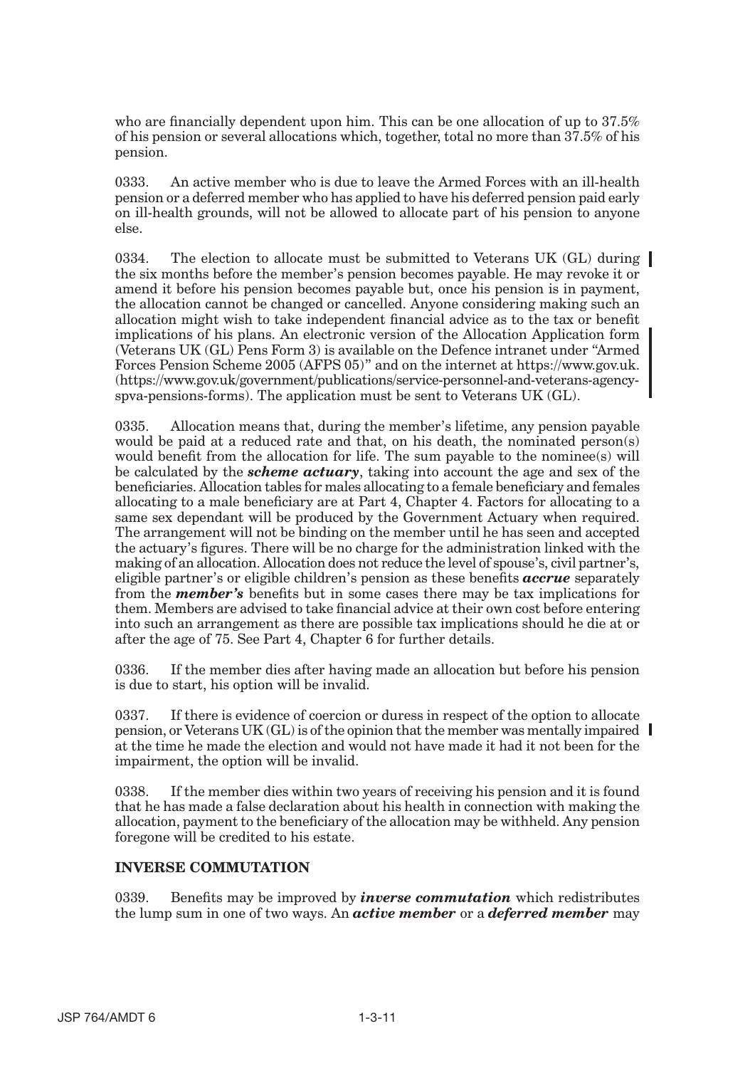who are financially dependent upon him. This can be one allocation of up to 37.5% of his pension or several allocations which, together, total no more than 37.5% of his pension.

0333. An active member who is due to leave the Armed Forces with an ill-health pension or a deferred member who has applied to have his deferred pension paid early on ill-health grounds, will not be allowed to allocate part of his pension to anyone else.

0334. The election to allocate must be submitted to Veterans UK (GL) during the six months before the member's pension becomes payable. He may revoke it or amend it before his pension becomes payable but, once his pension is in payment, the allocation cannot be changed or cancelled. Anyone considering making such an allocation might wish to take independent financial advice as to the tax or benefit implications of his plans. An electronic version of the Allocation Application form (Veterans UK (GL) Pens Form 3) is available on the Defence intranet under "Armed Forces Pension Scheme 2005 (AFPS 05)" and on the internet at https://www.gov.uk. (https://www.gov.uk/government/publications/service-personnel-and-veterans-agency-spva-pensions-forms). The application must be sent to Veterans UK (GL).

0335. Allocation means that, during the member's lifetime, any pension payable would be paid at a reduced rate and that, on his death, the nominated person(s) would benefit from the allocation for life. The sum payable to the nominee(s) will be calculated by the ***scheme actuary***, taking into account the age and sex of the beneficiaries. Allocation tables for males allocating to a female beneficiary and females allocating to a male beneficiary are at Part 4, Chapter 4. Factors for allocating to a same sex dependant will be produced by the Government Actuary when required. The arrangement will not be binding on the member until he has seen and accepted the actuary's figures. There will be no charge for the administration linked with the making of an allocation. Allocation does not reduce the level of spouse's, civil partner's, eligible partner's or eligible children's pension as these benefits ***accrue*** separately from the ***member's*** benefits but in some cases there may be tax implications for them. Members are advised to take financial advice at their own cost before entering into such an arrangement as there are possible tax implications should he die at or after the age of 75. See Part 4, Chapter 6 for further details.

0336. If the member dies after having made an allocation but before his pension is due to start, his option will be invalid.

0337. If there is evidence of coercion or duress in respect of the option to allocate pension, or Veterans UK (GL) is of the opinion that the member was mentally impaired at the time he made the election and would not have made it had it not been for the impairment, the option will be invalid.

0338. If the member dies within two years of receiving his pension and it is found that he has made a false declaration about his health in connection with making the allocation, payment to the beneficiary of the allocation may be withheld. Any pension foregone will be credited to his estate.

### INVERSE COMMUTATION

0339. Benefits may be improved by ***inverse commutation*** which redistributes the lump sum in one of two ways. An ***active member*** or a ***deferred member*** may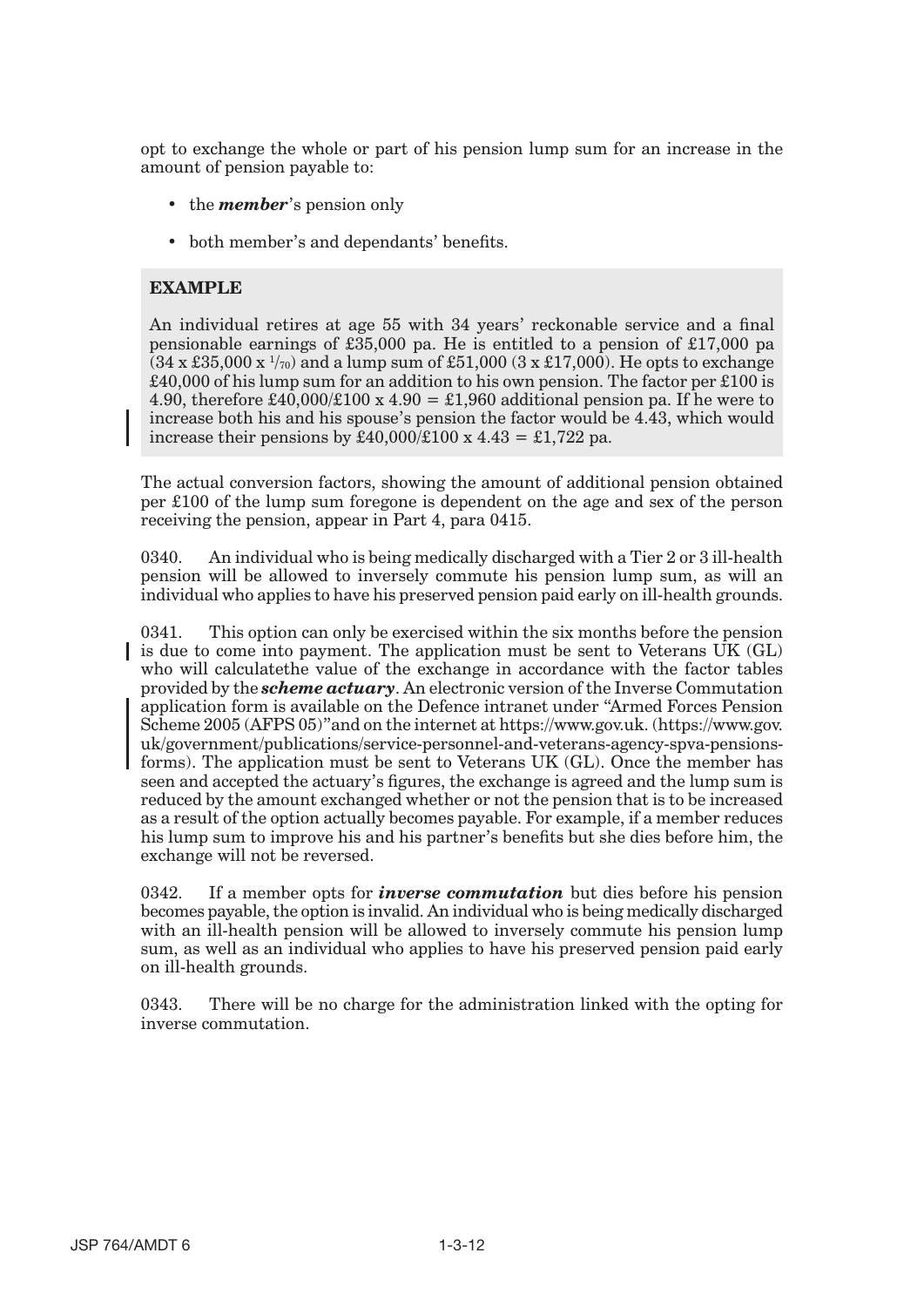opt to exchange the whole or part of his pension lump sum for an increase in the amount of pension payable to:

- the ***member***'s pension only
- both member's and dependants' benefits.

**EXAMPLE**

An individual retires at age 55 with 34 years' reckonable service and a final pensionable earnings of £35,000 pa. He is entitled to a pension of £17,000 pa (34 x £35,000 x $^1/_{70}$) and a lump sum of £51,000 (3 x £17,000). He opts to exchange £40,000 of his lump sum for an addition to his own pension. The factor per £100 is 4.90, therefore £40,000/£100 x 4.90 = £1,960 additional pension pa. If he were to increase both his and his spouse's pension the factor would be 4.43, which would increase their pensions by £40,000/£100 x 4.43 = £1,722 pa.

The actual conversion factors, showing the amount of additional pension obtained per £100 of the lump sum foregone is dependent on the age and sex of the person receiving the pension, appear in Part 4, para 0415.

0340. An individual who is being medically discharged with a Tier 2 or 3 ill-health pension will be allowed to inversely commute his pension lump sum, as will an individual who applies to have his preserved pension paid early on ill-health grounds.

0341. This option can only be exercised within the six months before the pension is due to come into payment. The application must be sent to Veterans UK (GL) who will calculatethe value of the exchange in accordance with the factor tables provided by the ***scheme actuary***. An electronic version of the Inverse Commutation application form is available on the Defence intranet under "Armed Forces Pension Scheme 2005 (AFPS 05)"and on the internet at https://www.gov.uk. (https://www.gov.uk/government/publications/service-personnel-and-veterans-agency-spva-pensions-forms). The application must be sent to Veterans UK (GL). Once the member has seen and accepted the actuary's figures, the exchange is agreed and the lump sum is reduced by the amount exchanged whether or not the pension that is to be increased as a result of the option actually becomes payable. For example, if a member reduces his lump sum to improve his and his partner's benefits but she dies before him, the exchange will not be reversed.

0342. If a member opts for ***inverse commutation*** but dies before his pension becomes payable, the option is invalid. An individual who is being medically discharged with an ill-health pension will be allowed to inversely commute his pension lump sum, as well as an individual who applies to have his preserved pension paid early on ill-health grounds.

0343. There will be no charge for the administration linked with the opting for inverse commutation.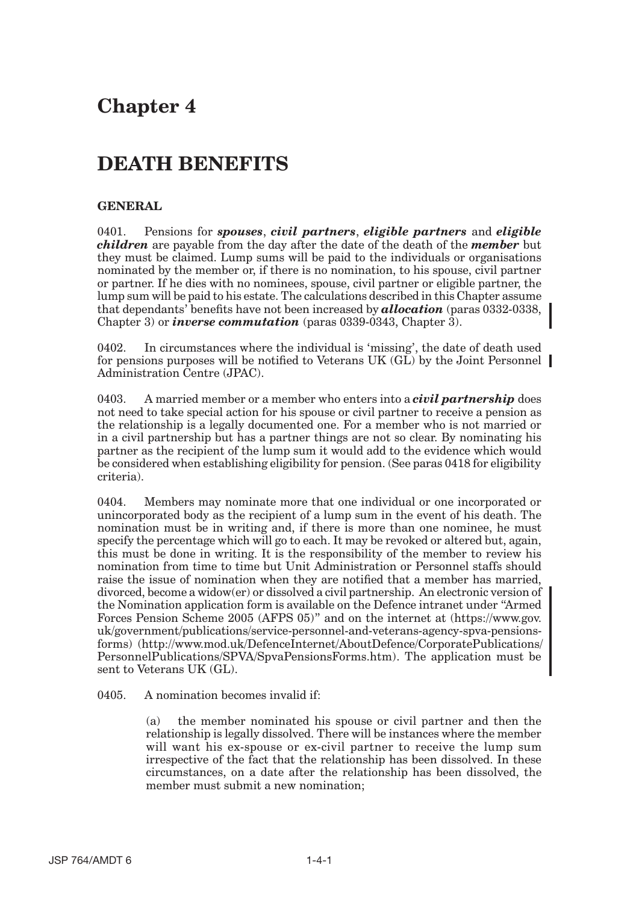# Chapter 4

# DEATH BENEFITS

### GENERAL

0401. Pensions for ***spouses***, ***civil partners***, ***eligible partners*** and ***eligible children*** are payable from the day after the date of the death of the ***member*** but they must be claimed. Lump sums will be paid to the individuals or organisations nominated by the member or, if there is no nomination, to his spouse, civil partner or partner. If he dies with no nominees, spouse, civil partner or eligible partner, the lump sum will be paid to his estate. The calculations described in this Chapter assume that dependants' benefits have not been increased by ***allocation*** (paras 0332-0338, Chapter 3) or ***inverse commutation*** (paras 0339-0343, Chapter 3).

0402. In circumstances where the individual is 'missing', the date of death used for pensions purposes will be notified to Veterans UK (GL) by the Joint Personnel Administration Centre (JPAC).

0403. A married member or a member who enters into a ***civil partnership*** does not need to take special action for his spouse or civil partner to receive a pension as the relationship is a legally documented one. For a member who is not married or in a civil partnership but has a partner things are not so clear. By nominating his partner as the recipient of the lump sum it would add to the evidence which would be considered when establishing eligibility for pension. (See paras 0418 for eligibility criteria).

0404. Members may nominate more that one individual or one incorporated or unincorporated body as the recipient of a lump sum in the event of his death. The nomination must be in writing and, if there is more than one nominee, he must specify the percentage which will go to each. It may be revoked or altered but, again, this must be done in writing. It is the responsibility of the member to review his nomination from time to time but Unit Administration or Personnel staffs should raise the issue of nomination when they are notified that a member has married, divorced, become a widow(er) or dissolved a civil partnership. An electronic version of the Nomination application form is available on the Defence intranet under "Armed Forces Pension Scheme 2005 (AFPS 05)" and on the internet at (https://www.gov.uk/government/publications/service-personnel-and-veterans-agency-spva-pensions-forms) (http://www.mod.uk/DefenceInternet/AboutDefence/CorporatePublications/PersonnelPublications/SPVA/SpvaPensionsForms.htm). The application must be sent to Veterans UK (GL).

0405. A nomination becomes invalid if:

(a) the member nominated his spouse or civil partner and then the relationship is legally dissolved. There will be instances where the member will want his ex-spouse or ex-civil partner to receive the lump sum irrespective of the fact that the relationship has been dissolved. In these circumstances, on a date after the relationship has been dissolved, the member must submit a new nomination;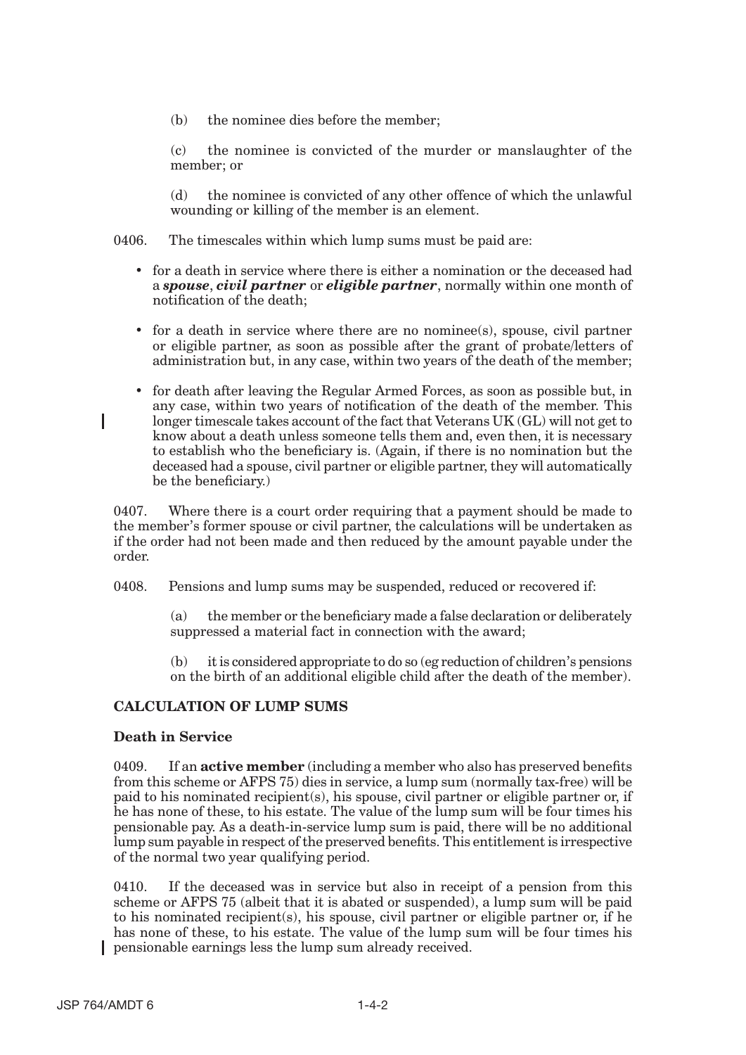(b) the nominee dies before the member;

(c) the nominee is convicted of the murder or manslaughter of the member; or

(d) the nominee is convicted of any other offence of which the unlawful wounding or killing of the member is an element.

0406. The timescales within which lump sums must be paid are:

- for a death in service where there is either a nomination or the deceased had a ***spouse***, ***civil partner*** or ***eligible partner***, normally within one month of notification of the death;
- for a death in service where there are no nominee(s), spouse, civil partner or eligible partner, as soon as possible after the grant of probate/letters of administration but, in any case, within two years of the death of the member;
- for death after leaving the Regular Armed Forces, as soon as possible but, in any case, within two years of notification of the death of the member. This longer timescale takes account of the fact that Veterans UK (GL) will not get to know about a death unless someone tells them and, even then, it is necessary to establish who the beneficiary is. (Again, if there is no nomination but the deceased had a spouse, civil partner or eligible partner, they will automatically be the beneficiary.)

0407. Where there is a court order requiring that a payment should be made to the member's former spouse or civil partner, the calculations will be undertaken as if the order had not been made and then reduced by the amount payable under the order.

0408. Pensions and lump sums may be suspended, reduced or recovered if:

(a) the member or the beneficiary made a false declaration or deliberately suppressed a material fact in connection with the award;

(b) it is considered appropriate to do so (eg reduction of children's pensions on the birth of an additional eligible child after the death of the member).

## CALCULATION OF LUMP SUMS

### Death in Service

0409. If an **active member** (including a member who also has preserved benefits from this scheme or AFPS 75) dies in service, a lump sum (normally tax-free) will be paid to his nominated recipient(s), his spouse, civil partner or eligible partner or, if he has none of these, to his estate. The value of the lump sum will be four times his pensionable pay. As a death-in-service lump sum is paid, there will be no additional lump sum payable in respect of the preserved benefits. This entitlement is irrespective of the normal two year qualifying period.

0410. If the deceased was in service but also in receipt of a pension from this scheme or AFPS 75 (albeit that it is abated or suspended), a lump sum will be paid to his nominated recipient(s), his spouse, civil partner or eligible partner or, if he has none of these, to his estate. The value of the lump sum will be four times his pensionable earnings less the lump sum already received.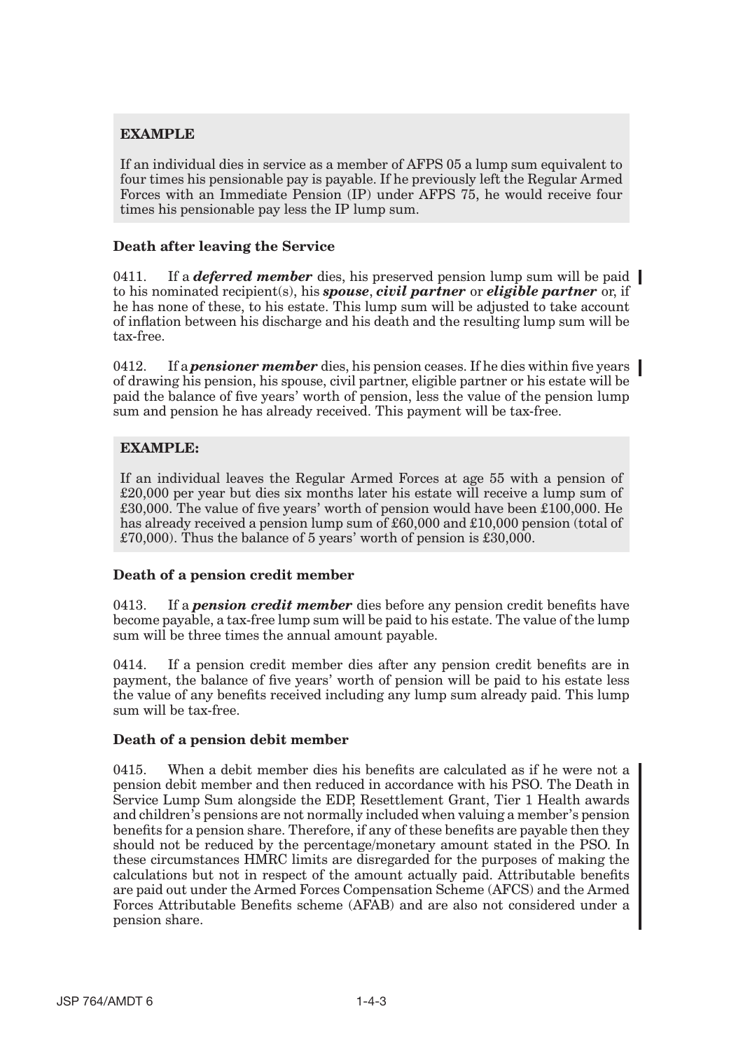**EXAMPLE**

If an individual dies in service as a member of AFPS 05 a lump sum equivalent to four times his pensionable pay is payable. If he previously left the Regular Armed Forces with an Immediate Pension (IP) under AFPS 75, he would receive four times his pensionable pay less the IP lump sum.

**Death after leaving the Service**

0411. If a ***deferred member*** dies, his preserved pension lump sum will be paid to his nominated recipient(s), his ***spouse***, ***civil partner*** or ***eligible partner*** or, if he has none of these, to his estate. This lump sum will be adjusted to take account of inflation between his discharge and his death and the resulting lump sum will be tax-free.

0412. If a ***pensioner member*** dies, his pension ceases. If he dies within five years of drawing his pension, his spouse, civil partner, eligible partner or his estate will be paid the balance of five years' worth of pension, less the value of the pension lump sum and pension he has already received. This payment will be tax-free.

**EXAMPLE:**

If an individual leaves the Regular Armed Forces at age 55 with a pension of £20,000 per year but dies six months later his estate will receive a lump sum of £30,000. The value of five years' worth of pension would have been £100,000. He has already received a pension lump sum of £60,000 and £10,000 pension (total of £70,000). Thus the balance of 5 years' worth of pension is £30,000.

**Death of a pension credit member**

0413. If a ***pension credit member*** dies before any pension credit benefits have become payable, a tax-free lump sum will be paid to his estate. The value of the lump sum will be three times the annual amount payable.

0414. If a pension credit member dies after any pension credit benefits are in payment, the balance of five years' worth of pension will be paid to his estate less the value of any benefits received including any lump sum already paid. This lump sum will be tax-free.

**Death of a pension debit member**

0415. When a debit member dies his benefits are calculated as if he were not a pension debit member and then reduced in accordance with his PSO. The Death in Service Lump Sum alongside the EDP, Resettlement Grant, Tier 1 Health awards and children's pensions are not normally included when valuing a member's pension benefits for a pension share. Therefore, if any of these benefits are payable then they should not be reduced by the percentage/monetary amount stated in the PSO. In these circumstances HMRC limits are disregarded for the purposes of making the calculations but not in respect of the amount actually paid. Attributable benefits are paid out under the Armed Forces Compensation Scheme (AFCS) and the Armed Forces Attributable Benefits scheme (AFAB) and are also not considered under a pension share.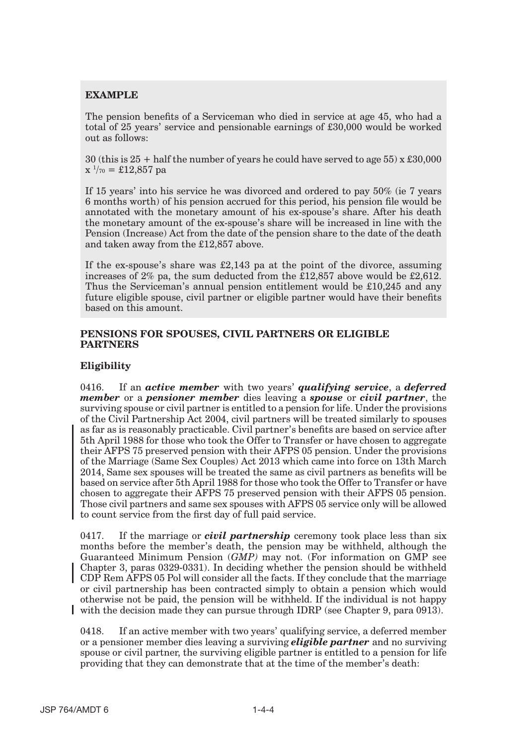**EXAMPLE**

The pension benefits of a Serviceman who died in service at age 45, who had a total of 25 years' service and pensionable earnings of £30,000 would be worked out as follows:

30 (this is 25 + half the number of years he could have served to age 55) x £30,000 x $^{1}/_{70}$ = £12,857 pa

If 15 years' into his service he was divorced and ordered to pay 50% (ie 7 years 6 months worth) of his pension accrued for this period, his pension file would be annotated with the monetary amount of his ex-spouse's share. After his death the monetary amount of the ex-spouse's share will be increased in line with the Pension (Increase) Act from the date of the pension share to the date of the death and taken away from the £12,857 above.

If the ex-spouse's share was £2,143 pa at the point of the divorce, assuming increases of 2% pa, the sum deducted from the £12,857 above would be £2,612. Thus the Serviceman's annual pension entitlement would be £10,245 and any future eligible spouse, civil partner or eligible partner would have their benefits based on this amount.

## PENSIONS FOR SPOUSES, CIVIL PARTNERS OR ELIGIBLE PARTNERS

### Eligibility

0416. If an ***active member*** with two years' ***qualifying service***, a ***deferred member*** or a ***pensioner member*** dies leaving a ***spouse*** or ***civil partner***, the surviving spouse or civil partner is entitled to a pension for life. Under the provisions of the Civil Partnership Act 2004, civil partners will be treated similarly to spouses as far as is reasonably practicable. Civil partner's benefits are based on service after 5th April 1988 for those who took the Offer to Transfer or have chosen to aggregate their AFPS 75 preserved pension with their AFPS 05 pension. Under the provisions of the Marriage (Same Sex Couples) Act 2013 which came into force on 13th March 2014, Same sex spouses will be treated the same as civil partners as benefits will be based on service after 5th April 1988 for those who took the Offer to Transfer or have chosen to aggregate their AFPS 75 preserved pension with their AFPS 05 pension. Those civil partners and same sex spouses with AFPS 05 service only will be allowed to count service from the first day of full paid service.

0417. If the marriage or ***civil partnership*** ceremony took place less than six months before the member's death, the pension may be withheld, although the Guaranteed Minimum Pension (*GMP)* may not. (For information on GMP see Chapter 3, paras 0329-0331). In deciding whether the pension should be withheld CDP Rem AFPS 05 Pol will consider all the facts. If they conclude that the marriage or civil partnership has been contracted simply to obtain a pension which would otherwise not be paid, the pension will be withheld. If the individual is not happy with the decision made they can pursue through IDRP (see Chapter 9, para 0913).

0418. If an active member with two years' qualifying service, a deferred member or a pensioner member dies leaving a surviving ***eligible partner*** and no surviving spouse or civil partner, the surviving eligible partner is entitled to a pension for life providing that they can demonstrate that at the time of the member's death: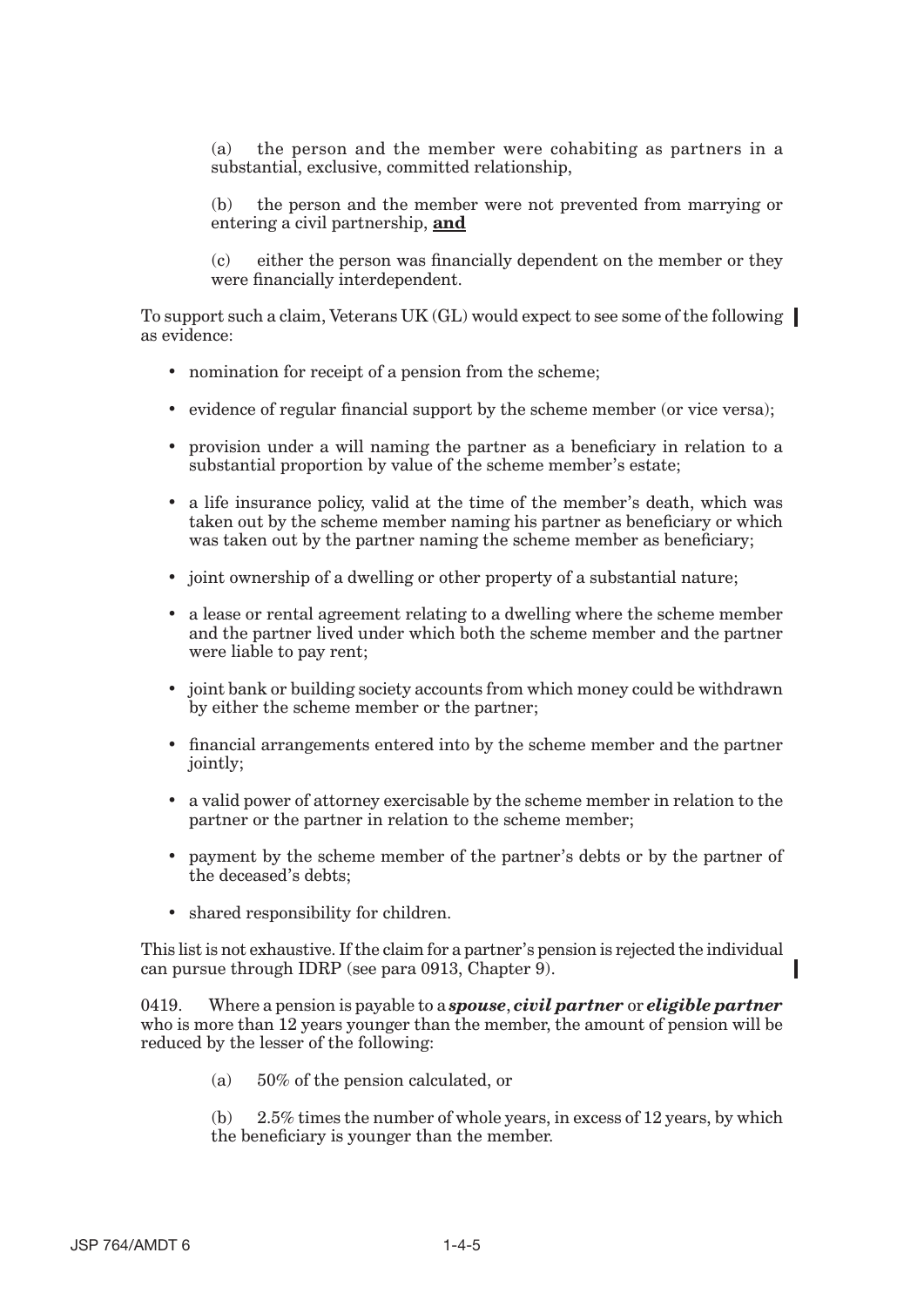(a) the person and the member were cohabiting as partners in a substantial, exclusive, committed relationship,

(b) the person and the member were not prevented from marrying or entering a civil partnership, **and**

(c) either the person was financially dependent on the member or they were financially interdependent.

To support such a claim, Veterans UK (GL) would expect to see some of the following as evidence:

- nomination for receipt of a pension from the scheme;
- evidence of regular financial support by the scheme member (or vice versa);
- provision under a will naming the partner as a beneficiary in relation to a substantial proportion by value of the scheme member's estate;
- a life insurance policy, valid at the time of the member's death, which was taken out by the scheme member naming his partner as beneficiary or which was taken out by the partner naming the scheme member as beneficiary;
- joint ownership of a dwelling or other property of a substantial nature;
- a lease or rental agreement relating to a dwelling where the scheme member and the partner lived under which both the scheme member and the partner were liable to pay rent;
- joint bank or building society accounts from which money could be withdrawn by either the scheme member or the partner;
- financial arrangements entered into by the scheme member and the partner jointly;
- a valid power of attorney exercisable by the scheme member in relation to the partner or the partner in relation to the scheme member;
- payment by the scheme member of the partner's debts or by the partner of the deceased's debts;
- shared responsibility for children.

This list is not exhaustive. If the claim for a partner's pension is rejected the individual can pursue through IDRP (see para 0913, Chapter 9).

0419. Where a pension is payable to a ***spouse***, ***civil partner*** or ***eligible partner*** who is more than 12 years younger than the member, the amount of pension will be reduced by the lesser of the following:

(a) 50% of the pension calculated, or

(b) 2.5% times the number of whole years, in excess of 12 years, by which the beneficiary is younger than the member.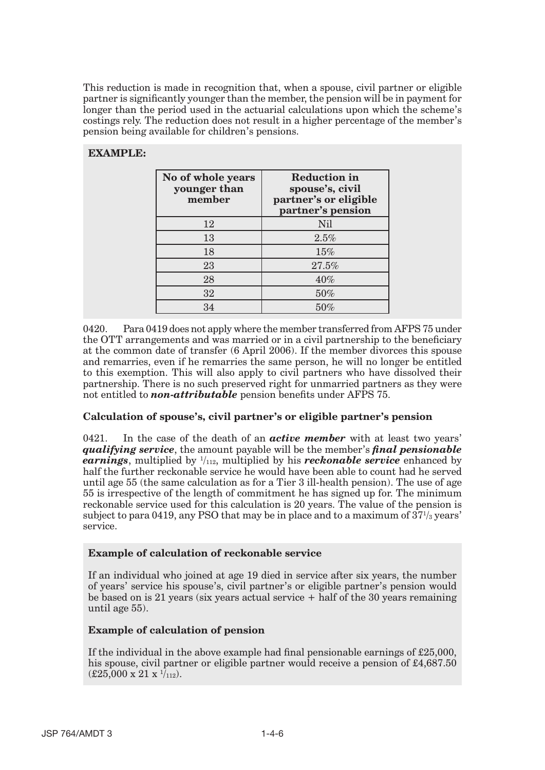This reduction is made in recognition that, when a spouse, civil partner or eligible partner is significantly younger than the member, the pension will be in payment for longer than the period used in the actuarial calculations upon which the scheme's costings rely. The reduction does not result in a higher percentage of the member's pension being available for children's pensions.

**EXAMPLE:**

| No of whole years younger than member | Reduction in spouse's, civil partner's or eligible partner's pension |
|---|---|
| 12 | Nil |
| 13 | 2.5% |
| 18 | 15% |
| 23 | 27.5% |
| 28 | 40% |
| 32 | 50% |
| 34 | 50% |

0420. Para 0419 does not apply where the member transferred from AFPS 75 under the OTT arrangements and was married or in a civil partnership to the beneficiary at the common date of transfer (6 April 2006). If the member divorces this spouse and remarries, even if he remarries the same person, he will no longer be entitled to this exemption. This will also apply to civil partners who have dissolved their partnership. There is no such preserved right for unmarried partners as they were not entitled to ***non-attributable*** pension benefits under AFPS 75.

### Calculation of spouse's, civil partner's or eligible partner's pension

0421. In the case of the death of an ***active member*** with at least two years' ***qualifying service***, the amount payable will be the member's ***final pensionable earnings***, multiplied by $^{1}/_{112}$, multiplied by his ***reckonable service*** enhanced by half the further reckonable service he would have been able to count had he served until age 55 (the same calculation as for a Tier 3 ill-health pension). The use of age 55 is irrespective of the length of commitment he has signed up for. The minimum reckonable service used for this calculation is 20 years. The value of the pension is subject to para 0419, any PSO that may be in place and to a maximum of $37^{1}/_{3}$ years' service.

**Example of calculation of reckonable service**

If an individual who joined at age 19 died in service after six years, the number of years' service his spouse's, civil partner's or eligible partner's pension would be based on is 21 years (six years actual service + half of the 30 years remaining until age 55).

**Example of calculation of pension**

If the individual in the above example had final pensionable earnings of £25,000, his spouse, civil partner or eligible partner would receive a pension of £4,687.50 (£25,000 x 21 x $^{1}/_{112}$).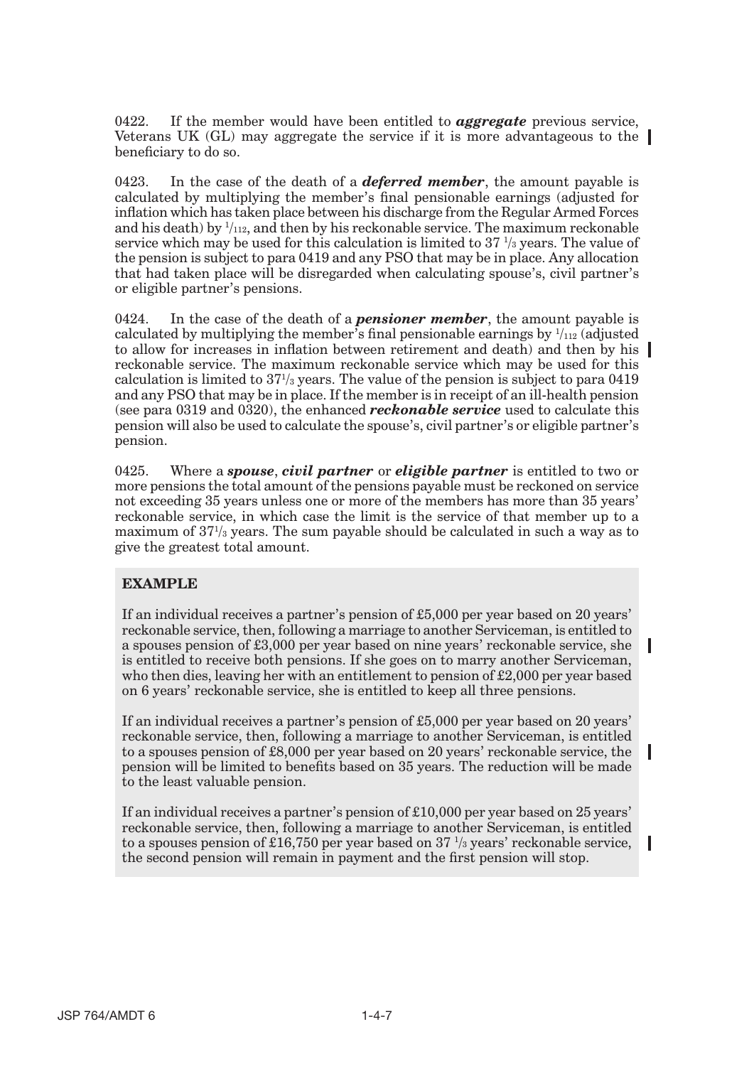0422. If the member would have been entitled to ***aggregate*** previous service, Veterans UK (GL) may aggregate the service if it is more advantageous to the beneficiary to do so.

0423. In the case of the death of a ***deferred member***, the amount payable is calculated by multiplying the member's final pensionable earnings (adjusted for inflation which has taken place between his discharge from the Regular Armed Forces and his death) by $^1/_{112}$, and then by his reckonable service. The maximum reckonable service which may be used for this calculation is limited to 37 $^1/_3$ years. The value of the pension is subject to para 0419 and any PSO that may be in place. Any allocation that had taken place will be disregarded when calculating spouse's, civil partner's or eligible partner's pensions.

0424. In the case of the death of a ***pensioner member***, the amount payable is calculated by multiplying the member's final pensionable earnings by $^1/_{112}$ (adjusted to allow for increases in inflation between retirement and death) and then by his reckonable service. The maximum reckonable service which may be used for this calculation is limited to $37^1/_3$ years. The value of the pension is subject to para 0419 and any PSO that may be in place. If the member is in receipt of an ill-health pension (see para 0319 and 0320), the enhanced ***reckonable service*** used to calculate this pension will also be used to calculate the spouse's, civil partner's or eligible partner's pension.

0425. Where a ***spouse***, ***civil partner*** or ***eligible partner*** is entitled to two or more pensions the total amount of the pensions payable must be reckoned on service not exceeding 35 years unless one or more of the members has more than 35 years' reckonable service, in which case the limit is the service of that member up to a maximum of $37^1/_3$ years. The sum payable should be calculated in such a way as to give the greatest total amount.

**EXAMPLE**

If an individual receives a partner's pension of £5,000 per year based on 20 years' reckonable service, then, following a marriage to another Serviceman, is entitled to a spouses pension of £3,000 per year based on nine years' reckonable service, she is entitled to receive both pensions. If she goes on to marry another Serviceman, who then dies, leaving her with an entitlement to pension of £2,000 per year based on 6 years' reckonable service, she is entitled to keep all three pensions.

If an individual receives a partner's pension of £5,000 per year based on 20 years' reckonable service, then, following a marriage to another Serviceman, is entitled to a spouses pension of £8,000 per year based on 20 years' reckonable service, the pension will be limited to benefits based on 35 years. The reduction will be made to the least valuable pension.

If an individual receives a partner's pension of £10,000 per year based on 25 years' reckonable service, then, following a marriage to another Serviceman, is entitled to a spouses pension of £16,750 per year based on 37 $^1/_3$ years' reckonable service, the second pension will remain in payment and the first pension will stop.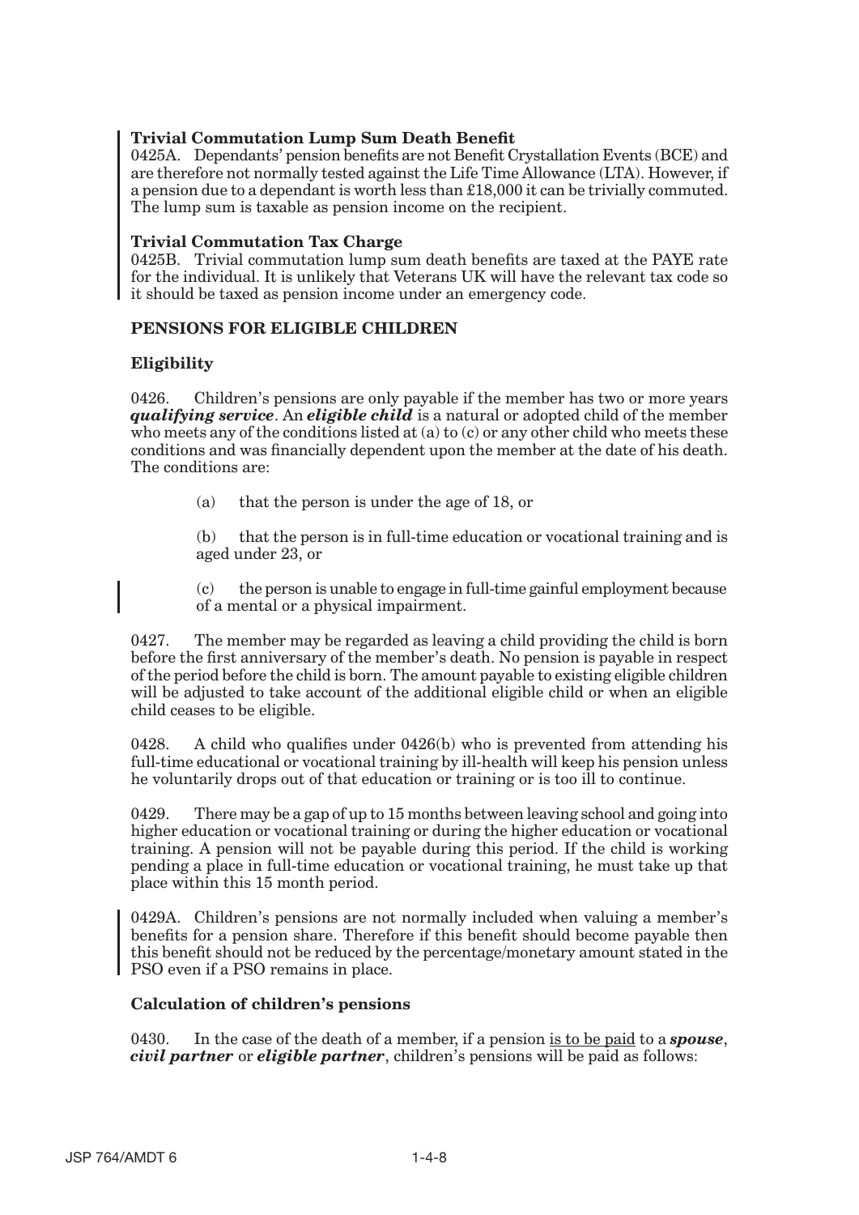**Trivial Commutation Lump Sum Death Benefit**

0425A. Dependants' pension benefits are not Benefit Crystallation Events (BCE) and are therefore not normally tested against the Life Time Allowance (LTA). However, if a pension due to a dependant is worth less than £18,000 it can be trivially commuted. The lump sum is taxable as pension income on the recipient.

**Trivial Commutation Tax Charge**

0425B. Trivial commutation lump sum death benefits are taxed at the PAYE rate for the individual. It is unlikely that Veterans UK will have the relevant tax code so it should be taxed as pension income under an emergency code.

## PENSIONS FOR ELIGIBLE CHILDREN

### Eligibility

0426. Children's pensions are only payable if the member has two or more years ***qualifying service***. An ***eligible child*** is a natural or adopted child of the member who meets any of the conditions listed at (a) to (c) or any other child who meets these conditions and was financially dependent upon the member at the date of his death. The conditions are:

(a) that the person is under the age of 18, or

(b) that the person is in full-time education or vocational training and is aged under 23, or

(c) the person is unable to engage in full-time gainful employment because of a mental or a physical impairment.

0427. The member may be regarded as leaving a child providing the child is born before the first anniversary of the member's death. No pension is payable in respect of the period before the child is born. The amount payable to existing eligible children will be adjusted to take account of the additional eligible child or when an eligible child ceases to be eligible.

0428. A child who qualifies under 0426(b) who is prevented from attending his full-time educational or vocational training by ill-health will keep his pension unless he voluntarily drops out of that education or training or is too ill to continue.

0429. There may be a gap of up to 15 months between leaving school and going into higher education or vocational training or during the higher education or vocational training. A pension will not be payable during this period. If the child is working pending a place in full-time education or vocational training, he must take up that place within this 15 month period.

0429A. Children's pensions are not normally included when valuing a member's benefits for a pension share. Therefore if this benefit should become payable then this benefit should not be reduced by the percentage/monetary amount stated in the PSO even if a PSO remains in place.

### Calculation of children's pensions

0430. In the case of the death of a member, if a pension is to be paid to a ***spouse***, ***civil partner*** or ***eligible partner***, children's pensions will be paid as follows: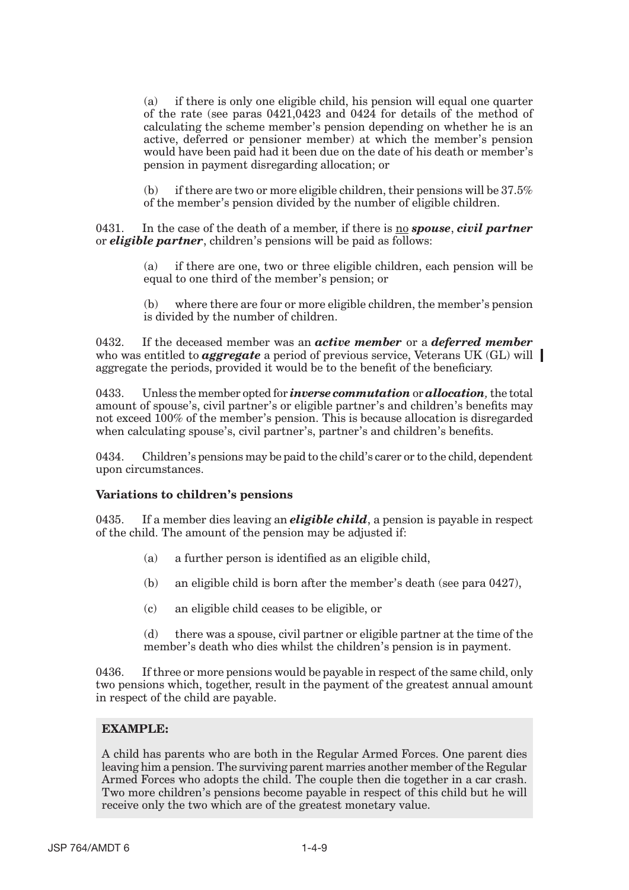(a) if there is only one eligible child, his pension will equal one quarter of the rate (see paras 0421,0423 and 0424 for details of the method of calculating the scheme member's pension depending on whether he is an active, deferred or pensioner member) at which the member's pension would have been paid had it been due on the date of his death or member's pension in payment disregarding allocation; or

(b) if there are two or more eligible children, their pensions will be 37.5% of the member's pension divided by the number of eligible children.

0431. In the case of the death of a member, if there is no ***spouse***, ***civil partner*** or ***eligible partner***, children's pensions will be paid as follows:

(a) if there are one, two or three eligible children, each pension will be equal to one third of the member's pension; or

(b) where there are four or more eligible children, the member's pension is divided by the number of children.

0432. If the deceased member was an ***active member*** or a ***deferred member*** who was entitled to ***aggregate*** a period of previous service, Veterans UK (GL) will aggregate the periods, provided it would be to the benefit of the beneficiary.

0433. Unless the member opted for ***inverse commutation*** or ***allocation***, the total amount of spouse's, civil partner's or eligible partner's and children's benefits may not exceed 100% of the member's pension. This is because allocation is disregarded when calculating spouse's, civil partner's, partner's and children's benefits.

0434. Children's pensions may be paid to the child's carer or to the child, dependent upon circumstances.

### Variations to children's pensions

0435. If a member dies leaving an ***eligible child***, a pension is payable in respect of the child. The amount of the pension may be adjusted if:

(a) a further person is identified as an eligible child,

(b) an eligible child is born after the member's death (see para 0427),

(c) an eligible child ceases to be eligible, or

(d) there was a spouse, civil partner or eligible partner at the time of the member's death who dies whilst the children's pension is in payment.

0436. If three or more pensions would be payable in respect of the same child, only two pensions which, together, result in the payment of the greatest annual amount in respect of the child are payable.

**EXAMPLE:**

A child has parents who are both in the Regular Armed Forces. One parent dies leaving him a pension. The surviving parent marries another member of the Regular Armed Forces who adopts the child. The couple then die together in a car crash. Two more children's pensions become payable in respect of this child but he will receive only the two which are of the greatest monetary value.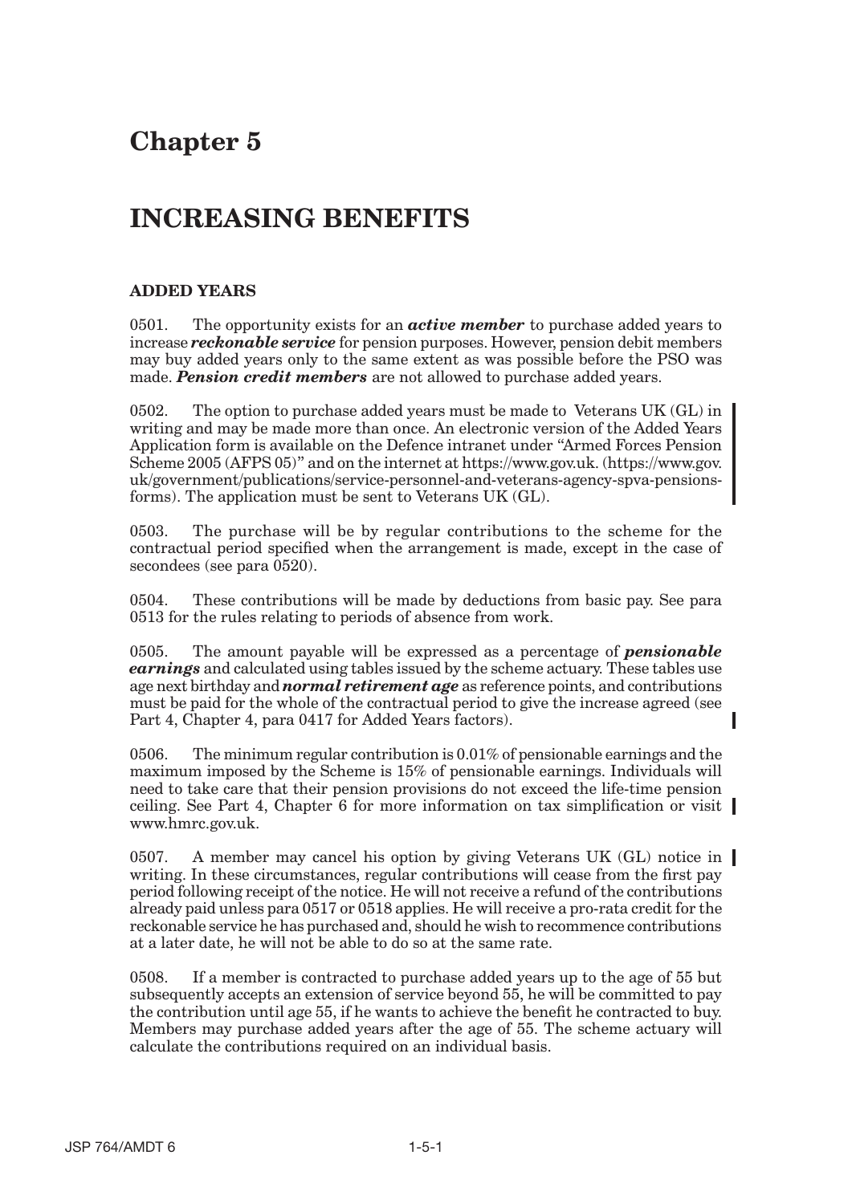# Chapter 5

# INCREASING BENEFITS

### ADDED YEARS

0501. The opportunity exists for an ***active member*** to purchase added years to increase ***reckonable service*** for pension purposes. However, pension debit members may buy added years only to the same extent as was possible before the PSO was made. ***Pension credit members*** are not allowed to purchase added years.

0502. The option to purchase added years must be made to Veterans UK (GL) in writing and may be made more than once. An electronic version of the Added Years Application form is available on the Defence intranet under "Armed Forces Pension Scheme 2005 (AFPS 05)" and on the internet at https://www.gov.uk. (https://www.gov.uk/government/publications/service-personnel-and-veterans-agency-spva-pensions-forms). The application must be sent to Veterans UK (GL).

0503. The purchase will be by regular contributions to the scheme for the contractual period specified when the arrangement is made, except in the case of secondees (see para 0520).

0504. These contributions will be made by deductions from basic pay. See para 0513 for the rules relating to periods of absence from work.

0505. The amount payable will be expressed as a percentage of ***pensionable earnings*** and calculated using tables issued by the scheme actuary. These tables use age next birthday and ***normal retirement age*** as reference points, and contributions must be paid for the whole of the contractual period to give the increase agreed (see Part 4, Chapter 4, para 0417 for Added Years factors).

0506. The minimum regular contribution is 0.01% of pensionable earnings and the maximum imposed by the Scheme is 15% of pensionable earnings. Individuals will need to take care that their pension provisions do not exceed the life-time pension ceiling. See Part 4, Chapter 6 for more information on tax simplification or visit www.hmrc.gov.uk.

0507. A member may cancel his option by giving Veterans UK (GL) notice in writing. In these circumstances, regular contributions will cease from the first pay period following receipt of the notice. He will not receive a refund of the contributions already paid unless para 0517 or 0518 applies. He will receive a pro-rata credit for the reckonable service he has purchased and, should he wish to recommence contributions at a later date, he will not be able to do so at the same rate.

0508. If a member is contracted to purchase added years up to the age of 55 but subsequently accepts an extension of service beyond 55, he will be committed to pay the contribution until age 55, if he wants to achieve the benefit he contracted to buy. Members may purchase added years after the age of 55. The scheme actuary will calculate the contributions required on an individual basis.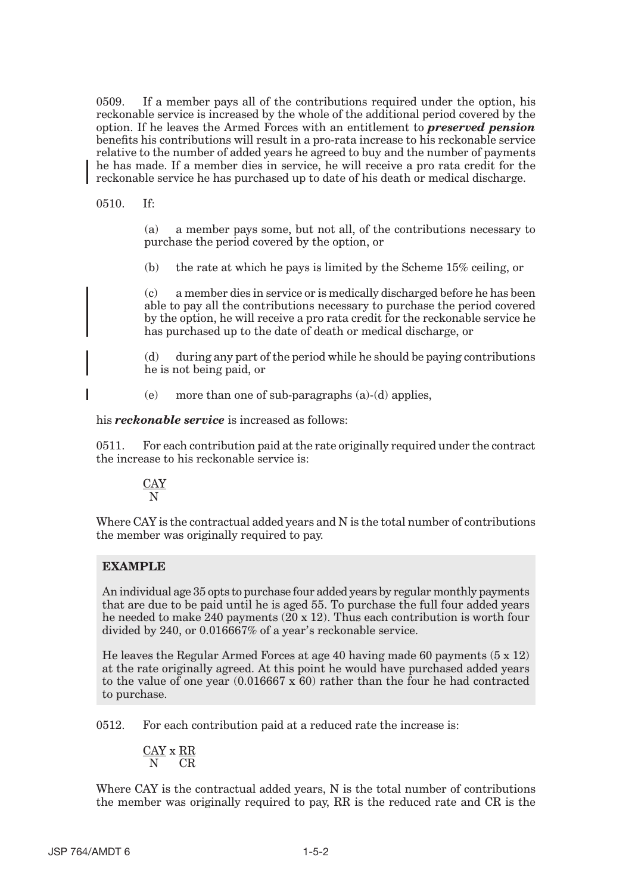0509. If a member pays all of the contributions required under the option, his reckonable service is increased by the whole of the additional period covered by the option. If he leaves the Armed Forces with an entitlement to ***preserved pension*** benefits his contributions will result in a pro-rata increase to his reckonable service relative to the number of added years he agreed to buy and the number of payments he has made. If a member dies in service, he will receive a pro rata credit for the reckonable service he has purchased up to date of his death or medical discharge.

0510. If:

(a) a member pays some, but not all, of the contributions necessary to purchase the period covered by the option, or

(b) the rate at which he pays is limited by the Scheme 15% ceiling, or

(c) a member dies in service or is medically discharged before he has been able to pay all the contributions necessary to purchase the period covered by the option, he will receive a pro rata credit for the reckonable service he has purchased up to the date of death or medical discharge, or

(d) during any part of the period while he should be paying contributions he is not being paid, or

(e) more than one of sub-paragraphs (a)-(d) applies,

his ***reckonable service*** is increased as follows:

0511. For each contribution paid at the rate originally required under the contract the increase to his reckonable service is:

$$\frac{CAY}{N}$$

Where CAY is the contractual added years and N is the total number of contributions the member was originally required to pay.

**EXAMPLE**

An individual age 35 opts to purchase four added years by regular monthly payments that are due to be paid until he is aged 55. To purchase the full four added years he needed to make 240 payments (20 x 12). Thus each contribution is worth four divided by 240, or 0.016667% of a year's reckonable service.

He leaves the Regular Armed Forces at age 40 having made 60 payments (5 x 12) at the rate originally agreed. At this point he would have purchased added years to the value of one year (0.016667 x 60) rather than the four he had contracted to purchase.

0512. For each contribution paid at a reduced rate the increase is:

$$\frac{CAY}{N} \times \frac{RR}{CR}$$

Where CAY is the contractual added years, N is the total number of contributions the member was originally required to pay, RR is the reduced rate and CR is the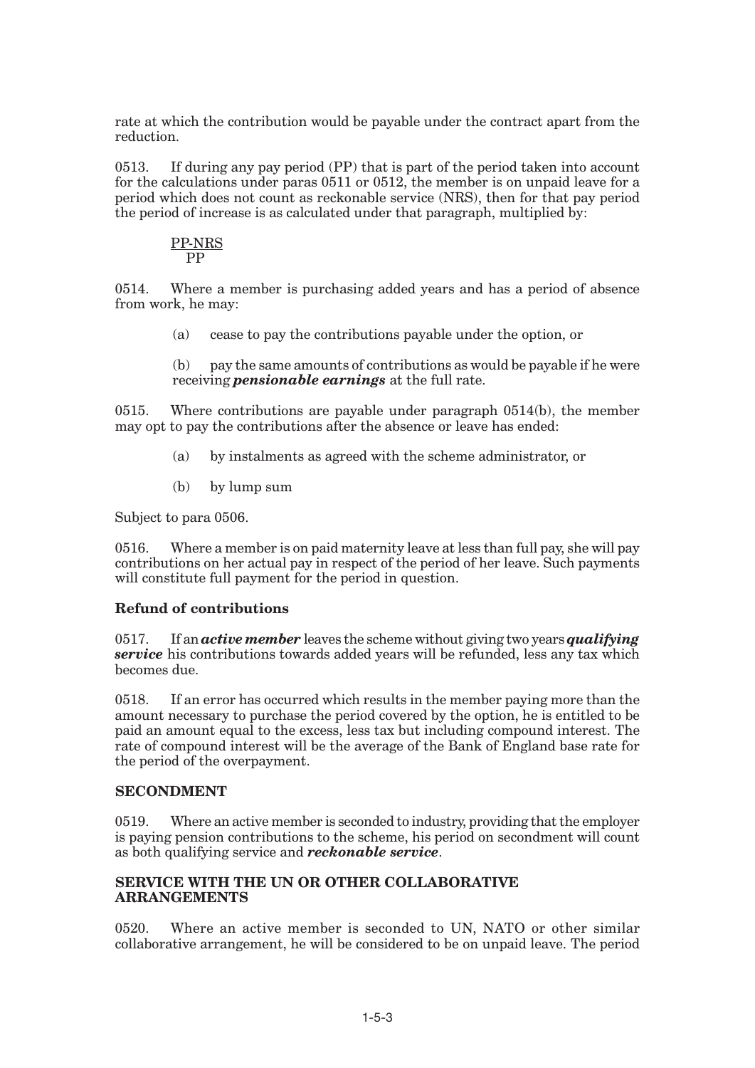rate at which the contribution would be payable under the contract apart from the reduction.

0513. If during any pay period (PP) that is part of the period taken into account for the calculations under paras 0511 or 0512, the member is on unpaid leave for a period which does not count as reckonable service (NRS), then for that pay period the period of increase is as calculated under that paragraph, multiplied by:

$$\frac{PP\text{-}NRS}{PP}$$

0514. Where a member is purchasing added years and has a period of absence from work, he may:

(a) cease to pay the contributions payable under the option, or

(b) pay the same amounts of contributions as would be payable if he were receiving ***pensionable earnings*** at the full rate.

0515. Where contributions are payable under paragraph 0514(b), the member may opt to pay the contributions after the absence or leave has ended:

(a) by instalments as agreed with the scheme administrator, or

(b) by lump sum

Subject to para 0506.

0516. Where a member is on paid maternity leave at less than full pay, she will pay contributions on her actual pay in respect of the period of her leave. Such payments will constitute full payment for the period in question.

**Refund of contributions**

0517. If an ***active member*** leaves the scheme without giving two years ***qualifying service*** his contributions towards added years will be refunded, less any tax which becomes due.

0518. If an error has occurred which results in the member paying more than the amount necessary to purchase the period covered by the option, he is entitled to be paid an amount equal to the excess, less tax but including compound interest. The rate of compound interest will be the average of the Bank of England base rate for the period of the overpayment.

**SECONDMENT**

0519. Where an active member is seconded to industry, providing that the employer is paying pension contributions to the scheme, his period on secondment will count as both qualifying service and ***reckonable service***.

**SERVICE WITH THE UN OR OTHER COLLABORATIVE ARRANGEMENTS**

0520. Where an active member is seconded to UN, NATO or other similar collaborative arrangement, he will be considered to be on unpaid leave. The period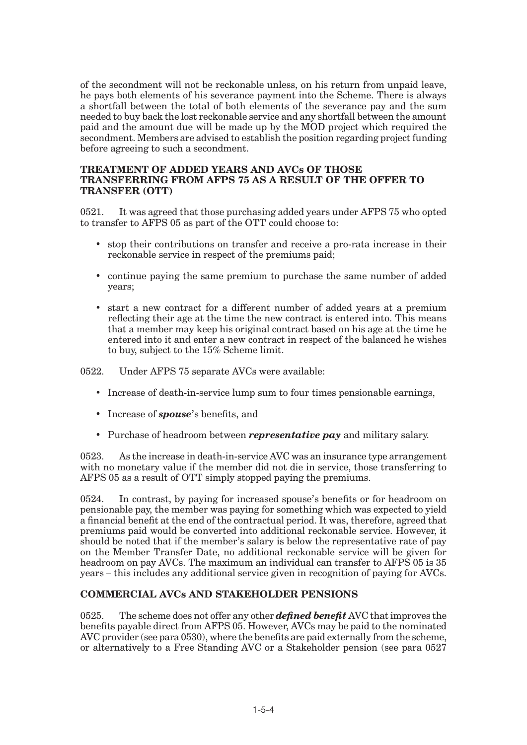of the secondment will not be reckonable unless, on his return from unpaid leave, he pays both elements of his severance payment into the Scheme. There is always a shortfall between the total of both elements of the severance pay and the sum needed to buy back the lost reckonable service and any shortfall between the amount paid and the amount due will be made up by the MOD project which required the secondment. Members are advised to establish the position regarding project funding before agreeing to such a secondment.

### TREATMENT OF ADDED YEARS AND AVCs OF THOSE TRANSFERRING FROM AFPS 75 AS A RESULT OF THE OFFER TO TRANSFER (OTT)

0521. It was agreed that those purchasing added years under AFPS 75 who opted to transfer to AFPS 05 as part of the OTT could choose to:

- stop their contributions on transfer and receive a pro-rata increase in their reckonable service in respect of the premiums paid;
- continue paying the same premium to purchase the same number of added years;
- start a new contract for a different number of added years at a premium reflecting their age at the time the new contract is entered into. This means that a member may keep his original contract based on his age at the time he entered into it and enter a new contract in respect of the balanced he wishes to buy, subject to the 15% Scheme limit.

0522. Under AFPS 75 separate AVCs were available:

- Increase of death-in-service lump sum to four times pensionable earnings,
- Increase of ***spouse***'s benefits, and
- Purchase of headroom between ***representative pay*** and military salary.

0523. As the increase in death-in-service AVC was an insurance type arrangement with no monetary value if the member did not die in service, those transferring to AFPS 05 as a result of OTT simply stopped paying the premiums.

0524. In contrast, by paying for increased spouse's benefits or for headroom on pensionable pay, the member was paying for something which was expected to yield a financial benefit at the end of the contractual period. It was, therefore, agreed that premiums paid would be converted into additional reckonable service. However, it should be noted that if the member's salary is below the representative rate of pay on the Member Transfer Date, no additional reckonable service will be given for headroom on pay AVCs. The maximum an individual can transfer to AFPS 05 is 35 years – this includes any additional service given in recognition of paying for AVCs.

### COMMERCIAL AVCs AND STAKEHOLDER PENSIONS

0525. The scheme does not offer any other ***defined benefit*** AVC that improves the benefits payable direct from AFPS 05. However, AVCs may be paid to the nominated AVC provider (see para 0530), where the benefits are paid externally from the scheme, or alternatively to a Free Standing AVC or a Stakeholder pension (see para 0527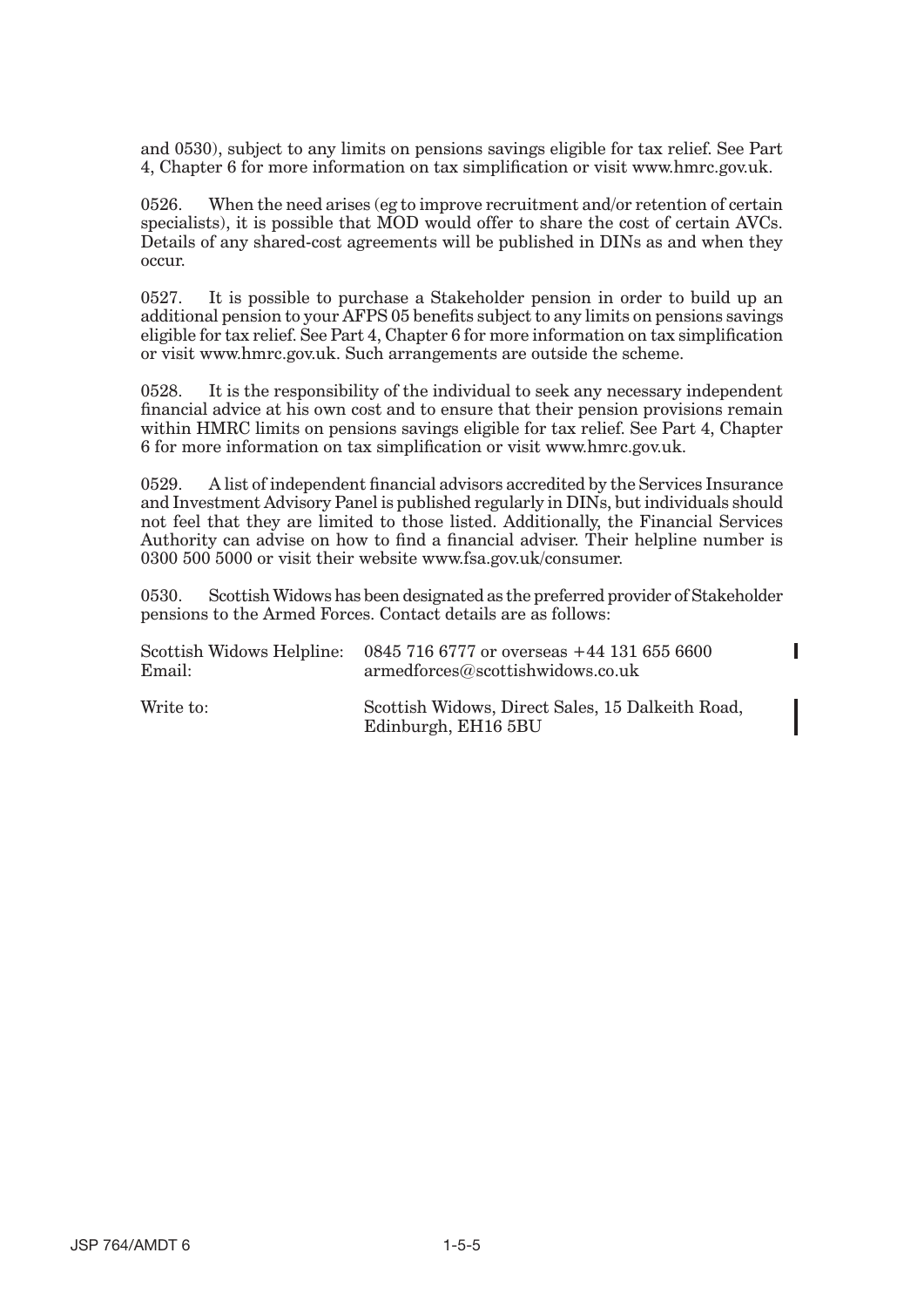and 0530), subject to any limits on pensions savings eligible for tax relief. See Part 4, Chapter 6 for more information on tax simplification or visit www.hmrc.gov.uk.

0526. When the need arises (eg to improve recruitment and/or retention of certain specialists), it is possible that MOD would offer to share the cost of certain AVCs. Details of any shared-cost agreements will be published in DINs as and when they occur.

0527. It is possible to purchase a Stakeholder pension in order to build up an additional pension to your AFPS 05 benefits subject to any limits on pensions savings eligible for tax relief. See Part 4, Chapter 6 for more information on tax simplification or visit www.hmrc.gov.uk. Such arrangements are outside the scheme.

0528. It is the responsibility of the individual to seek any necessary independent financial advice at his own cost and to ensure that their pension provisions remain within HMRC limits on pensions savings eligible for tax relief. See Part 4, Chapter 6 for more information on tax simplification or visit www.hmrc.gov.uk.

0529. A list of independent financial advisors accredited by the Services Insurance and Investment Advisory Panel is published regularly in DINs, but individuals should not feel that they are limited to those listed. Additionally, the Financial Services Authority can advise on how to find a financial adviser. Their helpline number is 0300 500 5000 or visit their website www.fsa.gov.uk/consumer.

0530. Scottish Widows has been designated as the preferred provider of Stakeholder pensions to the Armed Forces. Contact details are as follows:

Scottish Widows Helpline: 0845 716 6777 or overseas +44 131 655 6600
Email: armedforces@scottishwidows.co.uk

Write to: Scottish Widows, Direct Sales, 15 Dalkeith Road, Edinburgh, EH16 5BU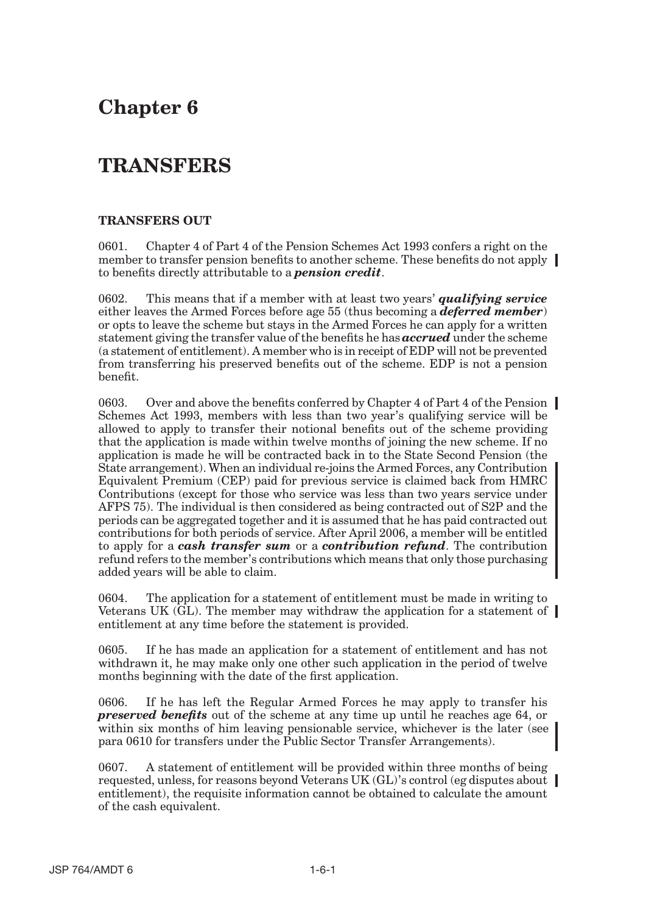# Chapter 6

# TRANSFERS

### TRANSFERS OUT

0601. Chapter 4 of Part 4 of the Pension Schemes Act 1993 confers a right on the member to transfer pension benefits to another scheme. These benefits do not apply to benefits directly attributable to a ***pension credit***.

0602. This means that if a member with at least two years' ***qualifying service*** either leaves the Armed Forces before age 55 (thus becoming a ***deferred member***) or opts to leave the scheme but stays in the Armed Forces he can apply for a written statement giving the transfer value of the benefits he has ***accrued*** under the scheme (a statement of entitlement). A member who is in receipt of EDP will not be prevented from transferring his preserved benefits out of the scheme. EDP is not a pension benefit.

0603. Over and above the benefits conferred by Chapter 4 of Part 4 of the Pension Schemes Act 1993, members with less than two year's qualifying service will be allowed to apply to transfer their notional benefits out of the scheme providing that the application is made within twelve months of joining the new scheme. If no application is made he will be contracted back in to the State Second Pension (the State arrangement). When an individual re-joins the Armed Forces, any Contribution Equivalent Premium (CEP) paid for previous service is claimed back from HMRC Contributions (except for those who service was less than two years service under AFPS 75). The individual is then considered as being contracted out of S2P and the periods can be aggregated together and it is assumed that he has paid contracted out contributions for both periods of service. After April 2006, a member will be entitled to apply for a ***cash transfer sum*** or a ***contribution refund***. The contribution refund refers to the member's contributions which means that only those purchasing added years will be able to claim.

0604. The application for a statement of entitlement must be made in writing to Veterans UK (GL). The member may withdraw the application for a statement of entitlement at any time before the statement is provided.

0605. If he has made an application for a statement of entitlement and has not withdrawn it, he may make only one other such application in the period of twelve months beginning with the date of the first application.

0606. If he has left the Regular Armed Forces he may apply to transfer his ***preserved benefits*** out of the scheme at any time up until he reaches age 64, or within six months of him leaving pensionable service, whichever is the later (see para 0610 for transfers under the Public Sector Transfer Arrangements).

0607. A statement of entitlement will be provided within three months of being requested, unless, for reasons beyond Veterans UK (GL)'s control (eg disputes about entitlement), the requisite information cannot be obtained to calculate the amount of the cash equivalent.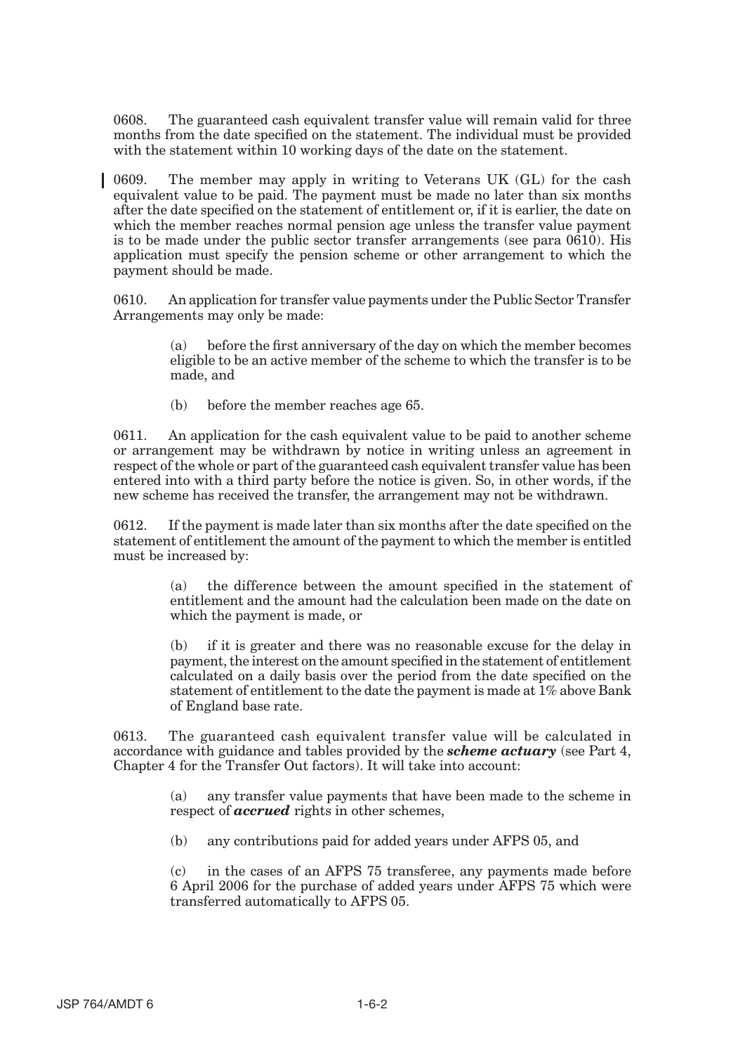0608. The guaranteed cash equivalent transfer value will remain valid for three months from the date specified on the statement. The individual must be provided with the statement within 10 working days of the date on the statement.

0609. The member may apply in writing to Veterans UK (GL) for the cash equivalent value to be paid. The payment must be made no later than six months after the date specified on the statement of entitlement or, if it is earlier, the date on which the member reaches normal pension age unless the transfer value payment is to be made under the public sector transfer arrangements (see para 0610). His application must specify the pension scheme or other arrangement to which the payment should be made.

0610. An application for transfer value payments under the Public Sector Transfer Arrangements may only be made:

> (a) before the first anniversary of the day on which the member becomes eligible to be an active member of the scheme to which the transfer is to be made, and
>
> (b) before the member reaches age 65.

0611. An application for the cash equivalent value to be paid to another scheme or arrangement may be withdrawn by notice in writing unless an agreement in respect of the whole or part of the guaranteed cash equivalent transfer value has been entered into with a third party before the notice is given. So, in other words, if the new scheme has received the transfer, the arrangement may not be withdrawn.

0612. If the payment is made later than six months after the date specified on the statement of entitlement the amount of the payment to which the member is entitled must be increased by:

> (a) the difference between the amount specified in the statement of entitlement and the amount had the calculation been made on the date on which the payment is made, or
>
> (b) if it is greater and there was no reasonable excuse for the delay in payment, the interest on the amount specified in the statement of entitlement calculated on a daily basis over the period from the date specified on the statement of entitlement to the date the payment is made at 1% above Bank of England base rate.

0613. The guaranteed cash equivalent transfer value will be calculated in accordance with guidance and tables provided by the ***scheme actuary*** (see Part 4, Chapter 4 for the Transfer Out factors). It will take into account:

> (a) any transfer value payments that have been made to the scheme in respect of ***accrued*** rights in other schemes,
>
> (b) any contributions paid for added years under AFPS 05, and
>
> (c) in the cases of an AFPS 75 transferee, any payments made before 6 April 2006 for the purchase of added years under AFPS 75 which were transferred automatically to AFPS 05.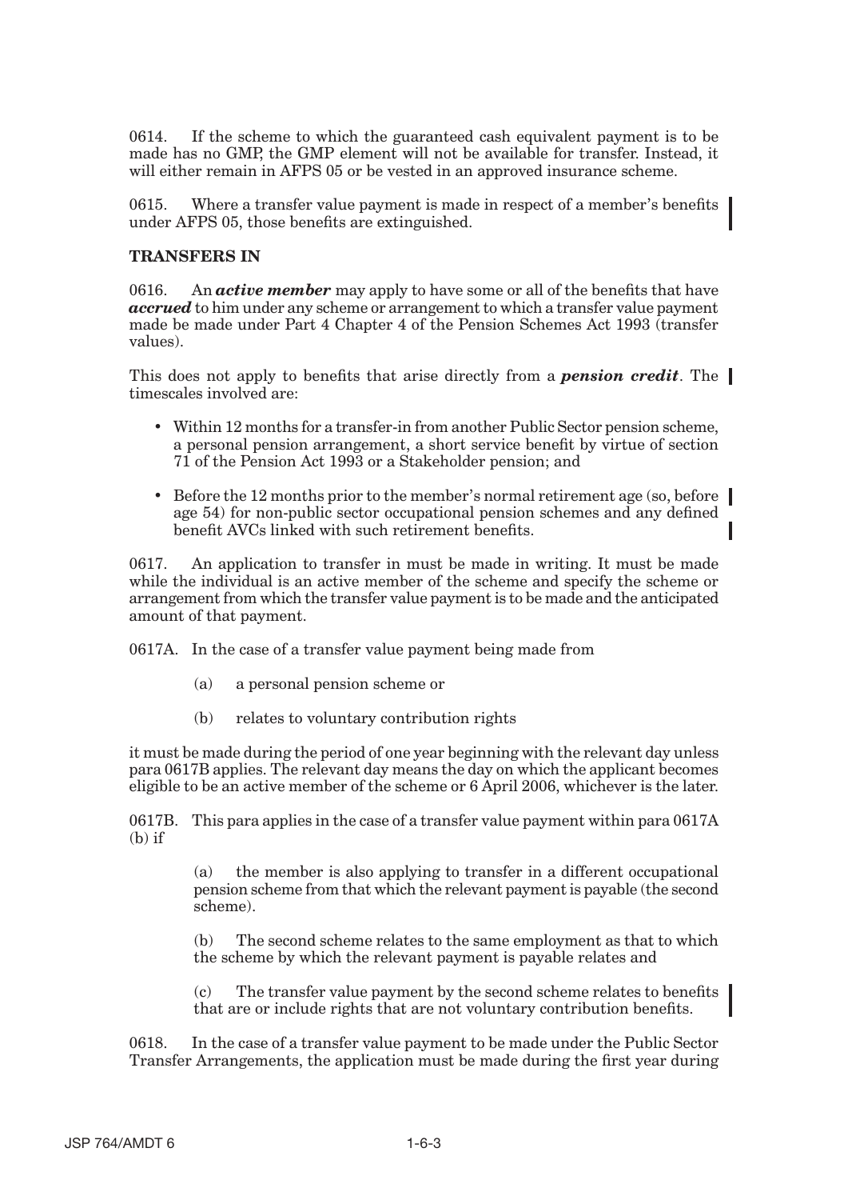0614. If the scheme to which the guaranteed cash equivalent payment is to be made has no GMP, the GMP element will not be available for transfer. Instead, it will either remain in AFPS 05 or be vested in an approved insurance scheme.

0615. Where a transfer value payment is made in respect of a member's benefits under AFPS 05, those benefits are extinguished.

**TRANSFERS IN**

0616. An ***active member*** may apply to have some or all of the benefits that have ***accrued*** to him under any scheme or arrangement to which a transfer value payment made be made under Part 4 Chapter 4 of the Pension Schemes Act 1993 (transfer values).

This does not apply to benefits that arise directly from a ***pension credit***. The timescales involved are:

- Within 12 months for a transfer-in from another Public Sector pension scheme, a personal pension arrangement, a short service benefit by virtue of section 71 of the Pension Act 1993 or a Stakeholder pension; and
- Before the 12 months prior to the member's normal retirement age (so, before age 54) for non-public sector occupational pension schemes and any defined benefit AVCs linked with such retirement benefits.

0617. An application to transfer in must be made in writing. It must be made while the individual is an active member of the scheme and specify the scheme or arrangement from which the transfer value payment is to be made and the anticipated amount of that payment.

0617A. In the case of a transfer value payment being made from

(a) a personal pension scheme or

(b) relates to voluntary contribution rights

it must be made during the period of one year beginning with the relevant day unless para 0617B applies. The relevant day means the day on which the applicant becomes eligible to be an active member of the scheme or 6 April 2006, whichever is the later.

0617B. This para applies in the case of a transfer value payment within para 0617A (b) if

(a) the member is also applying to transfer in a different occupational pension scheme from that which the relevant payment is payable (the second scheme).

(b) The second scheme relates to the same employment as that to which the scheme by which the relevant payment is payable relates and

(c) The transfer value payment by the second scheme relates to benefits that are or include rights that are not voluntary contribution benefits.

0618. In the case of a transfer value payment to be made under the Public Sector Transfer Arrangements, the application must be made during the first year during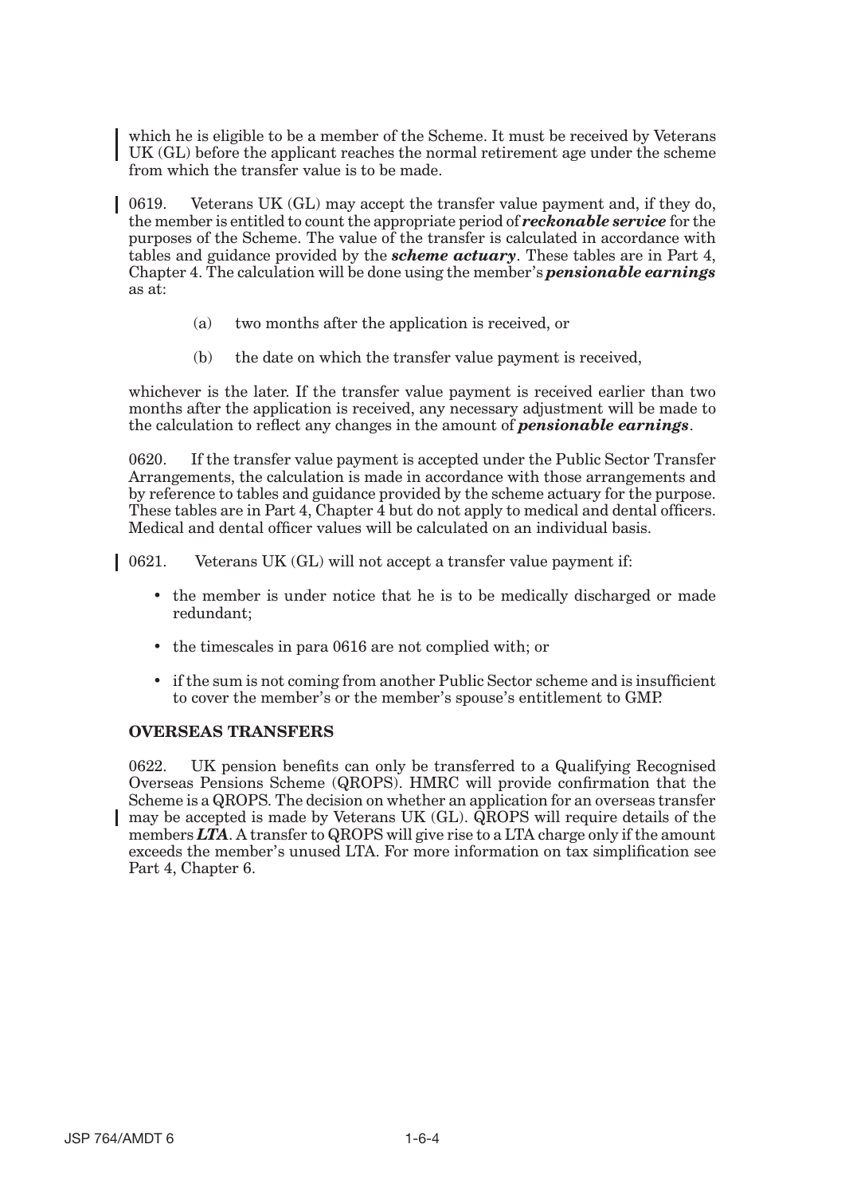which he is eligible to be a member of the Scheme. It must be received by Veterans UK (GL) before the applicant reaches the normal retirement age under the scheme from which the transfer value is to be made.

0619. Veterans UK (GL) may accept the transfer value payment and, if they do, the member is entitled to count the appropriate period of ***reckonable service*** for the purposes of the Scheme. The value of the transfer is calculated in accordance with tables and guidance provided by the ***scheme actuary***. These tables are in Part 4, Chapter 4. The calculation will be done using the member's ***pensionable earnings*** as at:

(a) two months after the application is received, or

(b) the date on which the transfer value payment is received,

whichever is the later. If the transfer value payment is received earlier than two months after the application is received, any necessary adjustment will be made to the calculation to reflect any changes in the amount of ***pensionable earnings***.

0620. If the transfer value payment is accepted under the Public Sector Transfer Arrangements, the calculation is made in accordance with those arrangements and by reference to tables and guidance provided by the scheme actuary for the purpose. These tables are in Part 4, Chapter 4 but do not apply to medical and dental officers. Medical and dental officer values will be calculated on an individual basis.

0621. Veterans UK (GL) will not accept a transfer value payment if:

- the member is under notice that he is to be medically discharged or made redundant;
- the timescales in para 0616 are not complied with; or
- if the sum is not coming from another Public Sector scheme and is insufficient to cover the member's or the member's spouse's entitlement to GMP.

### OVERSEAS TRANSFERS

0622. UK pension benefits can only be transferred to a Qualifying Recognised Overseas Pensions Scheme (QROPS). HMRC will provide confirmation that the Scheme is a QROPS. The decision on whether an application for an overseas transfer may be accepted is made by Veterans UK (GL). QROPS will require details of the members ***LTA***. A transfer to QROPS will give rise to a LTA charge only if the amount exceeds the member's unused LTA. For more information on tax simplification see Part 4, Chapter 6.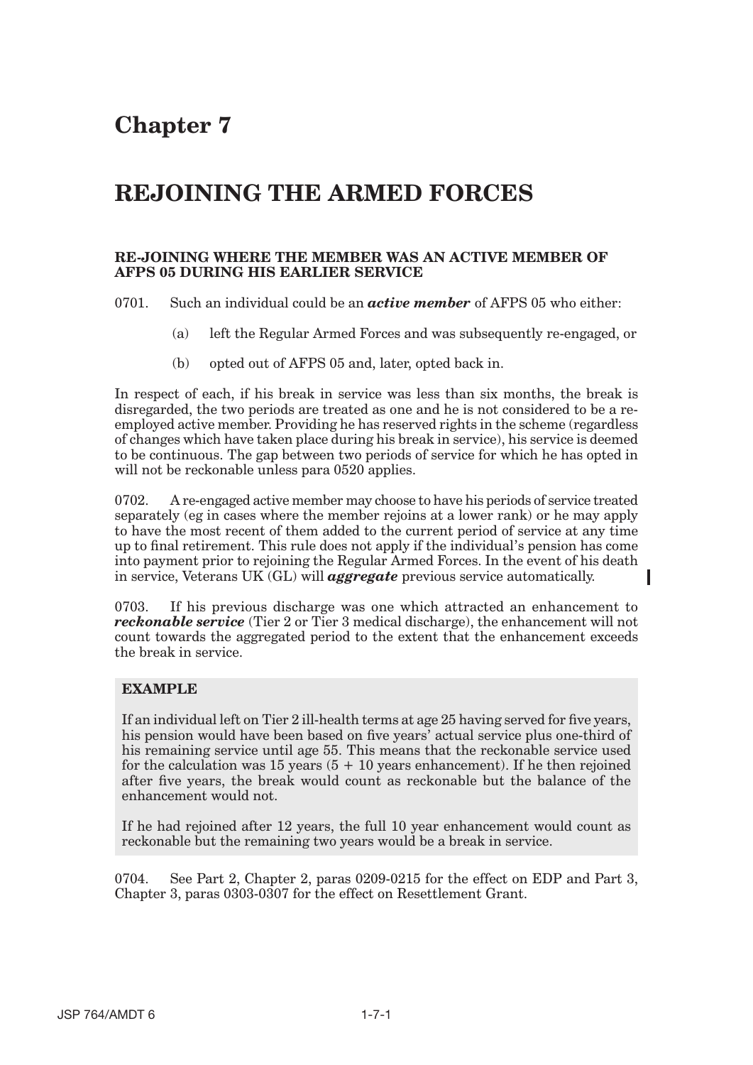# Chapter 7

# REJOINING THE ARMED FORCES

### RE-JOINING WHERE THE MEMBER WAS AN ACTIVE MEMBER OF AFPS 05 DURING HIS EARLIER SERVICE

0701. Such an individual could be an ***active member*** of AFPS 05 who either:

- (a) left the Regular Armed Forces and was subsequently re-engaged, or
- (b) opted out of AFPS 05 and, later, opted back in.

In respect of each, if his break in service was less than six months, the break is disregarded, the two periods are treated as one and he is not considered to be a re-employed active member. Providing he has reserved rights in the scheme (regardless of changes which have taken place during his break in service), his service is deemed to be continuous. The gap between two periods of service for which he has opted in will not be reckonable unless para 0520 applies.

0702. A re-engaged active member may choose to have his periods of service treated separately (eg in cases where the member rejoins at a lower rank) or he may apply to have the most recent of them added to the current period of service at any time up to final retirement. This rule does not apply if the individual's pension has come into payment prior to rejoining the Regular Armed Forces. In the event of his death in service, Veterans UK (GL) will ***aggregate*** previous service automatically.

0703. If his previous discharge was one which attracted an enhancement to ***reckonable service*** (Tier 2 or Tier 3 medical discharge), the enhancement will not count towards the aggregated period to the extent that the enhancement exceeds the break in service.

> **EXAMPLE**
>
> If an individual left on Tier 2 ill-health terms at age 25 having served for five years, his pension would have been based on five years' actual service plus one-third of his remaining service until age 55. This means that the reckonable service used for the calculation was 15 years (5 + 10 years enhancement). If he then rejoined after five years, the break would count as reckonable but the balance of the enhancement would not.
>
> If he had rejoined after 12 years, the full 10 year enhancement would count as reckonable but the remaining two years would be a break in service.

0704. See Part 2, Chapter 2, paras 0209-0215 for the effect on EDP and Part 3, Chapter 3, paras 0303-0307 for the effect on Resettlement Grant.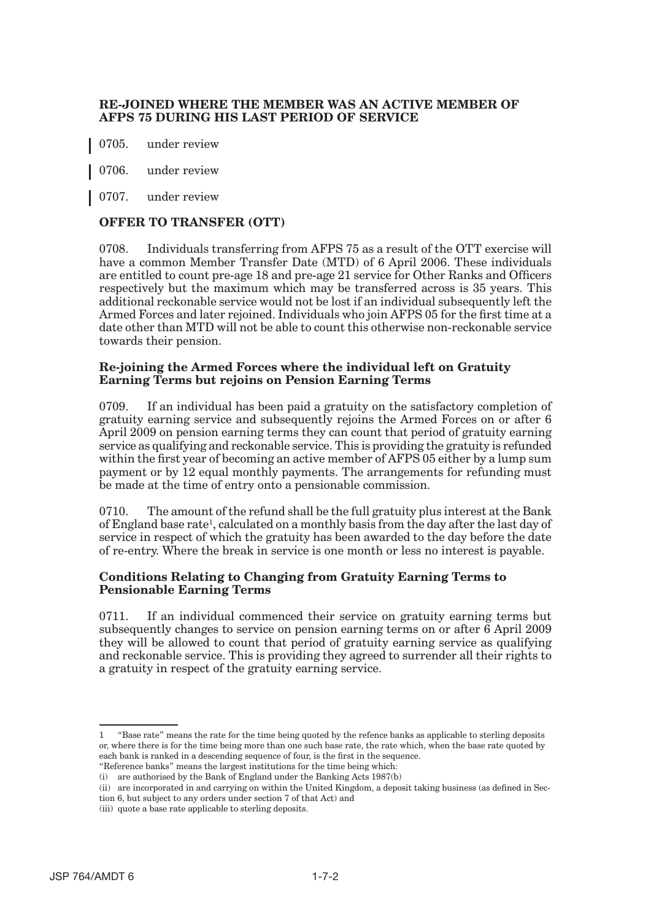**RE-JOINED WHERE THE MEMBER WAS AN ACTIVE MEMBER OF AFPS 75 DURING HIS LAST PERIOD OF SERVICE**

0705. under review

0706. under review

0707. under review

**OFFER TO TRANSFER (OTT)**

0708. Individuals transferring from AFPS 75 as a result of the OTT exercise will have a common Member Transfer Date (MTD) of 6 April 2006. These individuals are entitled to count pre-age 18 and pre-age 21 service for Other Ranks and Officers respectively but the maximum which may be transferred across is 35 years. This additional reckonable service would not be lost if an individual subsequently left the Armed Forces and later rejoined. Individuals who join AFPS 05 for the first time at a date other than MTD will not be able to count this otherwise non-reckonable service towards their pension.

**Re-joining the Armed Forces where the individual left on Gratuity Earning Terms but rejoins on Pension Earning Terms**

0709. If an individual has been paid a gratuity on the satisfactory completion of gratuity earning service and subsequently rejoins the Armed Forces on or after 6 April 2009 on pension earning terms they can count that period of gratuity earning service as qualifying and reckonable service. This is providing the gratuity is refunded within the first year of becoming an active member of AFPS 05 either by a lump sum payment or by 12 equal monthly payments. The arrangements for refunding must be made at the time of entry onto a pensionable commission.

0710. The amount of the refund shall be the full gratuity plus interest at the Bank of England base rate[1], calculated on a monthly basis from the day after the last day of service in respect of which the gratuity has been awarded to the day before the date of re-entry. Where the break in service is one month or less no interest is payable.

**Conditions Relating to Changing from Gratuity Earning Terms to Pensionable Earning Terms**

0711. If an individual commenced their service on gratuity earning terms but subsequently changes to service on pension earning terms on or after 6 April 2009 they will be allowed to count that period of gratuity earning service as qualifying and reckonable service. This is providing they agreed to surrender all their rights to a gratuity in respect of the gratuity earning service.

---

1 "Base rate" means the rate for the time being quoted by the refence banks as applicable to sterling deposits or, where there is for the time being more than one such base rate, the rate which, when the base rate quoted by each bank is ranked in a descending sequence of four, is the first in the sequence.

"Reference banks" means the largest institutions for the time being which:

(i) are authorised by the Bank of England under the Banking Acts 1987(b)

(ii) are incorporated in and carrying on within the United Kingdom, a deposit taking business (as defined in Section 6, but subject to any orders under section 7 of that Act) and

(iii) quote a base rate applicable to sterling deposits.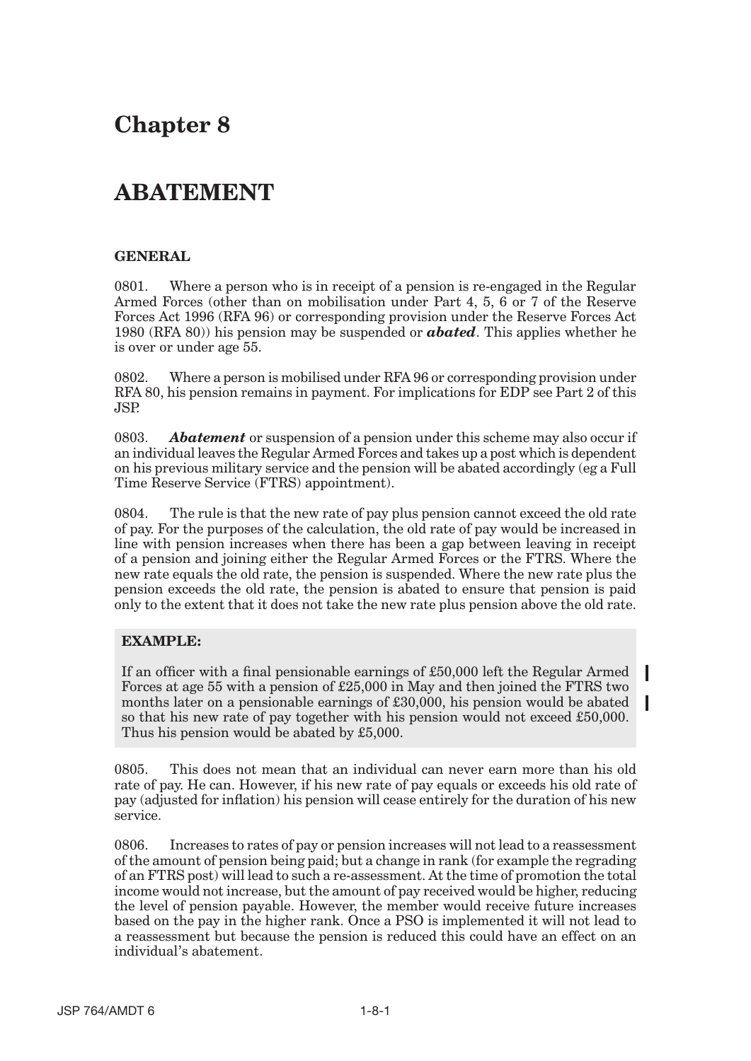# Chapter 8

# ABATEMENT

### GENERAL

0801. Where a person who is in receipt of a pension is re-engaged in the Regular Armed Forces (other than on mobilisation under Part 4, 5, 6 or 7 of the Reserve Forces Act 1996 (RFA 96) or corresponding provision under the Reserve Forces Act 1980 (RFA 80)) his pension may be suspended or ***abated***. This applies whether he is over or under age 55.

0802. Where a person is mobilised under RFA 96 or corresponding provision under RFA 80, his pension remains in payment. For implications for EDP see Part 2 of this JSP.

0803. ***Abatement*** or suspension of a pension under this scheme may also occur if an individual leaves the Regular Armed Forces and takes up a post which is dependent on his previous military service and the pension will be abated accordingly (eg a Full Time Reserve Service (FTRS) appointment).

0804. The rule is that the new rate of pay plus pension cannot exceed the old rate of pay. For the purposes of the calculation, the old rate of pay would be increased in line with pension increases when there has been a gap between leaving in receipt of a pension and joining either the Regular Armed Forces or the FTRS. Where the new rate equals the old rate, the pension is suspended. Where the new rate plus the pension exceeds the old rate, the pension is abated to ensure that pension is paid only to the extent that it does not take the new rate plus pension above the old rate.

**EXAMPLE:**

If an officer with a final pensionable earnings of £50,000 left the Regular Armed Forces at age 55 with a pension of £25,000 in May and then joined the FTRS two months later on a pensionable earnings of £30,000, his pension would be abated so that his new rate of pay together with his pension would not exceed £50,000. Thus his pension would be abated by £5,000.

0805. This does not mean that an individual can never earn more than his old rate of pay. He can. However, if his new rate of pay equals or exceeds his old rate of pay (adjusted for inflation) his pension will cease entirely for the duration of his new service.

0806. Increases to rates of pay or pension increases will not lead to a reassessment of the amount of pension being paid; but a change in rank (for example the regrading of an FTRS post) will lead to such a re-assessment. At the time of promotion the total income would not increase, but the amount of pay received would be higher, reducing the level of pension payable. However, the member would receive future increases based on the pay in the higher rank. Once a PSO is implemented it will not lead to a reassessment but because the pension is reduced this could have an effect on an individual's abatement.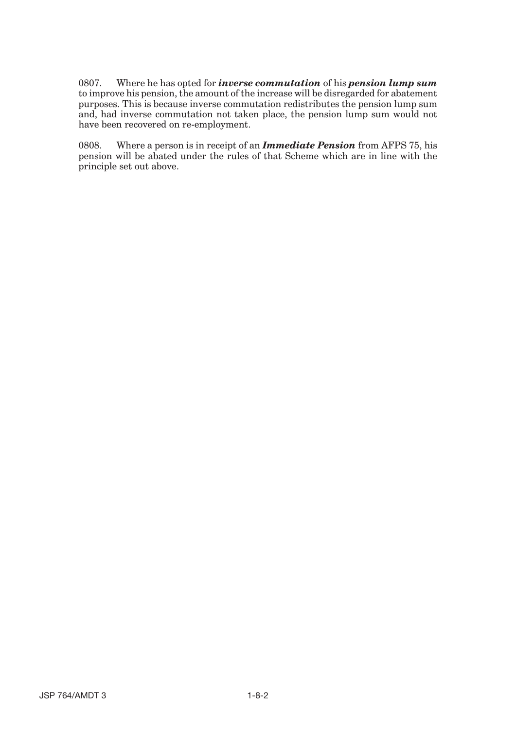0807. Where he has opted for ***inverse commutation*** of his ***pension lump sum*** to improve his pension, the amount of the increase will be disregarded for abatement purposes. This is because inverse commutation redistributes the pension lump sum and, had inverse commutation not taken place, the pension lump sum would not have been recovered on re-employment.

0808. Where a person is in receipt of an ***Immediate Pension*** from AFPS 75, his pension will be abated under the rules of that Scheme which are in line with the principle set out above.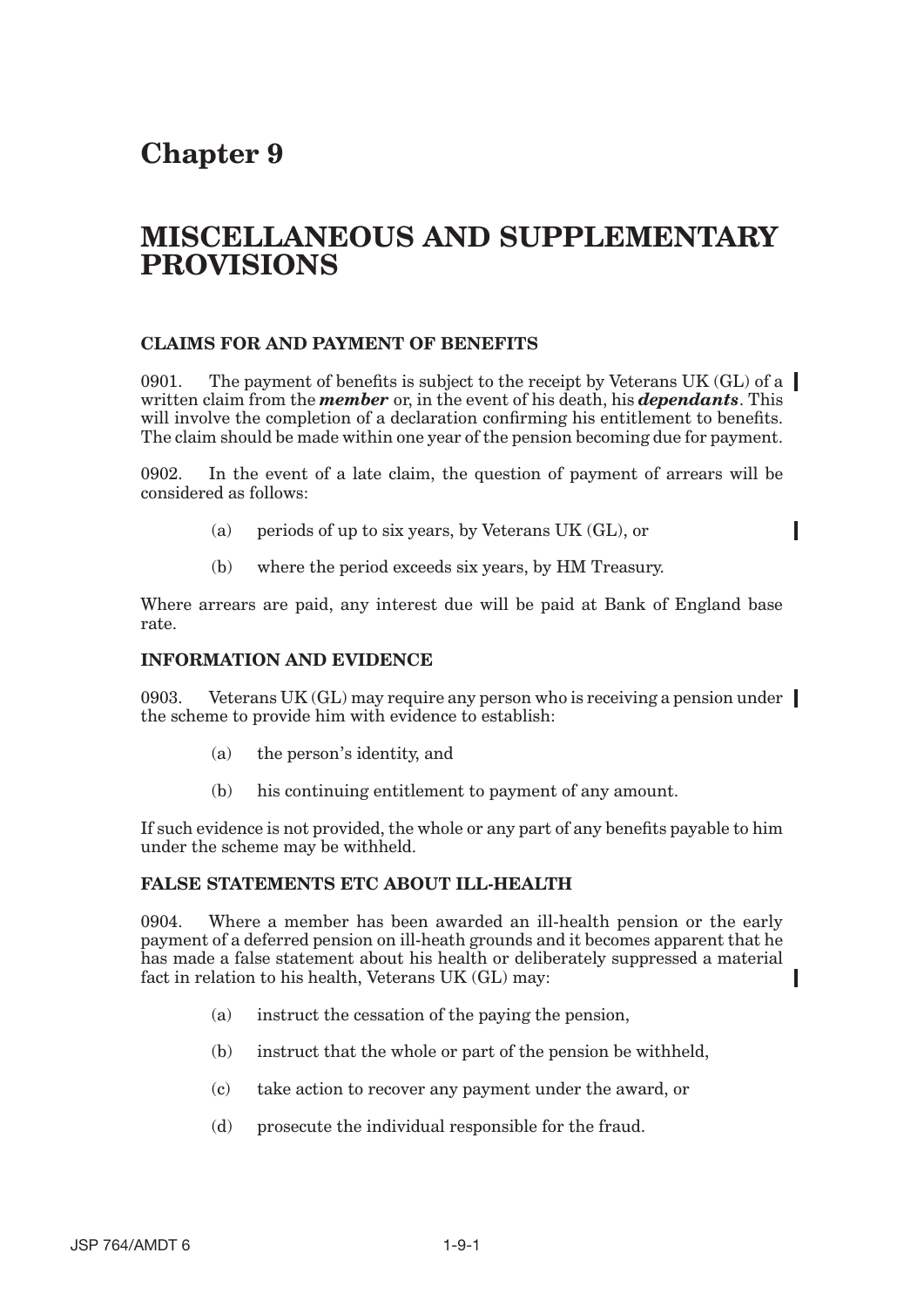# Chapter 9

# MISCELLANEOUS AND SUPPLEMENTARY PROVISIONS

### CLAIMS FOR AND PAYMENT OF BENEFITS

0901. The payment of benefits is subject to the receipt by Veterans UK (GL) of a written claim from the ***member*** or, in the event of his death, his ***dependants***. This will involve the completion of a declaration confirming his entitlement to benefits. The claim should be made within one year of the pension becoming due for payment.

0902. In the event of a late claim, the question of payment of arrears will be considered as follows:

- (a) periods of up to six years, by Veterans UK (GL), or
- (b) where the period exceeds six years, by HM Treasury.

Where arrears are paid, any interest due will be paid at Bank of England base rate.

### INFORMATION AND EVIDENCE

0903. Veterans UK (GL) may require any person who is receiving a pension under the scheme to provide him with evidence to establish:

- (a) the person's identity, and
- (b) his continuing entitlement to payment of any amount.

If such evidence is not provided, the whole or any part of any benefits payable to him under the scheme may be withheld.

### FALSE STATEMENTS ETC ABOUT ILL-HEALTH

0904. Where a member has been awarded an ill-health pension or the early payment of a deferred pension on ill-heath grounds and it becomes apparent that he has made a false statement about his health or deliberately suppressed a material fact in relation to his health, Veterans UK (GL) may:

- (a) instruct the cessation of the paying the pension,
- (b) instruct that the whole or part of the pension be withheld,
- (c) take action to recover any payment under the award, or
- (d) prosecute the individual responsible for the fraud.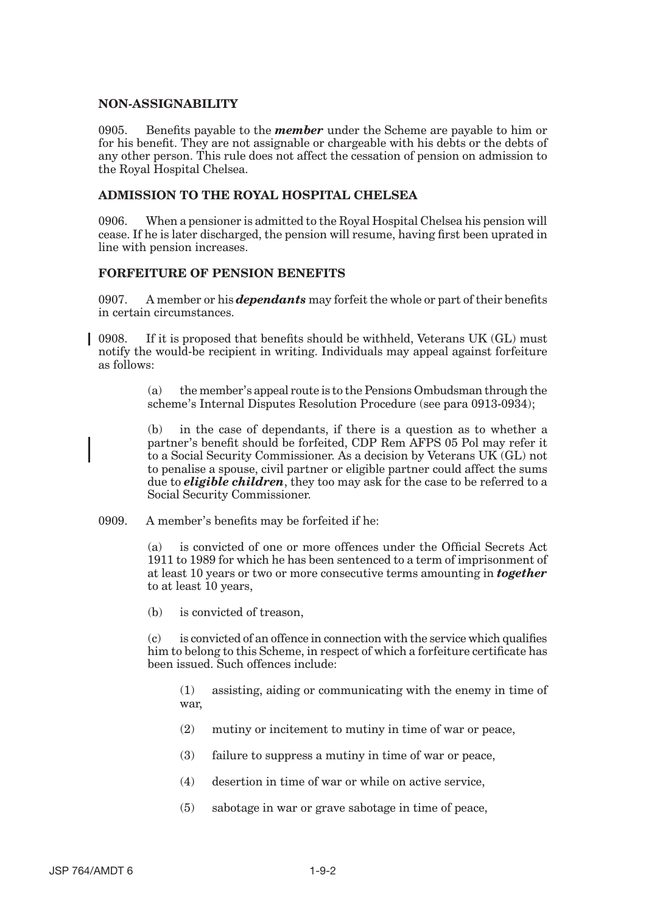## NON-ASSIGNABILITY

0905. Benefits payable to the ***member*** under the Scheme are payable to him or for his benefit. They are not assignable or chargeable with his debts or the debts of any other person. This rule does not affect the cessation of pension on admission to the Royal Hospital Chelsea.

## ADMISSION TO THE ROYAL HOSPITAL CHELSEA

0906. When a pensioner is admitted to the Royal Hospital Chelsea his pension will cease. If he is later discharged, the pension will resume, having first been uprated in line with pension increases.

## FORFEITURE OF PENSION BENEFITS

0907. A member or his ***dependants*** may forfeit the whole or part of their benefits in certain circumstances.

0908. If it is proposed that benefits should be withheld, Veterans UK (GL) must notify the would-be recipient in writing. Individuals may appeal against forfeiture as follows:

(a) the member's appeal route is to the Pensions Ombudsman through the scheme's Internal Disputes Resolution Procedure (see para 0913-0934);

(b) in the case of dependants, if there is a question as to whether a partner's benefit should be forfeited, CDP Rem AFPS 05 Pol may refer it to a Social Security Commissioner. As a decision by Veterans UK (GL) not to penalise a spouse, civil partner or eligible partner could affect the sums due to ***eligible children***, they too may ask for the case to be referred to a Social Security Commissioner.

0909. A member's benefits may be forfeited if he:

(a) is convicted of one or more offences under the Official Secrets Act 1911 to 1989 for which he has been sentenced to a term of imprisonment of at least 10 years or two or more consecutive terms amounting in ***together*** to at least 10 years,

(b) is convicted of treason,

(c) is convicted of an offence in connection with the service which qualifies him to belong to this Scheme, in respect of which a forfeiture certificate has been issued. Such offences include:

(1) assisting, aiding or communicating with the enemy in time of war,

(2) mutiny or incitement to mutiny in time of war or peace,

(3) failure to suppress a mutiny in time of war or peace,

(4) desertion in time of war or while on active service,

(5) sabotage in war or grave sabotage in time of peace,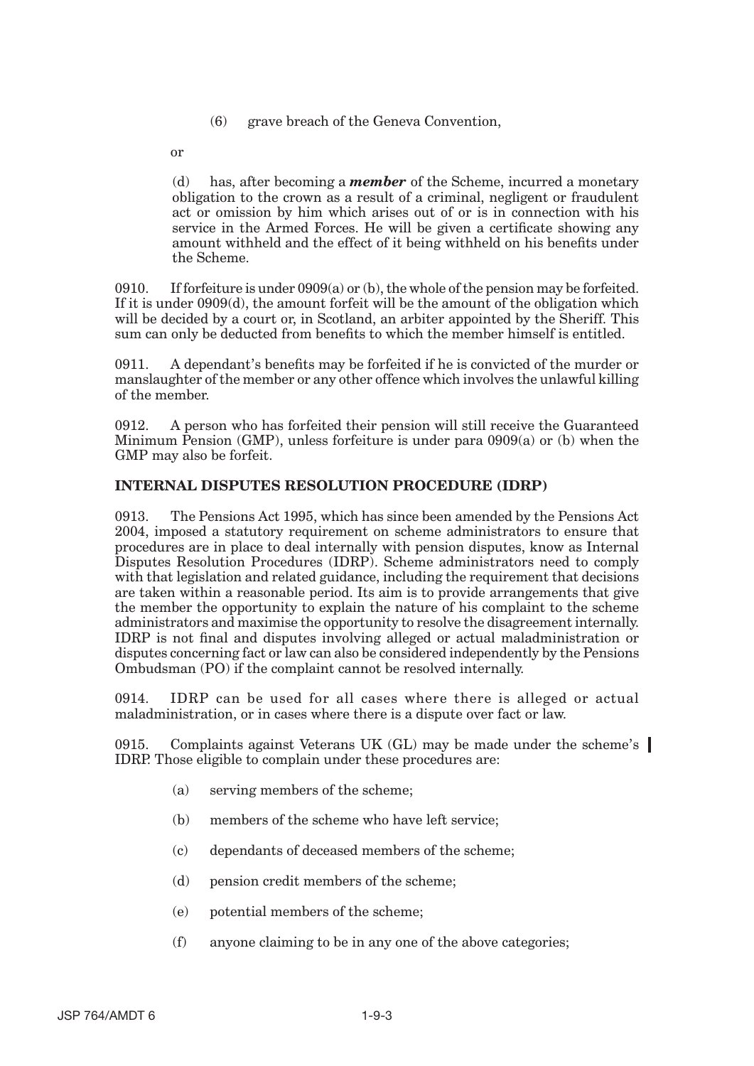(6) grave breach of the Geneva Convention,

or

(d) has, after becoming a ***member*** of the Scheme, incurred a monetary obligation to the crown as a result of a criminal, negligent or fraudulent act or omission by him which arises out of or is in connection with his service in the Armed Forces. He will be given a certificate showing any amount withheld and the effect of it being withheld on his benefits under the Scheme.

0910. If forfeiture is under 0909(a) or (b), the whole of the pension may be forfeited. If it is under 0909(d), the amount forfeit will be the amount of the obligation which will be decided by a court or, in Scotland, an arbiter appointed by the Sheriff. This sum can only be deducted from benefits to which the member himself is entitled.

0911. A dependant's benefits may be forfeited if he is convicted of the murder or manslaughter of the member or any other offence which involves the unlawful killing of the member.

0912. A person who has forfeited their pension will still receive the Guaranteed Minimum Pension (GMP), unless forfeiture is under para 0909(a) or (b) when the GMP may also be forfeit.

## INTERNAL DISPUTES RESOLUTION PROCEDURE (IDRP)

0913. The Pensions Act 1995, which has since been amended by the Pensions Act 2004, imposed a statutory requirement on scheme administrators to ensure that procedures are in place to deal internally with pension disputes, know as Internal Disputes Resolution Procedures (IDRP). Scheme administrators need to comply with that legislation and related guidance, including the requirement that decisions are taken within a reasonable period. Its aim is to provide arrangements that give the member the opportunity to explain the nature of his complaint to the scheme administrators and maximise the opportunity to resolve the disagreement internally. IDRP is not final and disputes involving alleged or actual maladministration or disputes concerning fact or law can also be considered independently by the Pensions Ombudsman (PO) if the complaint cannot be resolved internally.

0914. IDRP can be used for all cases where there is alleged or actual maladministration, or in cases where there is a dispute over fact or law.

0915. Complaints against Veterans UK (GL) may be made under the scheme's IDRP. Those eligible to complain under these procedures are:

(a) serving members of the scheme;

(b) members of the scheme who have left service;

(c) dependants of deceased members of the scheme;

(d) pension credit members of the scheme;

(e) potential members of the scheme;

(f) anyone claiming to be in any one of the above categories;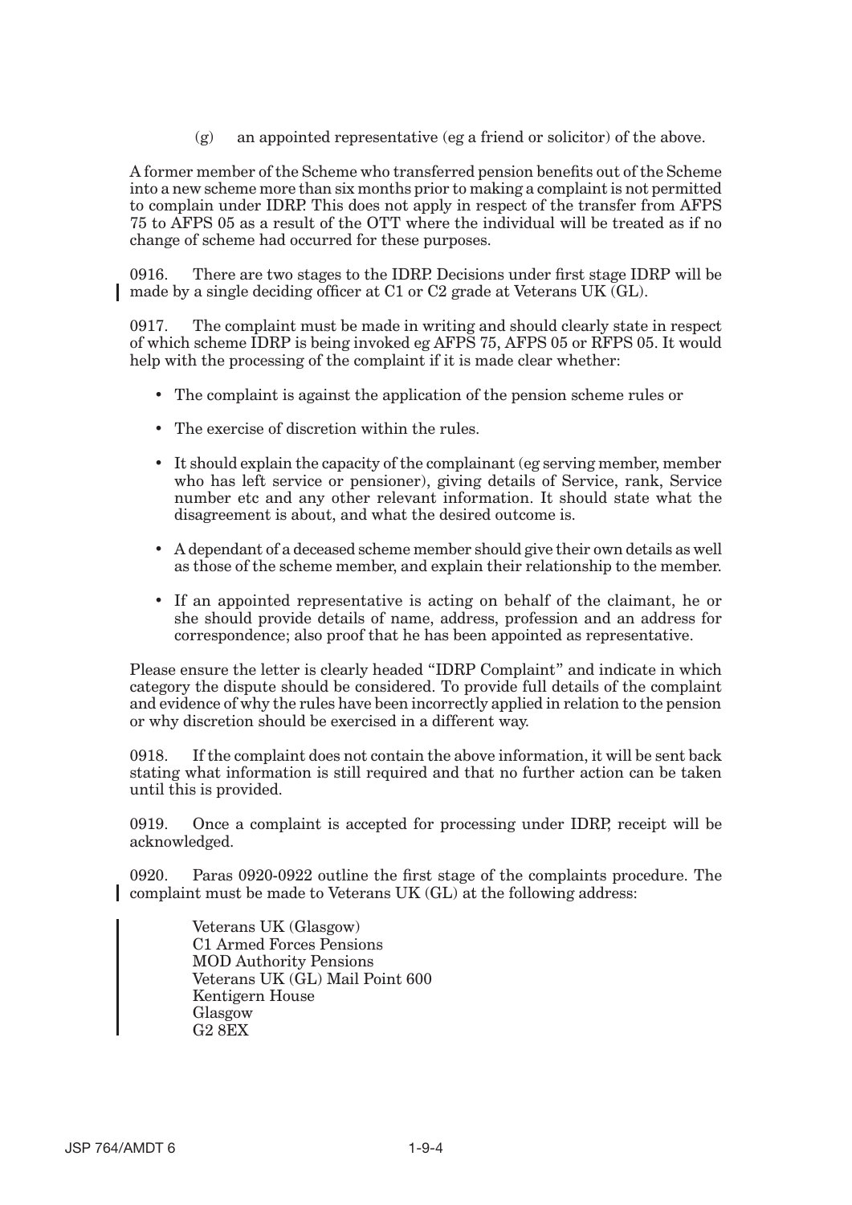(g) an appointed representative (eg a friend or solicitor) of the above.

A former member of the Scheme who transferred pension benefits out of the Scheme into a new scheme more than six months prior to making a complaint is not permitted to complain under IDRP. This does not apply in respect of the transfer from AFPS 75 to AFPS 05 as a result of the OTT where the individual will be treated as if no change of scheme had occurred for these purposes.

0916. There are two stages to the IDRP. Decisions under first stage IDRP will be made by a single deciding officer at C1 or C2 grade at Veterans UK (GL).

0917. The complaint must be made in writing and should clearly state in respect of which scheme IDRP is being invoked eg AFPS 75, AFPS 05 or RFPS 05. It would help with the processing of the complaint if it is made clear whether:

- The complaint is against the application of the pension scheme rules or
- The exercise of discretion within the rules.
- It should explain the capacity of the complainant (eg serving member, member who has left service or pensioner), giving details of Service, rank, Service number etc and any other relevant information. It should state what the disagreement is about, and what the desired outcome is.
- A dependant of a deceased scheme member should give their own details as well as those of the scheme member, and explain their relationship to the member.
- If an appointed representative is acting on behalf of the claimant, he or she should provide details of name, address, profession and an address for correspondence; also proof that he has been appointed as representative.

Please ensure the letter is clearly headed "IDRP Complaint" and indicate in which category the dispute should be considered. To provide full details of the complaint and evidence of why the rules have been incorrectly applied in relation to the pension or why discretion should be exercised in a different way.

0918. If the complaint does not contain the above information, it will be sent back stating what information is still required and that no further action can be taken until this is provided.

0919. Once a complaint is accepted for processing under IDRP, receipt will be acknowledged.

0920. Paras 0920-0922 outline the first stage of the complaints procedure. The complaint must be made to Veterans UK (GL) at the following address:

Veterans UK (Glasgow)
C1 Armed Forces Pensions
MOD Authority Pensions
Veterans UK (GL) Mail Point 600
Kentigern House
Glasgow
G2 8EX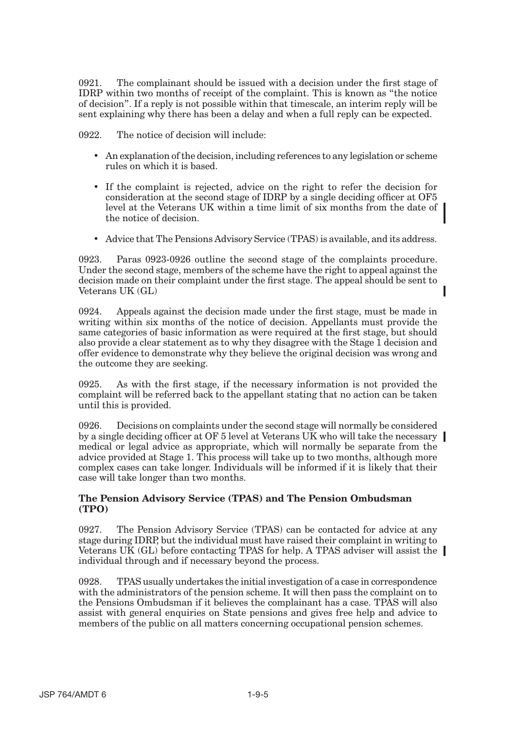0921. The complainant should be issued with a decision under the first stage of IDRP within two months of receipt of the complaint. This is known as "the notice of decision". If a reply is not possible within that timescale, an interim reply will be sent explaining why there has been a delay and when a full reply can be expected.

0922. The notice of decision will include:

- An explanation of the decision, including references to any legislation or scheme rules on which it is based.
- If the complaint is rejected, advice on the right to refer the decision for consideration at the second stage of IDRP by a single deciding officer at OF5 level at the Veterans UK within a time limit of six months from the date of the notice of decision.
- Advice that The Pensions Advisory Service (TPAS) is available, and its address.

0923. Paras 0923-0926 outline the second stage of the complaints procedure. Under the second stage, members of the scheme have the right to appeal against the decision made on their complaint under the first stage. The appeal should be sent to Veterans UK (GL)

0924. Appeals against the decision made under the first stage, must be made in writing within six months of the notice of decision. Appellants must provide the same categories of basic information as were required at the first stage, but should also provide a clear statement as to why they disagree with the Stage 1 decision and offer evidence to demonstrate why they believe the original decision was wrong and the outcome they are seeking.

0925. As with the first stage, if the necessary information is not provided the complaint will be referred back to the appellant stating that no action can be taken until this is provided.

0926. Decisions on complaints under the second stage will normally be considered by a single deciding officer at OF 5 level at Veterans UK who will take the necessary medical or legal advice as appropriate, which will normally be separate from the advice provided at Stage 1. This process will take up to two months, although more complex cases can take longer. Individuals will be informed if it is likely that their case will take longer than two months.

**The Pension Advisory Service (TPAS) and The Pension Ombudsman (TPO)**

0927. The Pension Advisory Service (TPAS) can be contacted for advice at any stage during IDRP, but the individual must have raised their complaint in writing to Veterans UK (GL) before contacting TPAS for help. A TPAS adviser will assist the individual through and if necessary beyond the process.

0928. TPAS usually undertakes the initial investigation of a case in correspondence with the administrators of the pension scheme. It will then pass the complaint on to the Pensions Ombudsman if it believes the complainant has a case. TPAS will also assist with general enquiries on State pensions and gives free help and advice to members of the public on all matters concerning occupational pension schemes.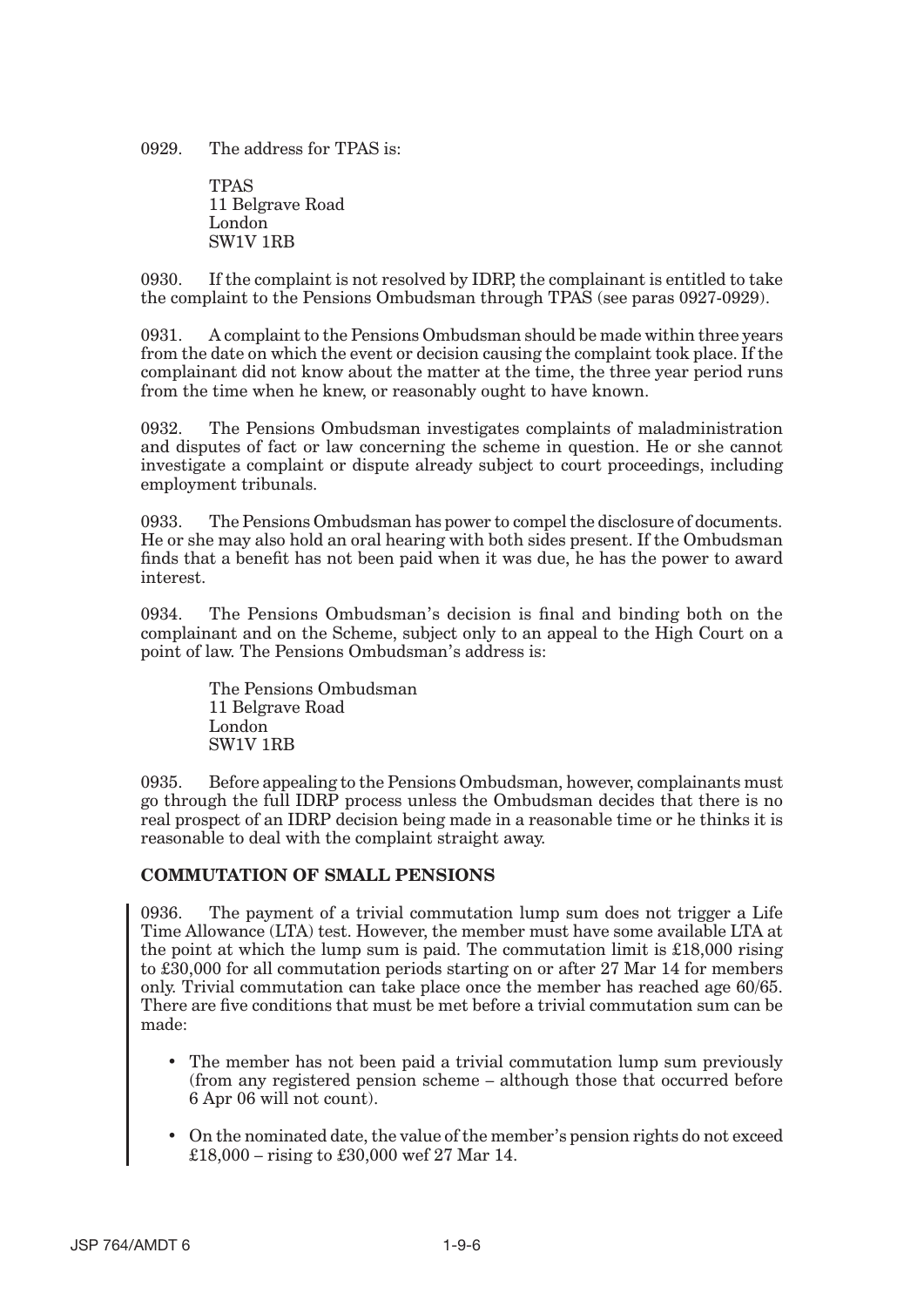0929. The address for TPAS is:

TPAS
11 Belgrave Road
London
SW1V 1RB

0930. If the complaint is not resolved by IDRP, the complainant is entitled to take the complaint to the Pensions Ombudsman through TPAS (see paras 0927-0929).

0931. A complaint to the Pensions Ombudsman should be made within three years from the date on which the event or decision causing the complaint took place. If the complainant did not know about the matter at the time, the three year period runs from the time when he knew, or reasonably ought to have known.

0932. The Pensions Ombudsman investigates complaints of maladministration and disputes of fact or law concerning the scheme in question. He or she cannot investigate a complaint or dispute already subject to court proceedings, including employment tribunals.

0933. The Pensions Ombudsman has power to compel the disclosure of documents. He or she may also hold an oral hearing with both sides present. If the Ombudsman finds that a benefit has not been paid when it was due, he has the power to award interest.

0934. The Pensions Ombudsman's decision is final and binding both on the complainant and on the Scheme, subject only to an appeal to the High Court on a point of law. The Pensions Ombudsman's address is:

The Pensions Ombudsman
11 Belgrave Road
London
SW1V 1RB

0935. Before appealing to the Pensions Ombudsman, however, complainants must go through the full IDRP process unless the Ombudsman decides that there is no real prospect of an IDRP decision being made in a reasonable time or he thinks it is reasonable to deal with the complaint straight away.

## COMMUTATION OF SMALL PENSIONS

0936. The payment of a trivial commutation lump sum does not trigger a Life Time Allowance (LTA) test. However, the member must have some available LTA at the point at which the lump sum is paid. The commutation limit is £18,000 rising to £30,000 for all commutation periods starting on or after 27 Mar 14 for members only. Trivial commutation can take place once the member has reached age 60/65. There are five conditions that must be met before a trivial commutation sum can be made:

- The member has not been paid a trivial commutation lump sum previously (from any registered pension scheme – although those that occurred before 6 Apr 06 will not count).
- On the nominated date, the value of the member's pension rights do not exceed £18,000 – rising to £30,000 wef 27 Mar 14.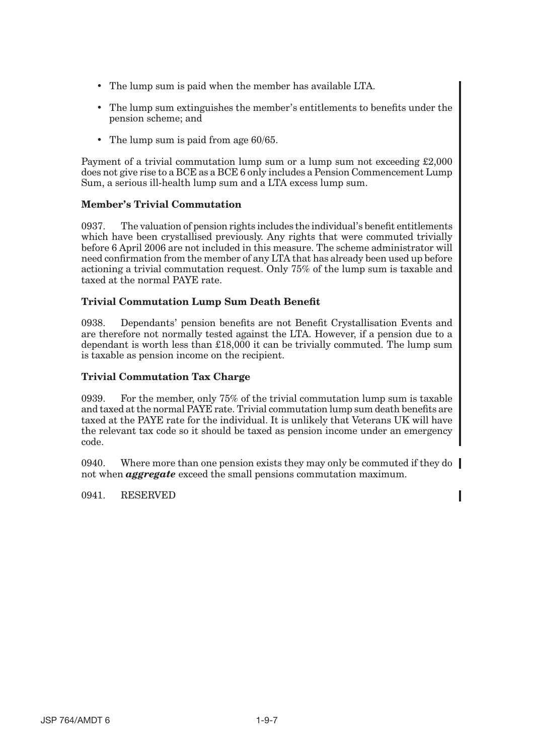- The lump sum is paid when the member has available LTA.
- The lump sum extinguishes the member's entitlements to benefits under the pension scheme; and
- The lump sum is paid from age 60/65.

Payment of a trivial commutation lump sum or a lump sum not exceeding £2,000 does not give rise to a BCE as a BCE 6 only includes a Pension Commencement Lump Sum, a serious ill-health lump sum and a LTA excess lump sum.

### Member's Trivial Commutation

0937. The valuation of pension rights includes the individual's benefit entitlements which have been crystallised previously. Any rights that were commuted trivially before 6 April 2006 are not included in this measure. The scheme administrator will need confirmation from the member of any LTA that has already been used up before actioning a trivial commutation request. Only 75% of the lump sum is taxable and taxed at the normal PAYE rate.

### Trivial Commutation Lump Sum Death Benefit

0938. Dependants' pension benefits are not Benefit Crystallisation Events and are therefore not normally tested against the LTA. However, if a pension due to a dependant is worth less than £18,000 it can be trivially commuted. The lump sum is taxable as pension income on the recipient.

### Trivial Commutation Tax Charge

0939. For the member, only 75% of the trivial commutation lump sum is taxable and taxed at the normal PAYE rate. Trivial commutation lump sum death benefits are taxed at the PAYE rate for the individual. It is unlikely that Veterans UK will have the relevant tax code so it should be taxed as pension income under an emergency code.

0940. Where more than one pension exists they may only be commuted if they do not when ***aggregate*** exceed the small pensions commutation maximum.

0941. RESERVED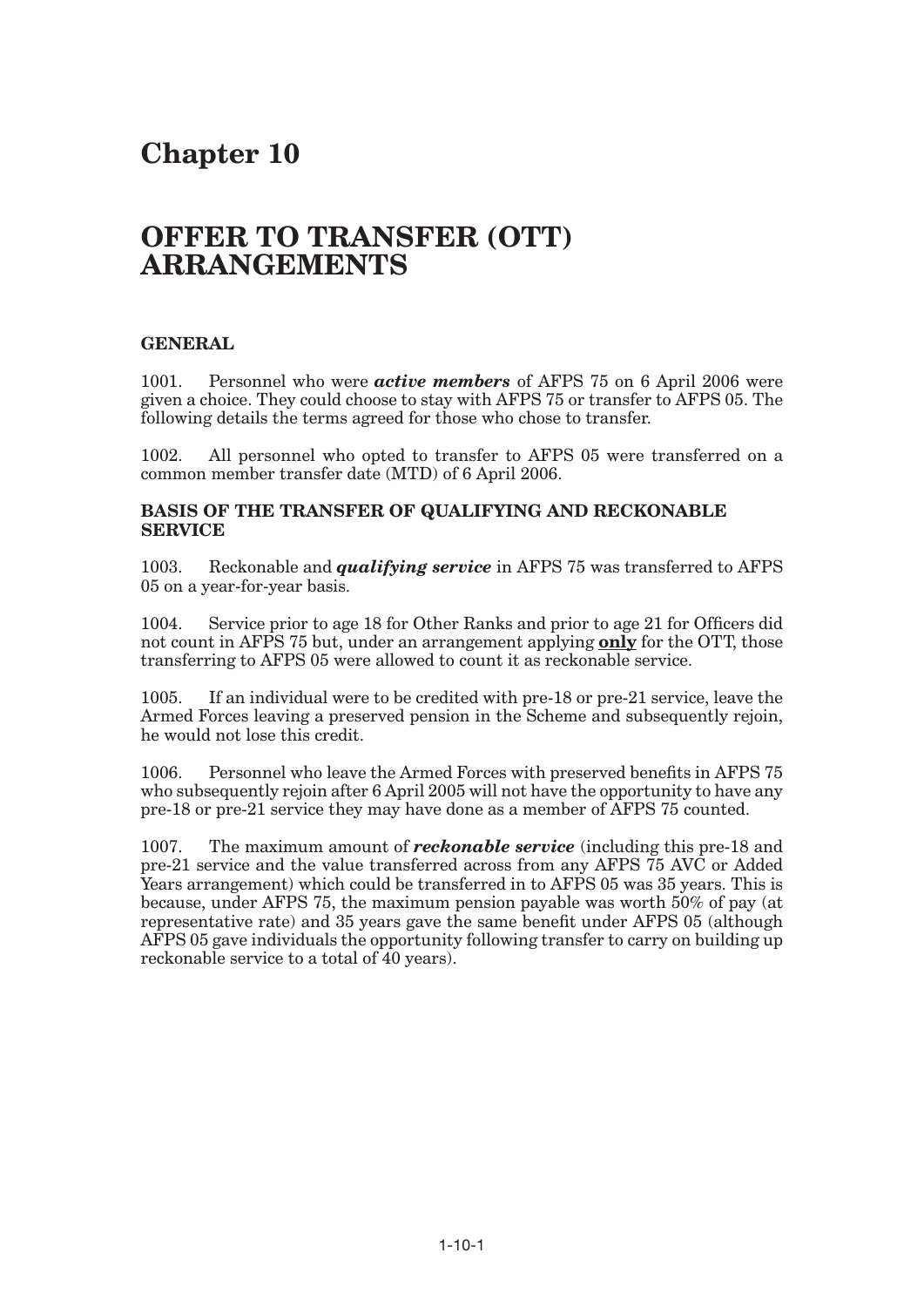# Chapter 10

# OFFER TO TRANSFER (OTT) ARRANGEMENTS

### GENERAL

1001. Personnel who were ***active members*** of AFPS 75 on 6 April 2006 were given a choice. They could choose to stay with AFPS 75 or transfer to AFPS 05. The following details the terms agreed for those who chose to transfer.

1002. All personnel who opted to transfer to AFPS 05 were transferred on a common member transfer date (MTD) of 6 April 2006.

### BASIS OF THE TRANSFER OF QUALIFYING AND RECKONABLE SERVICE

1003. Reckonable and ***qualifying service*** in AFPS 75 was transferred to AFPS 05 on a year-for-year basis.

1004. Service prior to age 18 for Other Ranks and prior to age 21 for Officers did not count in AFPS 75 but, under an arrangement applying **<u>only</u>** for the OTT, those transferring to AFPS 05 were allowed to count it as reckonable service.

1005. If an individual were to be credited with pre-18 or pre-21 service, leave the Armed Forces leaving a preserved pension in the Scheme and subsequently rejoin, he would not lose this credit.

1006. Personnel who leave the Armed Forces with preserved benefits in AFPS 75 who subsequently rejoin after 6 April 2005 will not have the opportunity to have any pre-18 or pre-21 service they may have done as a member of AFPS 75 counted.

1007. The maximum amount of ***reckonable service*** (including this pre-18 and pre-21 service and the value transferred across from any AFPS 75 AVC or Added Years arrangement) which could be transferred in to AFPS 05 was 35 years. This is because, under AFPS 75, the maximum pension payable was worth 50% of pay (at representative rate) and 35 years gave the same benefit under AFPS 05 (although AFPS 05 gave individuals the opportunity following transfer to carry on building up reckonable service to a total of 40 years).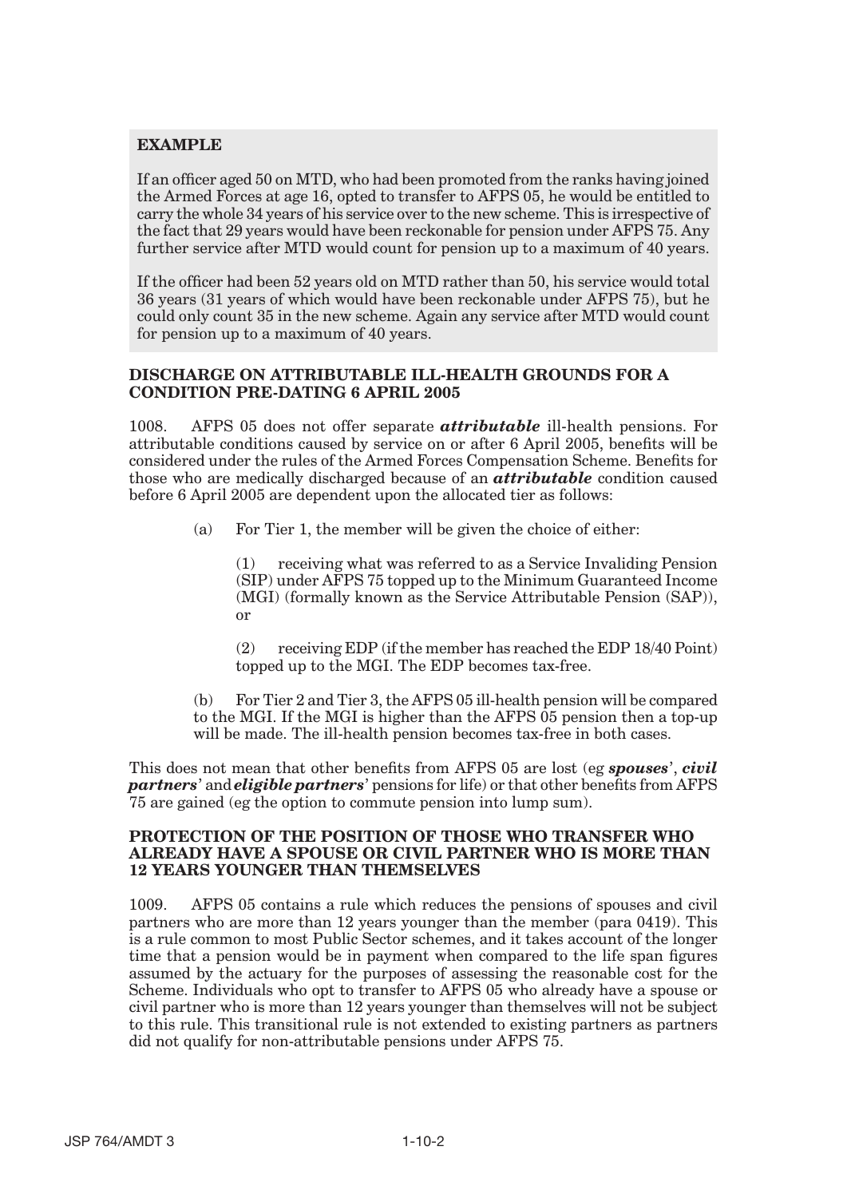**EXAMPLE**

If an officer aged 50 on MTD, who had been promoted from the ranks having joined the Armed Forces at age 16, opted to transfer to AFPS 05, he would be entitled to carry the whole 34 years of his service over to the new scheme. This is irrespective of the fact that 29 years would have been reckonable for pension under AFPS 75. Any further service after MTD would count for pension up to a maximum of 40 years.

If the officer had been 52 years old on MTD rather than 50, his service would total 36 years (31 years of which would have been reckonable under AFPS 75), but he could only count 35 in the new scheme. Again any service after MTD would count for pension up to a maximum of 40 years.

### DISCHARGE ON ATTRIBUTABLE ILL-HEALTH GROUNDS FOR A CONDITION PRE-DATING 6 APRIL 2005

1008. AFPS 05 does not offer separate ***attributable*** ill-health pensions. For attributable conditions caused by service on or after 6 April 2005, benefits will be considered under the rules of the Armed Forces Compensation Scheme. Benefits for those who are medically discharged because of an ***attributable*** condition caused before 6 April 2005 are dependent upon the allocated tier as follows:

(a) For Tier 1, the member will be given the choice of either:

(1) receiving what was referred to as a Service Invaliding Pension (SIP) under AFPS 75 topped up to the Minimum Guaranteed Income (MGI) (formally known as the Service Attributable Pension (SAP)), or

(2) receiving EDP (if the member has reached the EDP 18/40 Point) topped up to the MGI. The EDP becomes tax-free.

(b) For Tier 2 and Tier 3, the AFPS 05 ill-health pension will be compared to the MGI. If the MGI is higher than the AFPS 05 pension then a top-up will be made. The ill-health pension becomes tax-free in both cases.

This does not mean that other benefits from AFPS 05 are lost (eg ***spouses***', ***civil partners***' and ***eligible partners***' pensions for life) or that other benefits from AFPS 75 are gained (eg the option to commute pension into lump sum).

### PROTECTION OF THE POSITION OF THOSE WHO TRANSFER WHO ALREADY HAVE A SPOUSE OR CIVIL PARTNER WHO IS MORE THAN 12 YEARS YOUNGER THAN THEMSELVES

1009. AFPS 05 contains a rule which reduces the pensions of spouses and civil partners who are more than 12 years younger than the member (para 0419). This is a rule common to most Public Sector schemes, and it takes account of the longer time that a pension would be in payment when compared to the life span figures assumed by the actuary for the purposes of assessing the reasonable cost for the Scheme. Individuals who opt to transfer to AFPS 05 who already have a spouse or civil partner who is more than 12 years younger than themselves will not be subject to this rule. This transitional rule is not extended to existing partners as partners did not qualify for non-attributable pensions under AFPS 75.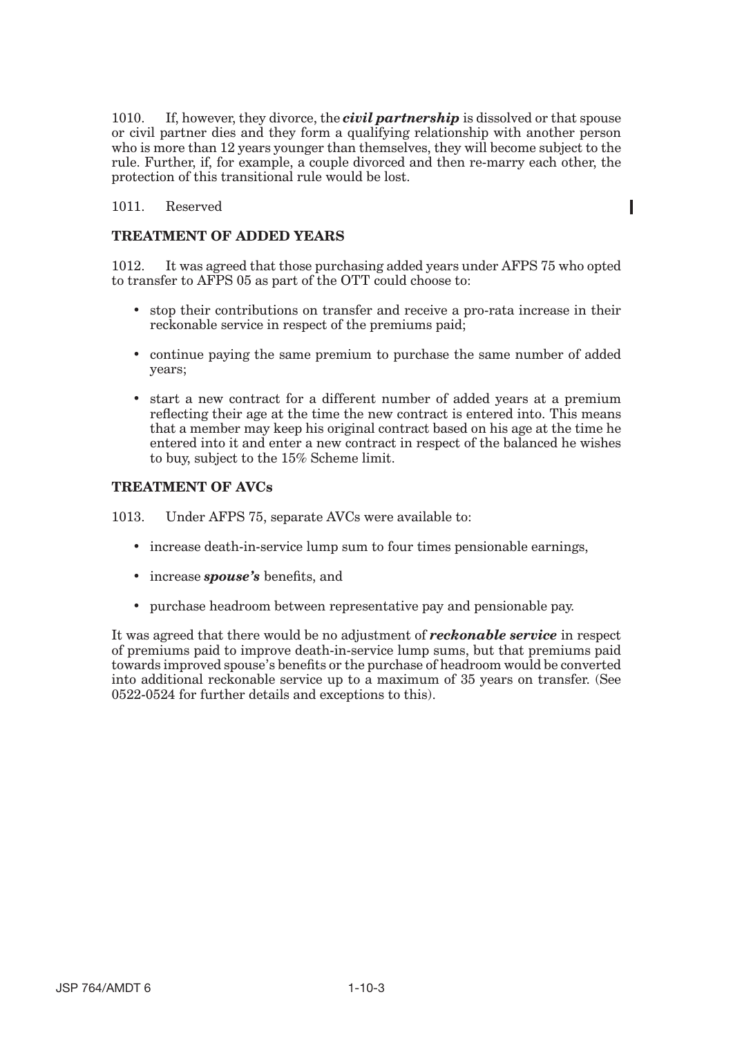1010. If, however, they divorce, the ***civil partnership*** is dissolved or that spouse or civil partner dies and they form a qualifying relationship with another person who is more than 12 years younger than themselves, they will become subject to the rule. Further, if, for example, a couple divorced and then re-marry each other, the protection of this transitional rule would be lost.

1011. Reserved

## TREATMENT OF ADDED YEARS

1012. It was agreed that those purchasing added years under AFPS 75 who opted to transfer to AFPS 05 as part of the OTT could choose to:

- stop their contributions on transfer and receive a pro-rata increase in their reckonable service in respect of the premiums paid;
- continue paying the same premium to purchase the same number of added years;
- start a new contract for a different number of added years at a premium reflecting their age at the time the new contract is entered into. This means that a member may keep his original contract based on his age at the time he entered into it and enter a new contract in respect of the balanced he wishes to buy, subject to the 15% Scheme limit.

## TREATMENT OF AVCs

1013. Under AFPS 75, separate AVCs were available to:

- increase death-in-service lump sum to four times pensionable earnings,
- increase ***spouse's*** benefits, and
- purchase headroom between representative pay and pensionable pay.

It was agreed that there would be no adjustment of ***reckonable service*** in respect of premiums paid to improve death-in-service lump sums, but that premiums paid towards improved spouse's benefits or the purchase of headroom would be converted into additional reckonable service up to a maximum of 35 years on transfer. (See 0522-0524 for further details and exceptions to this).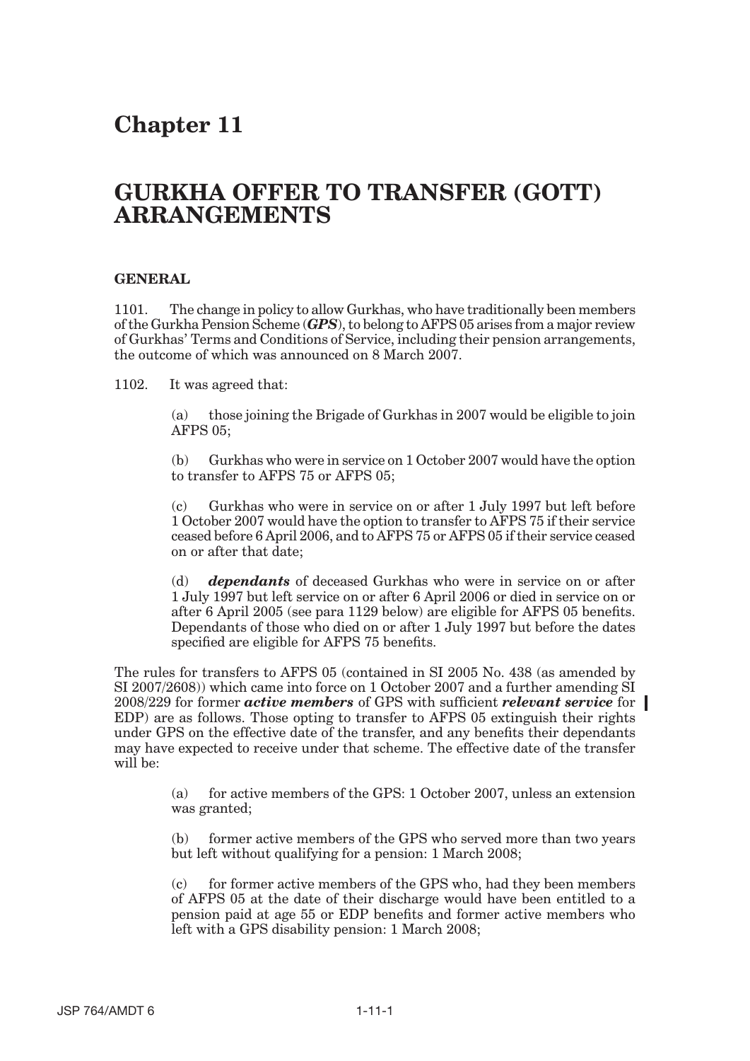# Chapter 11

# GURKHA OFFER TO TRANSFER (GOTT) ARRANGEMENTS

### GENERAL

1101. The change in policy to allow Gurkhas, who have traditionally been members of the Gurkha Pension Scheme (***GPS***), to belong to AFPS 05 arises from a major review of Gurkhas' Terms and Conditions of Service, including their pension arrangements, the outcome of which was announced on 8 March 2007.

1102. It was agreed that:

(a) those joining the Brigade of Gurkhas in 2007 would be eligible to join AFPS 05;

(b) Gurkhas who were in service on 1 October 2007 would have the option to transfer to AFPS 75 or AFPS 05;

(c) Gurkhas who were in service on or after 1 July 1997 but left before 1 October 2007 would have the option to transfer to AFPS 75 if their service ceased before 6 April 2006, and to AFPS 75 or AFPS 05 if their service ceased on or after that date;

(d) ***dependants*** of deceased Gurkhas who were in service on or after 1 July 1997 but left service on or after 6 April 2006 or died in service on or after 6 April 2005 (see para 1129 below) are eligible for AFPS 05 benefits. Dependants of those who died on or after 1 July 1997 but before the dates specified are eligible for AFPS 75 benefits.

The rules for transfers to AFPS 05 (contained in SI 2005 No. 438 (as amended by SI 2007/2608)) which came into force on 1 October 2007 and a further amending SI 2008/229 for former ***active members*** of GPS with sufficient ***relevant service*** for EDP) are as follows. Those opting to transfer to AFPS 05 extinguish their rights under GPS on the effective date of the transfer, and any benefits their dependants may have expected to receive under that scheme. The effective date of the transfer will be:

(a) for active members of the GPS: 1 October 2007, unless an extension was granted;

(b) former active members of the GPS who served more than two years but left without qualifying for a pension: 1 March 2008;

(c) for former active members of the GPS who, had they been members of AFPS 05 at the date of their discharge would have been entitled to a pension paid at age 55 or EDP benefits and former active members who left with a GPS disability pension: 1 March 2008;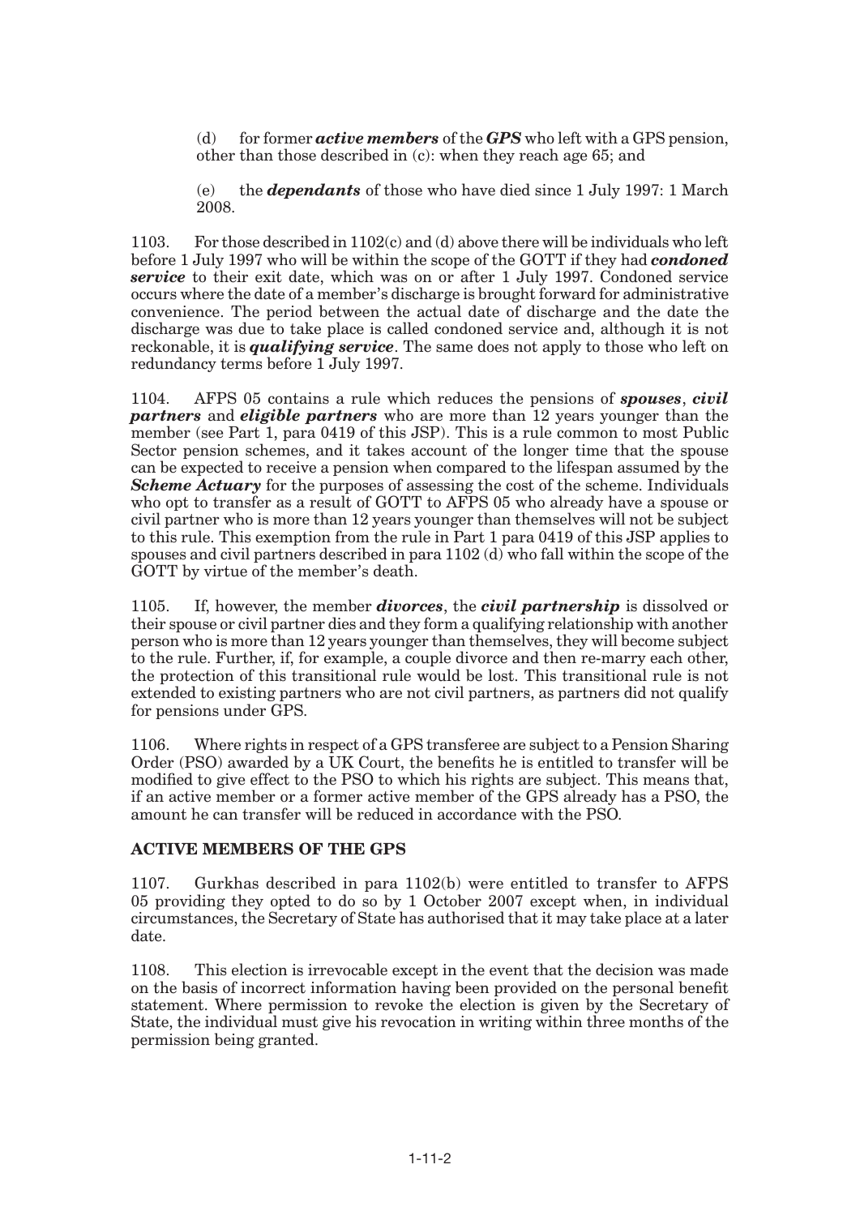(d) for former ***active members*** of the ***GPS*** who left with a GPS pension, other than those described in (c): when they reach age 65; and

(e) the ***dependants*** of those who have died since 1 July 1997: 1 March 2008.

1103. For those described in 1102(c) and (d) above there will be individuals who left before 1 July 1997 who will be within the scope of the GOTT if they had ***condoned service*** to their exit date, which was on or after 1 July 1997. Condoned service occurs where the date of a member's discharge is brought forward for administrative convenience. The period between the actual date of discharge and the date the discharge was due to take place is called condoned service and, although it is not reckonable, it is ***qualifying service***. The same does not apply to those who left on redundancy terms before 1 July 1997.

1104. AFPS 05 contains a rule which reduces the pensions of ***spouses***, ***civil partners*** and ***eligible partners*** who are more than 12 years younger than the member (see Part 1, para 0419 of this JSP). This is a rule common to most Public Sector pension schemes, and it takes account of the longer time that the spouse can be expected to receive a pension when compared to the lifespan assumed by the ***Scheme Actuary*** for the purposes of assessing the cost of the scheme. Individuals who opt to transfer as a result of GOTT to AFPS 05 who already have a spouse or civil partner who is more than 12 years younger than themselves will not be subject to this rule. This exemption from the rule in Part 1 para 0419 of this JSP applies to spouses and civil partners described in para 1102 (d) who fall within the scope of the GOTT by virtue of the member's death.

1105. If, however, the member ***divorces***, the ***civil partnership*** is dissolved or their spouse or civil partner dies and they form a qualifying relationship with another person who is more than 12 years younger than themselves, they will become subject to the rule. Further, if, for example, a couple divorce and then re-marry each other, the protection of this transitional rule would be lost. This transitional rule is not extended to existing partners who are not civil partners, as partners did not qualify for pensions under GPS.

1106. Where rights in respect of a GPS transferee are subject to a Pension Sharing Order (PSO) awarded by a UK Court, the benefits he is entitled to transfer will be modified to give effect to the PSO to which his rights are subject. This means that, if an active member or a former active member of the GPS already has a PSO, the amount he can transfer will be reduced in accordance with the PSO.

## ACTIVE MEMBERS OF THE GPS

1107. Gurkhas described in para 1102(b) were entitled to transfer to AFPS 05 providing they opted to do so by 1 October 2007 except when, in individual circumstances, the Secretary of State has authorised that it may take place at a later date.

1108. This election is irrevocable except in the event that the decision was made on the basis of incorrect information having been provided on the personal benefit statement. Where permission to revoke the election is given by the Secretary of State, the individual must give his revocation in writing within three months of the permission being granted.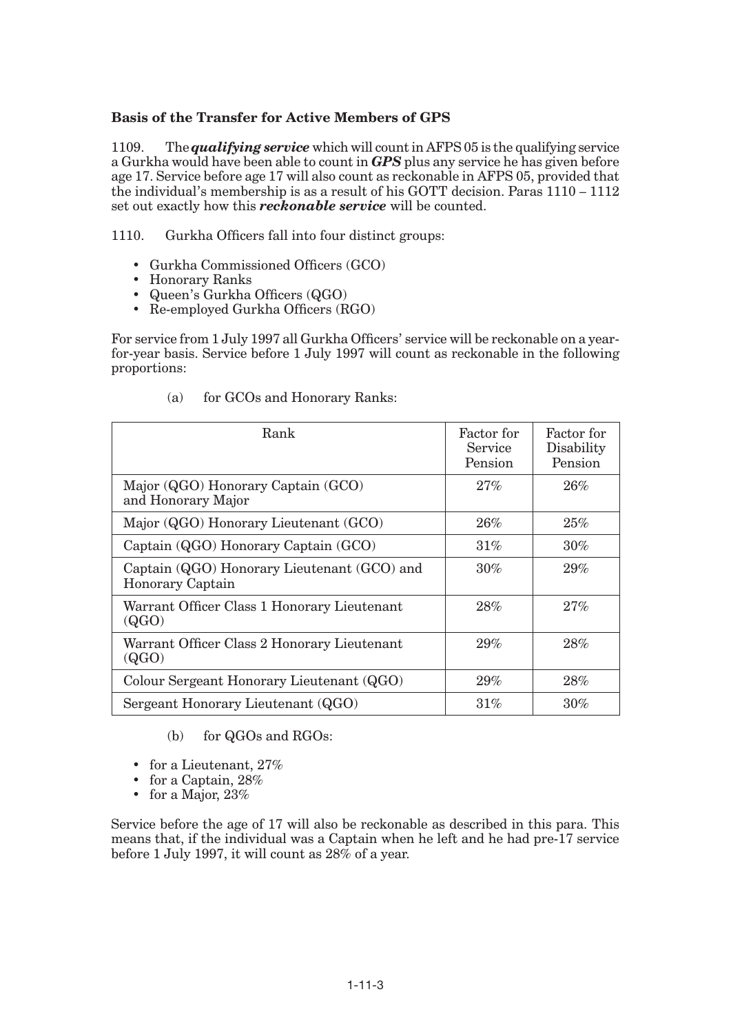**Basis of the Transfer for Active Members of GPS**

1109. The ***qualifying service*** which will count in AFPS 05 is the qualifying service a Gurkha would have been able to count in ***GPS*** plus any service he has given before age 17. Service before age 17 will also count as reckonable in AFPS 05, provided that the individual's membership is as a result of his GOTT decision. Paras 1110 – 1112 set out exactly how this ***reckonable service*** will be counted.

1110. Gurkha Officers fall into four distinct groups:

- Gurkha Commissioned Officers (GCO)
- Honorary Ranks
- Queen's Gurkha Officers (QGO)
- Re-employed Gurkha Officers (RGO)

For service from 1 July 1997 all Gurkha Officers' service will be reckonable on a year-for-year basis. Service before 1 July 1997 will count as reckonable in the following proportions:

(a) for GCOs and Honorary Ranks:

| Rank | Factor for Service Pension | Factor for Disability Pension |
|---|---|---|
| Major (QGO) Honorary Captain (GCO) and Honorary Major | 27% | 26% |
| Major (QGO) Honorary Lieutenant (GCO) | 26% | 25% |
| Captain (QGO) Honorary Captain (GCO) | 31% | 30% |
| Captain (QGO) Honorary Lieutenant (GCO) and Honorary Captain | 30% | 29% |
| Warrant Officer Class 1 Honorary Lieutenant (QGO) | 28% | 27% |
| Warrant Officer Class 2 Honorary Lieutenant (QGO) | 29% | 28% |
| Colour Sergeant Honorary Lieutenant (QGO) | 29% | 28% |
| Sergeant Honorary Lieutenant (QGO) | 31% | 30% |

(b) for QGOs and RGOs:

- for a Lieutenant, 27%
- for a Captain, 28%
- for a Major, 23%

Service before the age of 17 will also be reckonable as described in this para. This means that, if the individual was a Captain when he left and he had pre-17 service before 1 July 1997, it will count as 28% of a year.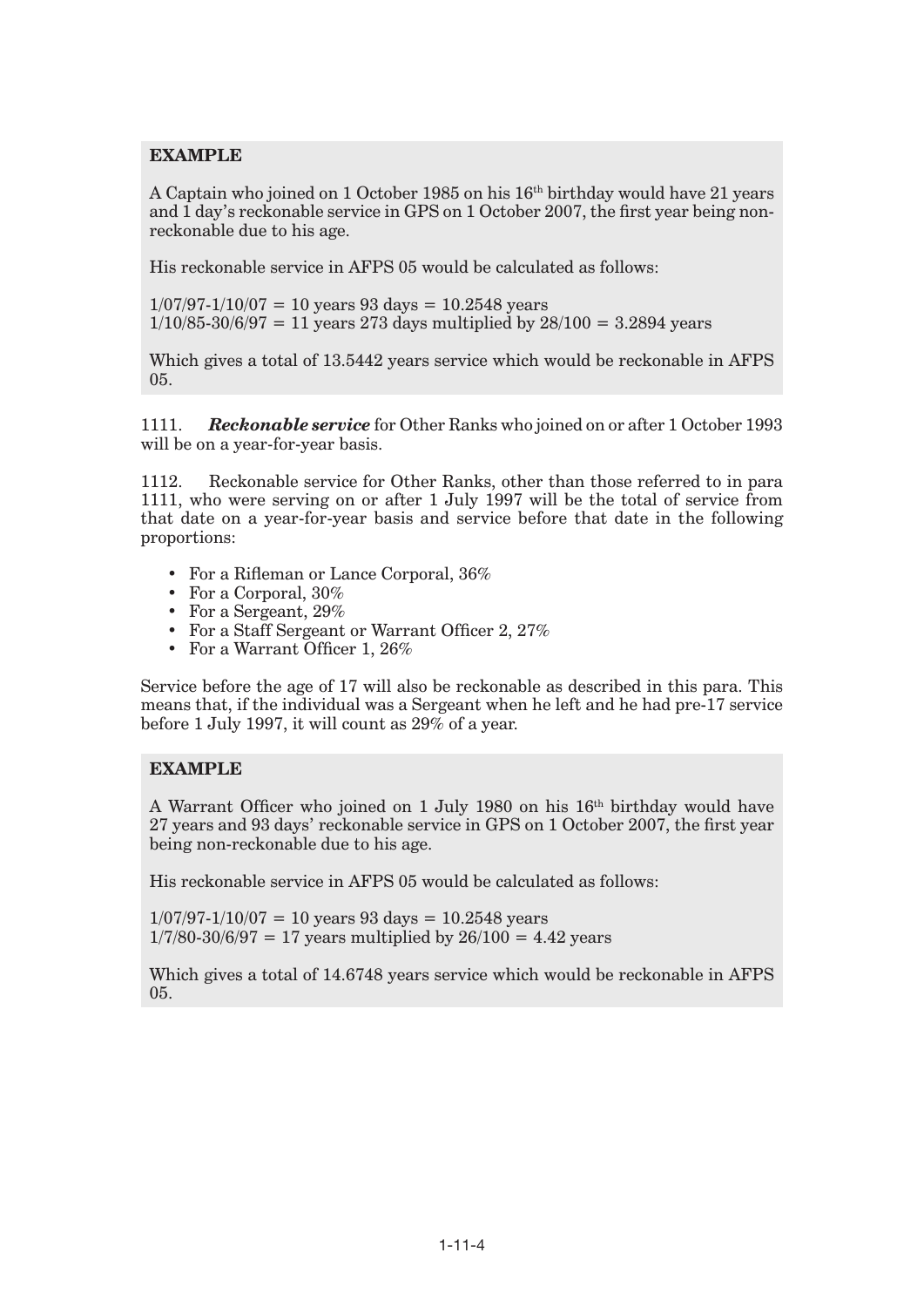**EXAMPLE**

A Captain who joined on 1 October 1985 on his 16th birthday would have 21 years and 1 day's reckonable service in GPS on 1 October 2007, the first year being non-reckonable due to his age.

His reckonable service in AFPS 05 would be calculated as follows:

1/07/97-1/10/07 = 10 years 93 days = 10.2548 years
1/10/85-30/6/97 = 11 years 273 days multiplied by 28/100 = 3.2894 years

Which gives a total of 13.5442 years service which would be reckonable in AFPS 05.

1111. ***Reckonable service*** for Other Ranks who joined on or after 1 October 1993 will be on a year-for-year basis.

1112. Reckonable service for Other Ranks, other than those referred to in para 1111, who were serving on or after 1 July 1997 will be the total of service from that date on a year-for-year basis and service before that date in the following proportions:

- For a Rifleman or Lance Corporal, 36%
- For a Corporal, 30%
- For a Sergeant, 29%
- For a Staff Sergeant or Warrant Officer 2, 27%
- For a Warrant Officer 1, 26%

Service before the age of 17 will also be reckonable as described in this para. This means that, if the individual was a Sergeant when he left and he had pre-17 service before 1 July 1997, it will count as 29% of a year.

**EXAMPLE**

A Warrant Officer who joined on 1 July 1980 on his 16th birthday would have 27 years and 93 days' reckonable service in GPS on 1 October 2007, the first year being non-reckonable due to his age.

His reckonable service in AFPS 05 would be calculated as follows:

1/07/97-1/10/07 = 10 years 93 days = 10.2548 years
1/7/80-30/6/97 = 17 years multiplied by 26/100 = 4.42 years

Which gives a total of 14.6748 years service which would be reckonable in AFPS 05.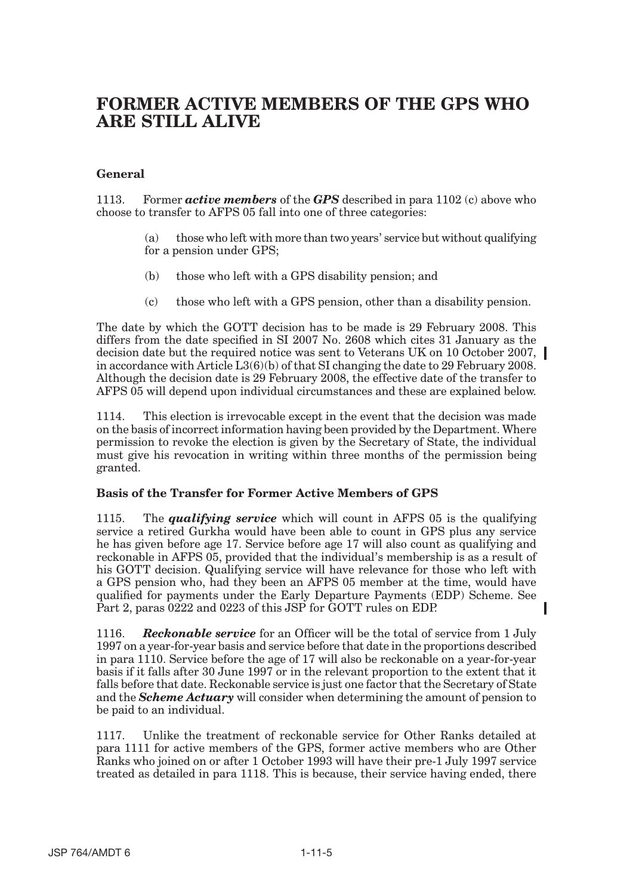# FORMER ACTIVE MEMBERS OF THE GPS WHO ARE STILL ALIVE

### General

1113. Former ***active members*** of the ***GPS*** described in para 1102 (c) above who choose to transfer to AFPS 05 fall into one of three categories:

(a) those who left with more than two years' service but without qualifying for a pension under GPS;

(b) those who left with a GPS disability pension; and

(c) those who left with a GPS pension, other than a disability pension.

The date by which the GOTT decision has to be made is 29 February 2008. This differs from the date specified in SI 2007 No. 2608 which cites 31 January as the decision date but the required notice was sent to Veterans UK on 10 October 2007, in accordance with Article L3(6)(b) of that SI changing the date to 29 February 2008. Although the decision date is 29 February 2008, the effective date of the transfer to AFPS 05 will depend upon individual circumstances and these are explained below.

1114. This election is irrevocable except in the event that the decision was made on the basis of incorrect information having been provided by the Department. Where permission to revoke the election is given by the Secretary of State, the individual must give his revocation in writing within three months of the permission being granted.

### Basis of the Transfer for Former Active Members of GPS

1115. The ***qualifying service*** which will count in AFPS 05 is the qualifying service a retired Gurkha would have been able to count in GPS plus any service he has given before age 17. Service before age 17 will also count as qualifying and reckonable in AFPS 05, provided that the individual's membership is as a result of his GOTT decision. Qualifying service will have relevance for those who left with a GPS pension who, had they been an AFPS 05 member at the time, would have qualified for payments under the Early Departure Payments (EDP) Scheme. See Part 2, paras 0222 and 0223 of this JSP for GOTT rules on EDP.

1116. ***Reckonable service*** for an Officer will be the total of service from 1 July 1997 on a year-for-year basis and service before that date in the proportions described in para 1110. Service before the age of 17 will also be reckonable on a year-for-year basis if it falls after 30 June 1997 or in the relevant proportion to the extent that it falls before that date. Reckonable service is just one factor that the Secretary of State and the ***Scheme Actuary*** will consider when determining the amount of pension to be paid to an individual.

1117. Unlike the treatment of reckonable service for Other Ranks detailed at para 1111 for active members of the GPS, former active members who are Other Ranks who joined on or after 1 October 1993 will have their pre-1 July 1997 service treated as detailed in para 1118. This is because, their service having ended, there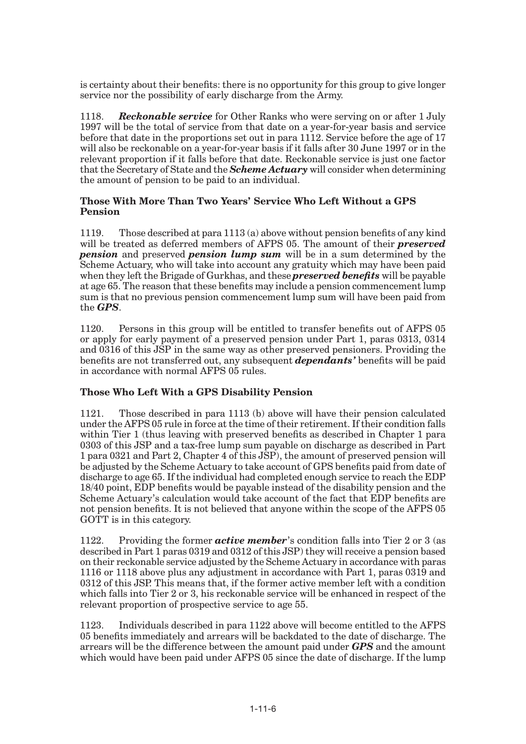is certainty about their benefits: there is no opportunity for this group to give longer service nor the possibility of early discharge from the Army.

1118. ***Reckonable service*** for Other Ranks who were serving on or after 1 July 1997 will be the total of service from that date on a year-for-year basis and service before that date in the proportions set out in para 1112. Service before the age of 17 will also be reckonable on a year-for-year basis if it falls after 30 June 1997 or in the relevant proportion if it falls before that date. Reckonable service is just one factor that the Secretary of State and the ***Scheme Actuary*** will consider when determining the amount of pension to be paid to an individual.

### Those With More Than Two Years' Service Who Left Without a GPS Pension

1119. Those described at para 1113 (a) above without pension benefits of any kind will be treated as deferred members of AFPS 05. The amount of their ***preserved pension*** and preserved ***pension lump sum*** will be in a sum determined by the Scheme Actuary, who will take into account any gratuity which may have been paid when they left the Brigade of Gurkhas, and these ***preserved benefits*** will be payable at age 65. The reason that these benefits may include a pension commencement lump sum is that no previous pension commencement lump sum will have been paid from the ***GPS***.

1120. Persons in this group will be entitled to transfer benefits out of AFPS 05 or apply for early payment of a preserved pension under Part 1, paras 0313, 0314 and 0316 of this JSP in the same way as other preserved pensioners. Providing the benefits are not transferred out, any subsequent ***dependants'*** benefits will be paid in accordance with normal AFPS 05 rules.

### Those Who Left With a GPS Disability Pension

1121. Those described in para 1113 (b) above will have their pension calculated under the AFPS 05 rule in force at the time of their retirement. If their condition falls within Tier 1 (thus leaving with preserved benefits as described in Chapter 1 para 0303 of this JSP and a tax-free lump sum payable on discharge as described in Part 1 para 0321 and Part 2, Chapter 4 of this JSP), the amount of preserved pension will be adjusted by the Scheme Actuary to take account of GPS benefits paid from date of discharge to age 65. If the individual had completed enough service to reach the EDP 18/40 point, EDP benefits would be payable instead of the disability pension and the Scheme Actuary's calculation would take account of the fact that EDP benefits are not pension benefits. It is not believed that anyone within the scope of the AFPS 05 GOTT is in this category.

1122. Providing the former ***active member***'s condition falls into Tier 2 or 3 (as described in Part 1 paras 0319 and 0312 of this JSP) they will receive a pension based on their reckonable service adjusted by the Scheme Actuary in accordance with paras 1116 or 1118 above plus any adjustment in accordance with Part 1, paras 0319 and 0312 of this JSP. This means that, if the former active member left with a condition which falls into Tier 2 or 3, his reckonable service will be enhanced in respect of the relevant proportion of prospective service to age 55.

1123. Individuals described in para 1122 above will become entitled to the AFPS 05 benefits immediately and arrears will be backdated to the date of discharge. The arrears will be the difference between the amount paid under ***GPS*** and the amount which would have been paid under AFPS 05 since the date of discharge. If the lump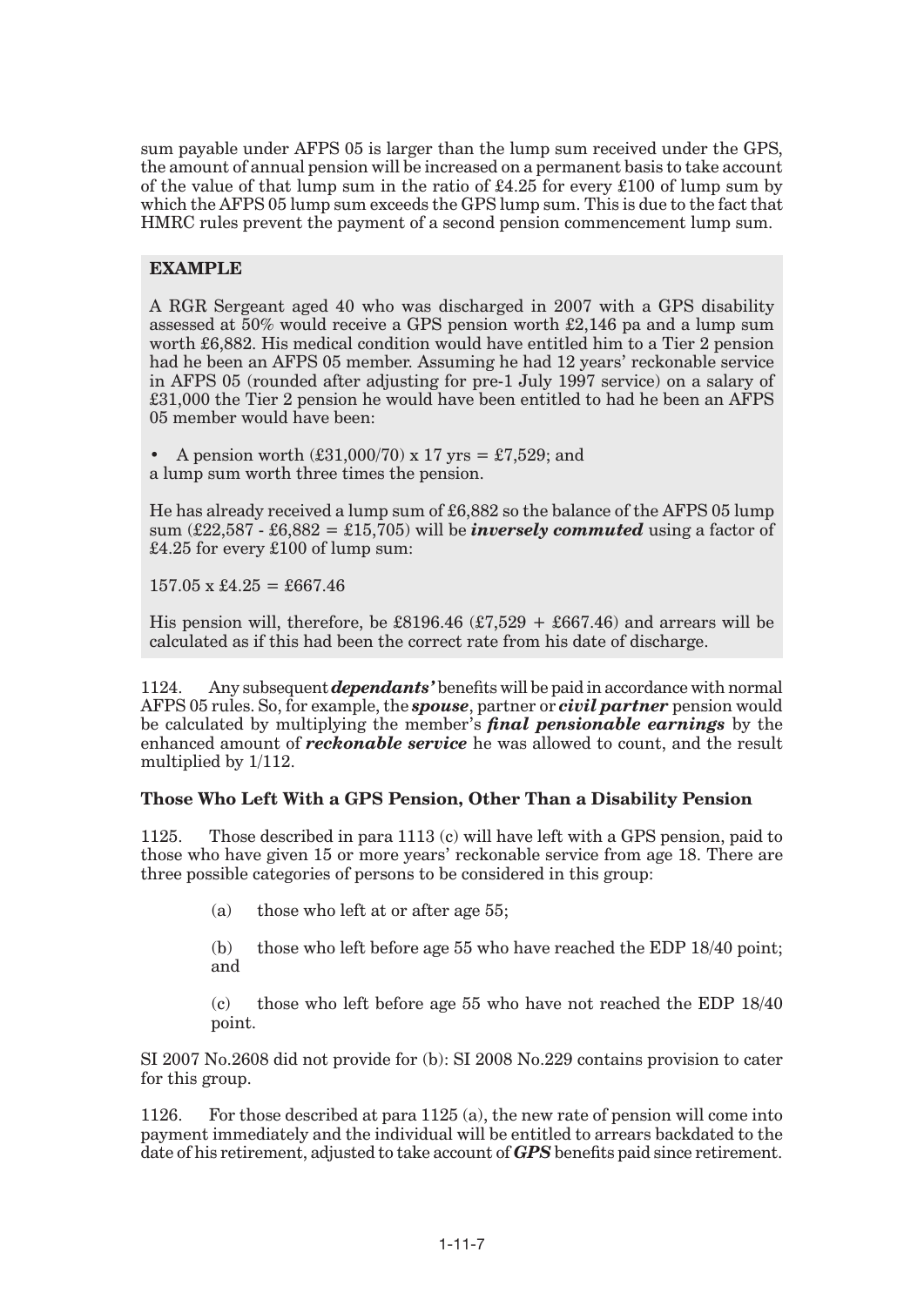sum payable under AFPS 05 is larger than the lump sum received under the GPS, the amount of annual pension will be increased on a permanent basis to take account of the value of that lump sum in the ratio of £4.25 for every £100 of lump sum by which the AFPS 05 lump sum exceeds the GPS lump sum. This is due to the fact that HMRC rules prevent the payment of a second pension commencement lump sum.

> **EXAMPLE**
>
> A RGR Sergeant aged 40 who was discharged in 2007 with a GPS disability assessed at 50% would receive a GPS pension worth £2,146 pa and a lump sum worth £6,882. His medical condition would have entitled him to a Tier 2 pension had he been an AFPS 05 member. Assuming he had 12 years' reckonable service in AFPS 05 (rounded after adjusting for pre-1 July 1997 service) on a salary of £31,000 the Tier 2 pension he would have been entitled to had he been an AFPS 05 member would have been:
>
> - A pension worth (£31,000/70) x 17 yrs = £7,529; and
>
> a lump sum worth three times the pension.
>
> He has already received a lump sum of £6,882 so the balance of the AFPS 05 lump sum (£22,587 - £6,882 = £15,705) will be ***inversely commuted*** using a factor of £4.25 for every £100 of lump sum:
>
> 157.05 x £4.25 = £667.46
>
> His pension will, therefore, be £8196.46 (£7,529 + £667.46) and arrears will be calculated as if this had been the correct rate from his date of discharge.

1124. Any subsequent ***dependants'*** benefits will be paid in accordance with normal AFPS 05 rules. So, for example, the ***spouse***, partner or ***civil partner*** pension would be calculated by multiplying the member's ***final pensionable earnings*** by the enhanced amount of ***reckonable service*** he was allowed to count, and the result multiplied by 1/112.

**Those Who Left With a GPS Pension, Other Than a Disability Pension**

1125. Those described in para 1113 (c) will have left with a GPS pension, paid to those who have given 15 or more years' reckonable service from age 18. There are three possible categories of persons to be considered in this group:

(a) those who left at or after age 55;

(b) those who left before age 55 who have reached the EDP 18/40 point; and

(c) those who left before age 55 who have not reached the EDP 18/40 point.

SI 2007 No.2608 did not provide for (b): SI 2008 No.229 contains provision to cater for this group.

1126. For those described at para 1125 (a), the new rate of pension will come into payment immediately and the individual will be entitled to arrears backdated to the date of his retirement, adjusted to take account of ***GPS*** benefits paid since retirement.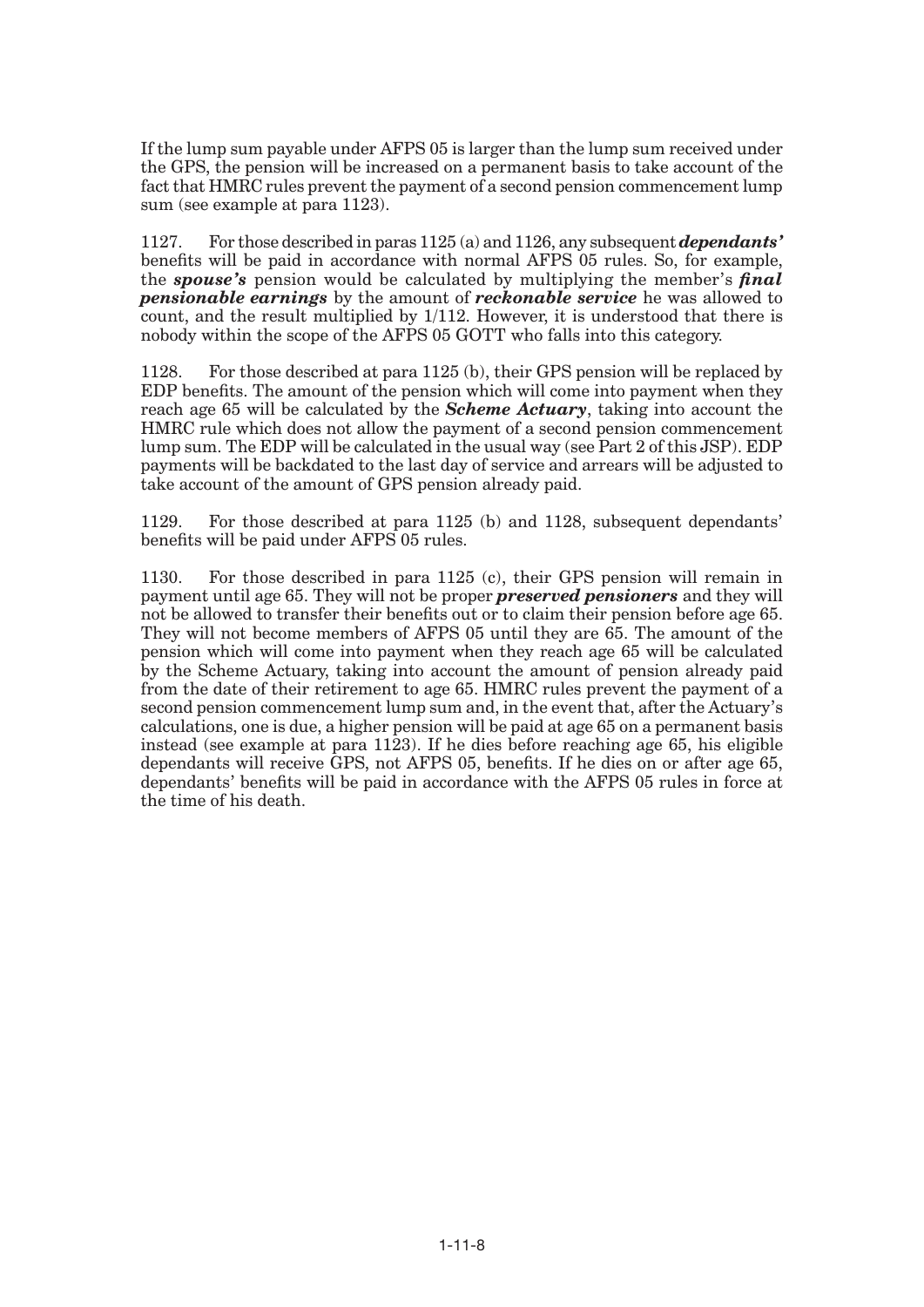If the lump sum payable under AFPS 05 is larger than the lump sum received under the GPS, the pension will be increased on a permanent basis to take account of the fact that HMRC rules prevent the payment of a second pension commencement lump sum (see example at para 1123).

1127. For those described in paras 1125 (a) and 1126, any subsequent ***dependants'*** benefits will be paid in accordance with normal AFPS 05 rules. So, for example, the ***spouse's*** pension would be calculated by multiplying the member's ***final pensionable earnings*** by the amount of ***reckonable service*** he was allowed to count, and the result multiplied by 1/112. However, it is understood that there is nobody within the scope of the AFPS 05 GOTT who falls into this category.

1128. For those described at para 1125 (b), their GPS pension will be replaced by EDP benefits. The amount of the pension which will come into payment when they reach age 65 will be calculated by the ***Scheme Actuary***, taking into account the HMRC rule which does not allow the payment of a second pension commencement lump sum. The EDP will be calculated in the usual way (see Part 2 of this JSP). EDP payments will be backdated to the last day of service and arrears will be adjusted to take account of the amount of GPS pension already paid.

1129. For those described at para 1125 (b) and 1128, subsequent dependants' benefits will be paid under AFPS 05 rules.

1130. For those described in para 1125 (c), their GPS pension will remain in payment until age 65. They will not be proper ***preserved pensioners*** and they will not be allowed to transfer their benefits out or to claim their pension before age 65. They will not become members of AFPS 05 until they are 65. The amount of the pension which will come into payment when they reach age 65 will be calculated by the Scheme Actuary, taking into account the amount of pension already paid from the date of their retirement to age 65. HMRC rules prevent the payment of a second pension commencement lump sum and, in the event that, after the Actuary's calculations, one is due, a higher pension will be paid at age 65 on a permanent basis instead (see example at para 1123). If he dies before reaching age 65, his eligible dependants will receive GPS, not AFPS 05, benefits. If he dies on or after age 65, dependants' benefits will be paid in accordance with the AFPS 05 rules in force at the time of his death.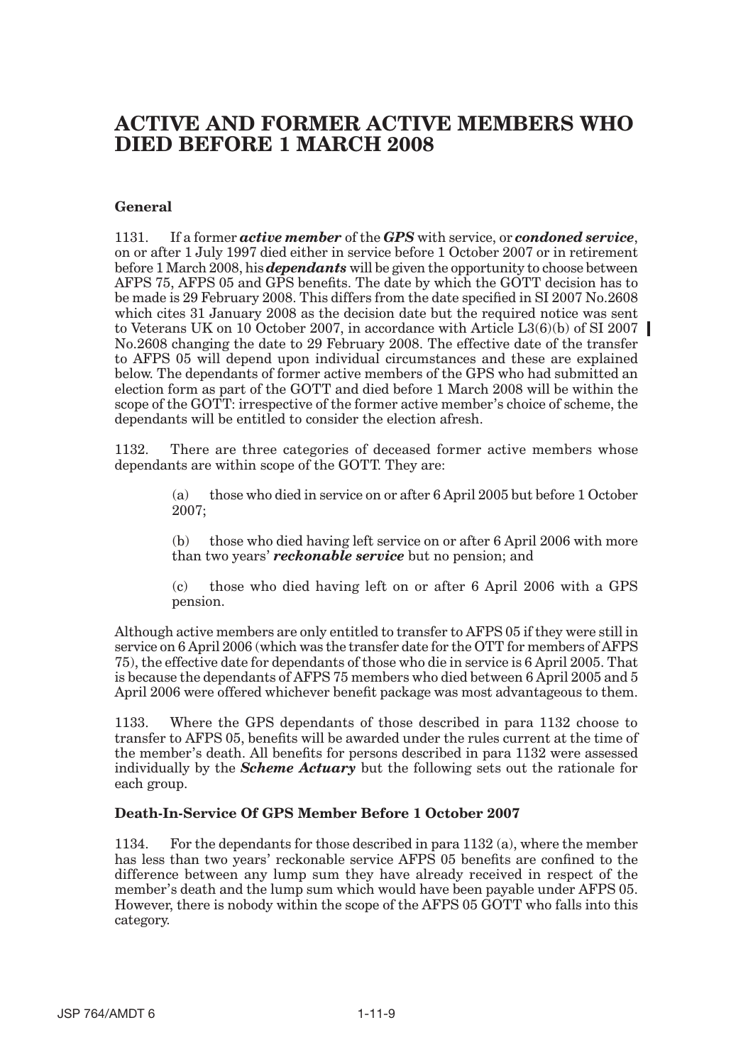# ACTIVE AND FORMER ACTIVE MEMBERS WHO DIED BEFORE 1 MARCH 2008

### General

1131. If a former ***active member*** of the ***GPS*** with service, or ***condoned service***, on or after 1 July 1997 died either in service before 1 October 2007 or in retirement before 1 March 2008, his ***dependants*** will be given the opportunity to choose between AFPS 75, AFPS 05 and GPS benefits. The date by which the GOTT decision has to be made is 29 February 2008. This differs from the date specified in SI 2007 No.2608 which cites 31 January 2008 as the decision date but the required notice was sent to Veterans UK on 10 October 2007, in accordance with Article L3(6)(b) of SI 2007 No.2608 changing the date to 29 February 2008. The effective date of the transfer to AFPS 05 will depend upon individual circumstances and these are explained below. The dependants of former active members of the GPS who had submitted an election form as part of the GOTT and died before 1 March 2008 will be within the scope of the GOTT: irrespective of the former active member's choice of scheme, the dependants will be entitled to consider the election afresh.

1132. There are three categories of deceased former active members whose dependants are within scope of the GOTT. They are:

(a) those who died in service on or after 6 April 2005 but before 1 October 2007;

(b) those who died having left service on or after 6 April 2006 with more than two years' ***reckonable service*** but no pension; and

(c) those who died having left on or after 6 April 2006 with a GPS pension.

Although active members are only entitled to transfer to AFPS 05 if they were still in service on 6 April 2006 (which was the transfer date for the OTT for members of AFPS 75), the effective date for dependants of those who die in service is 6 April 2005. That is because the dependants of AFPS 75 members who died between 6 April 2005 and 5 April 2006 were offered whichever benefit package was most advantageous to them.

1133. Where the GPS dependants of those described in para 1132 choose to transfer to AFPS 05, benefits will be awarded under the rules current at the time of the member's death. All benefits for persons described in para 1132 were assessed individually by the ***Scheme Actuary*** but the following sets out the rationale for each group.

### Death-In-Service Of GPS Member Before 1 October 2007

1134. For the dependants for those described in para 1132 (a), where the member has less than two years' reckonable service AFPS 05 benefits are confined to the difference between any lump sum they have already received in respect of the member's death and the lump sum which would have been payable under AFPS 05. However, there is nobody within the scope of the AFPS 05 GOTT who falls into this category.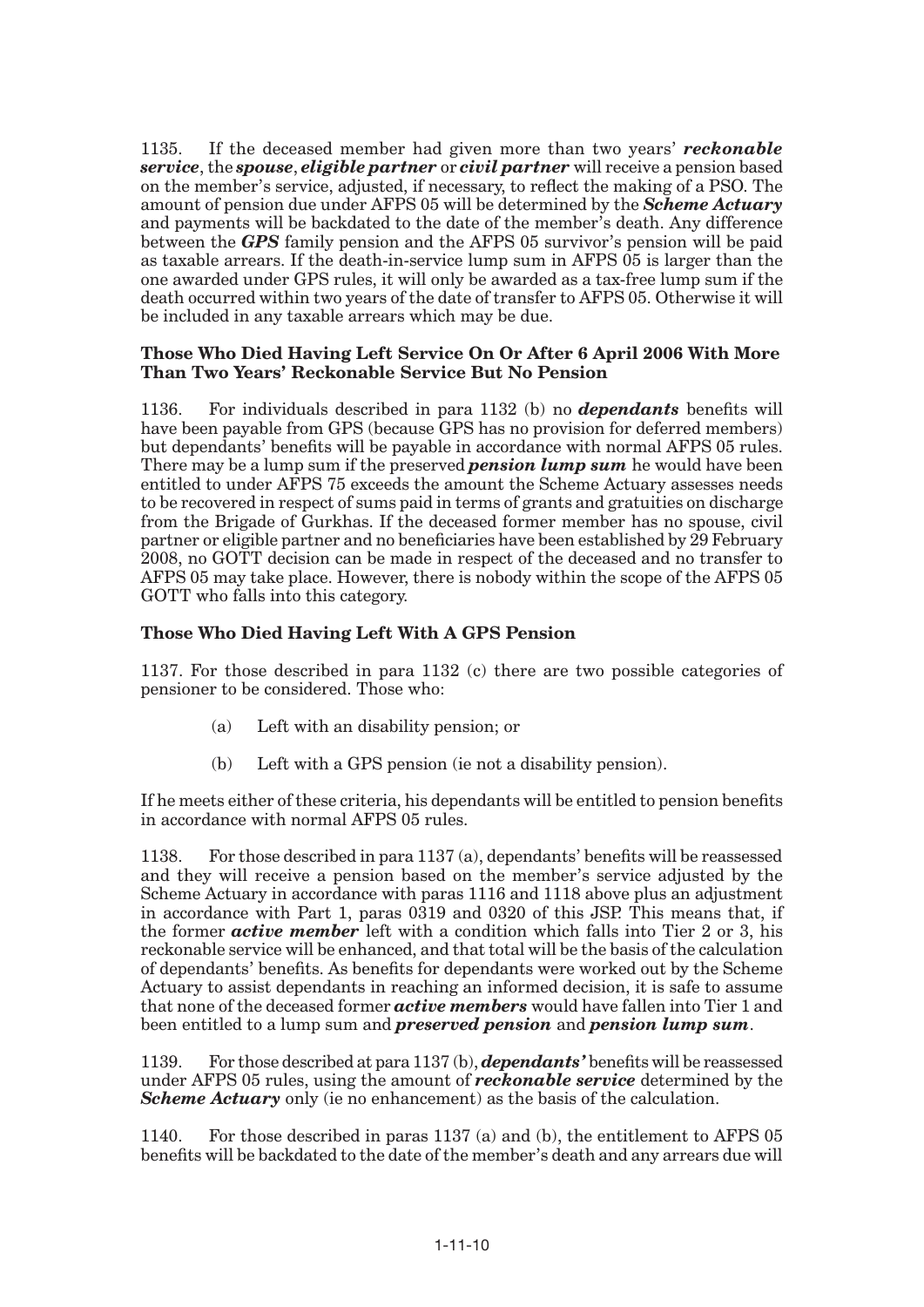1135. If the deceased member had given more than two years' ***reckonable service***, the ***spouse***, ***eligible partner*** or ***civil partner*** will receive a pension based on the member's service, adjusted, if necessary, to reflect the making of a PSO. The amount of pension due under AFPS 05 will be determined by the ***Scheme Actuary*** and payments will be backdated to the date of the member's death. Any difference between the ***GPS*** family pension and the AFPS 05 survivor's pension will be paid as taxable arrears. If the death-in-service lump sum in AFPS 05 is larger than the one awarded under GPS rules, it will only be awarded as a tax-free lump sum if the death occurred within two years of the date of transfer to AFPS 05. Otherwise it will be included in any taxable arrears which may be due.

### Those Who Died Having Left Service On Or After 6 April 2006 With More Than Two Years' Reckonable Service But No Pension

1136. For individuals described in para 1132 (b) no ***dependants*** benefits will have been payable from GPS (because GPS has no provision for deferred members) but dependants' benefits will be payable in accordance with normal AFPS 05 rules. There may be a lump sum if the preserved ***pension lump sum*** he would have been entitled to under AFPS 75 exceeds the amount the Scheme Actuary assesses needs to be recovered in respect of sums paid in terms of grants and gratuities on discharge from the Brigade of Gurkhas. If the deceased former member has no spouse, civil partner or eligible partner and no beneficiaries have been established by 29 February 2008, no GOTT decision can be made in respect of the deceased and no transfer to AFPS 05 may take place. However, there is nobody within the scope of the AFPS 05 GOTT who falls into this category.

### Those Who Died Having Left With A GPS Pension

1137. For those described in para 1132 (c) there are two possible categories of pensioner to be considered. Those who:

(a) Left with an disability pension; or

(b) Left with a GPS pension (ie not a disability pension).

If he meets either of these criteria, his dependants will be entitled to pension benefits in accordance with normal AFPS 05 rules.

1138. For those described in para 1137 (a), dependants' benefits will be reassessed and they will receive a pension based on the member's service adjusted by the Scheme Actuary in accordance with paras 1116 and 1118 above plus an adjustment in accordance with Part 1, paras 0319 and 0320 of this JSP. This means that, if the former ***active member*** left with a condition which falls into Tier 2 or 3, his reckonable service will be enhanced, and that total will be the basis of the calculation of dependants' benefits. As benefits for dependants were worked out by the Scheme Actuary to assist dependants in reaching an informed decision, it is safe to assume that none of the deceased former ***active members*** would have fallen into Tier 1 and been entitled to a lump sum and ***preserved pension*** and ***pension lump sum***.

1139. For those described at para 1137 (b), ***dependants'*** benefits will be reassessed under AFPS 05 rules, using the amount of ***reckonable service*** determined by the ***Scheme Actuary*** only (ie no enhancement) as the basis of the calculation.

1140. For those described in paras 1137 (a) and (b), the entitlement to AFPS 05 benefits will be backdated to the date of the member's death and any arrears due will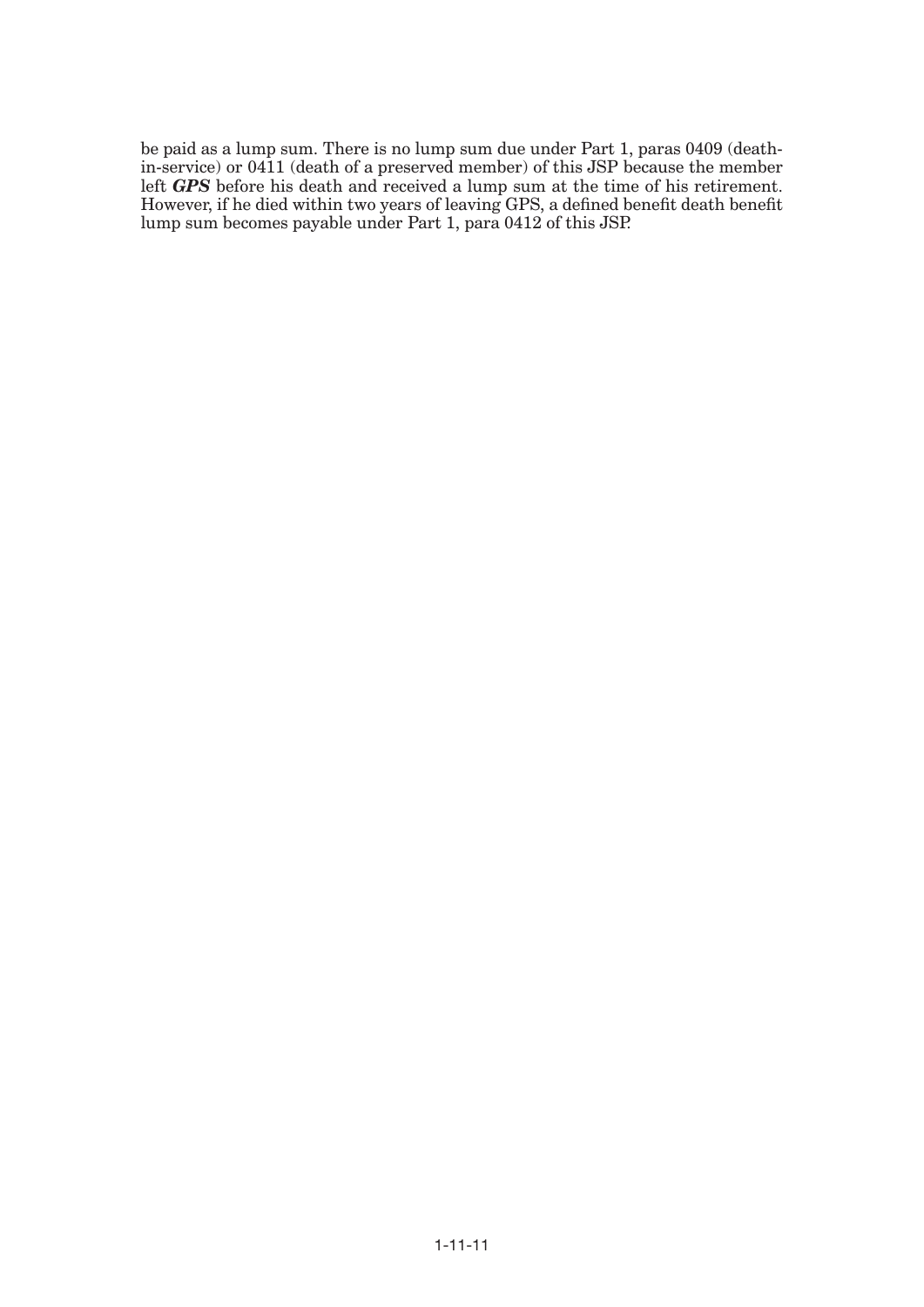be paid as a lump sum. There is no lump sum due under Part 1, paras 0409 (death-in-service) or 0411 (death of a preserved member) of this JSP because the member left ***GPS*** before his death and received a lump sum at the time of his retirement. However, if he died within two years of leaving GPS, a defined benefit death benefit lump sum becomes payable under Part 1, para 0412 of this JSP.